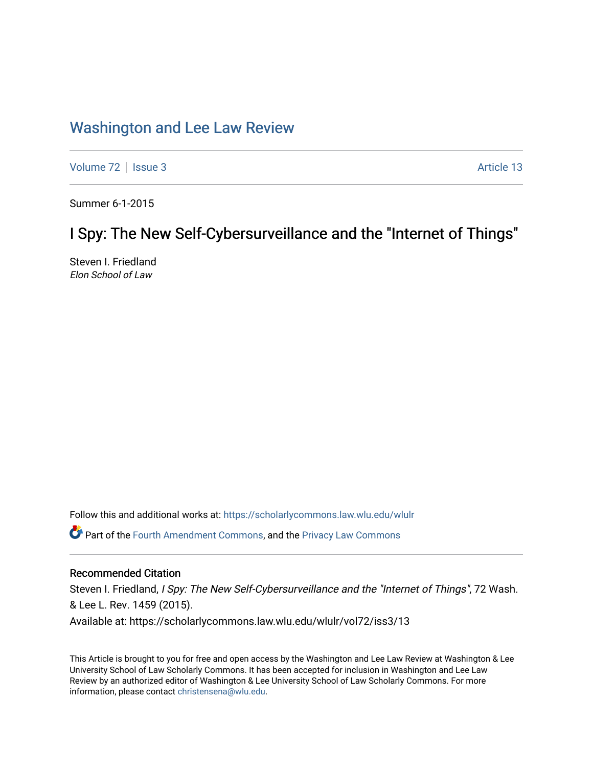# Washington and Lee Law Review

Volume 72 | Issue 3 Article 13

Summer 6-1-2015

## I Spy: The New Self-Cybersurveillance and the "Internet of Things"

Steven I. Friedland
*Elon School of Law*

Follow this and additional works at: https://scholarlycommons.law.wlu.edu/wlulr

Part of the Fourth Amendment Commons, and the Privacy Law Commons

### Recommended Citation

Steven I. Friedland, *I Spy: The New Self-Cybersurveillance and the "Internet of Things"*, 72 Wash. & Lee L. Rev. 1459 (2015).
Available at: https://scholarlycommons.law.wlu.edu/wlulr/vol72/iss3/13

This Article is brought to you for free and open access by the Washington and Lee Law Review at Washington & Lee University School of Law Scholarly Commons. It has been accepted for inclusion in Washington and Lee Law Review by an authorized editor of Washington & Lee University School of Law Scholarly Commons. For more information, please contact christensena@wlu.edu.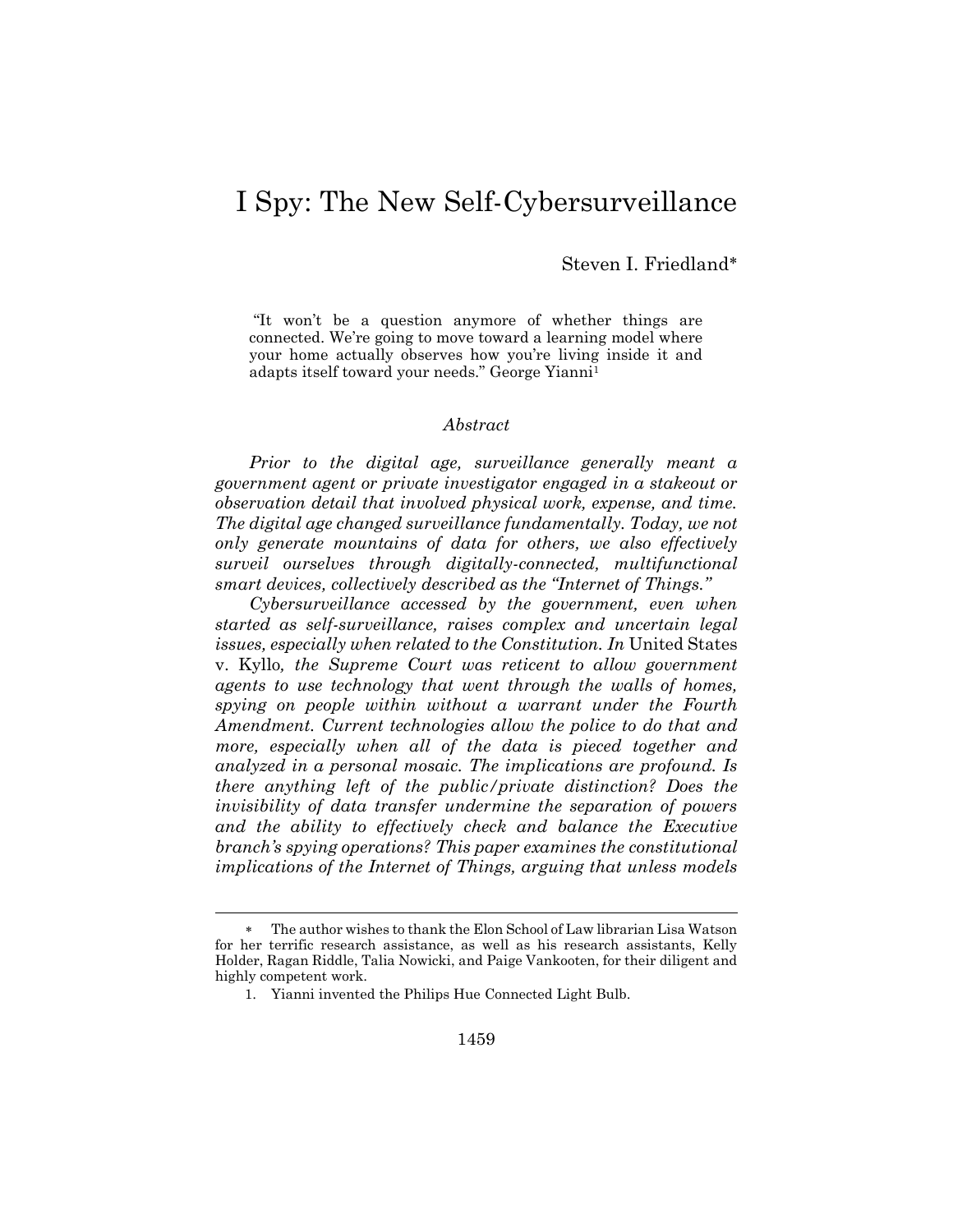# I Spy: The New Self-Cybersurveillance

Steven I. Friedland*

> "It won't be a question anymore of whether things are connected. We're going to move toward a learning model where your home actually observes how you're living inside it and adapts itself toward your needs." George Yianni[1]

### *Abstract*

*Prior to the digital age, surveillance generally meant a government agent or private investigator engaged in a stakeout or observation detail that involved physical work, expense, and time. The digital age changed surveillance fundamentally. Today, we not only generate mountains of data for others, we also effectively surveil ourselves through digitally-connected, multifunctional smart devices, collectively described as the "Internet of Things."*

*Cybersurveillance accessed by the government, even when started as self-surveillance, raises complex and uncertain legal issues, especially when related to the Constitution. In* United States v. Kyllo*, the Supreme Court was reticent to allow government agents to use technology that went through the walls of homes, spying on people within without a warrant under the Fourth Amendment. Current technologies allow the police to do that and more, especially when all of the data is pieced together and analyzed in a personal mosaic. The implications are profound. Is there anything left of the public/private distinction? Does the invisibility of data transfer undermine the separation of powers and the ability to effectively check and balance the Executive branch's spying operations? This paper examines the constitutional implications of the Internet of Things, arguing that unless models*

---

\* The author wishes to thank the Elon School of Law librarian Lisa Watson for her terrific research assistance, as well as his research assistants, Kelly Holder, Ragan Riddle, Talia Nowicki, and Paige Vankooten, for their diligent and highly competent work.

1. Yianni invented the Philips Hue Connected Light Bulb.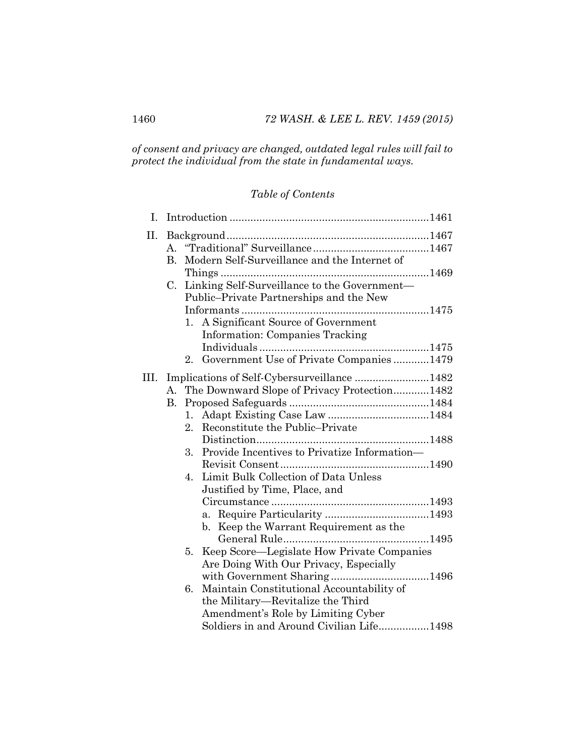*of consent and privacy are changed, outdated legal rules will fail to protect the individual from the state in fundamental ways.*

*Table of Contents*

- I. Introduction .................................................................1461
- II. Background...................................................................1467
  - A. "Traditional" Surveillance......................................1467
  - B. Modern Self-Surveillance and the Internet of Things .....................................................................1469
  - C. Linking Self-Surveillance to the Government—Public–Private Partnerships and the New Informants ..............................................................1475
    - 1. A Significant Source of Government Information: Companies Tracking Individuals ........................................................1475
    - 2. Government Use of Private Companies ............1479
- III. Implications of Self-Cybersurveillance ........................1482
  - A. The Downward Slope of Privacy Protection............1482
  - B. Proposed Safeguards ..............................................1484
    - 1. Adapt Existing Case Law .................................1484
    - 2. Reconstitute the Public–Private Distinction.........................................................1488
    - 3. Provide Incentives to Privatize Information—Revisit Consent .................................................1490
    - 4. Limit Bulk Collection of Data Unless Justified by Time, Place, and Circumstance ....................................................1493
      - a. Require Particularity ..................................1493
      - b. Keep the Warrant Requirement as the General Rule................................................1495
    - 5. Keep Score—Legislate How Private Companies Are Doing With Our Privacy, Especially with Government Sharing ................................1496
    - 6. Maintain Constitutional Accountability of the Military—Revitalize the Third Amendment's Role by Limiting Cyber Soldiers in and Around Civilian Life................1498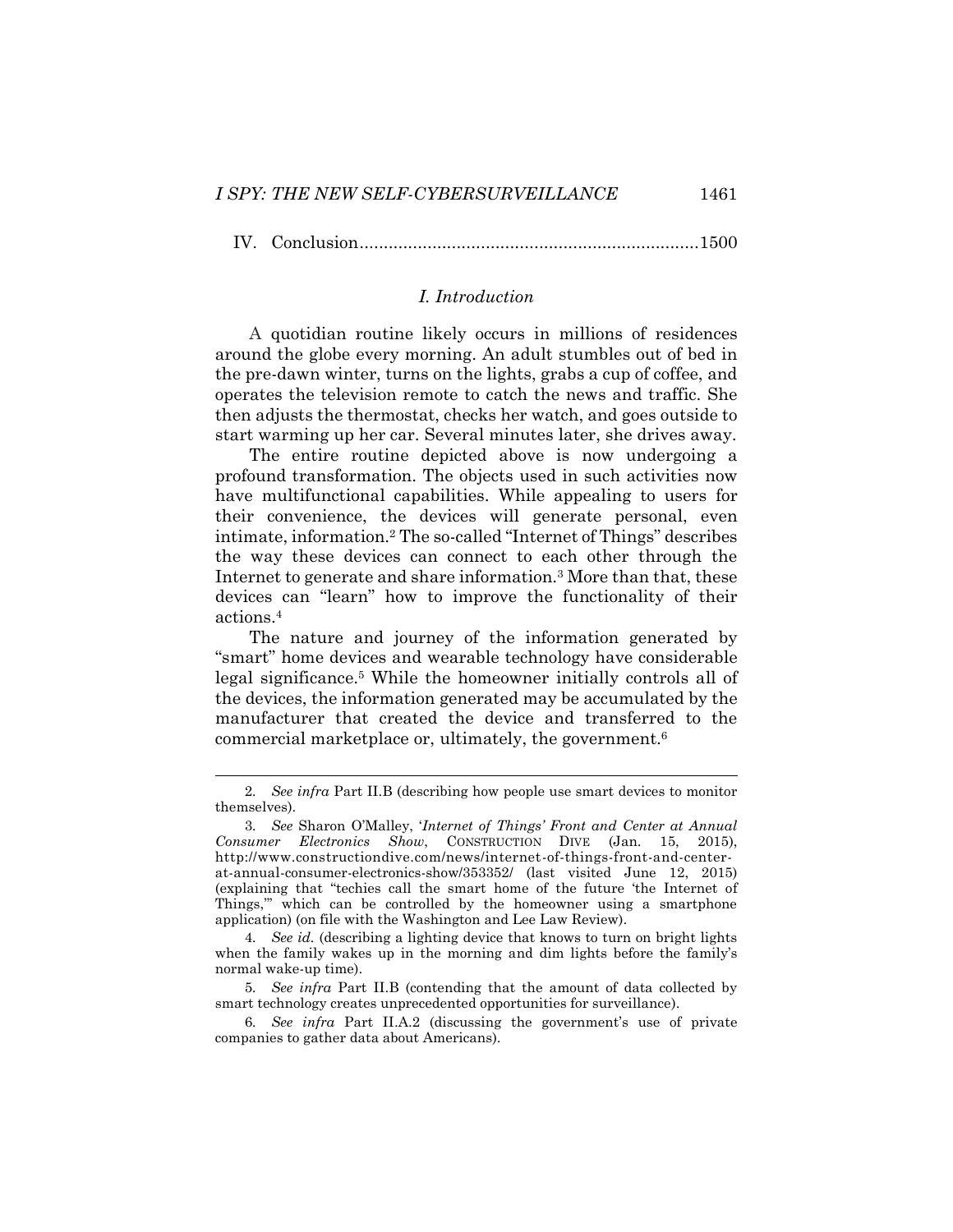IV. Conclusion......................................................................1500

## I. Introduction

A quotidian routine likely occurs in millions of residences around the globe every morning. An adult stumbles out of bed in the pre-dawn winter, turns on the lights, grabs a cup of coffee, and operates the television remote to catch the news and traffic. She then adjusts the thermostat, checks her watch, and goes outside to start warming up her car. Several minutes later, she drives away.

The entire routine depicted above is now undergoing a profound transformation. The objects used in such activities now have multifunctional capabilities. While appealing to users for their convenience, the devices will generate personal, even intimate, information.[2] The so-called "Internet of Things" describes the way these devices can connect to each other through the Internet to generate and share information.[3] More than that, these devices can "learn" how to improve the functionality of their actions.[4]

The nature and journey of the information generated by "smart" home devices and wearable technology have considerable legal significance.[5] While the homeowner initially controls all of the devices, the information generated may be accumulated by the manufacturer that created the device and transferred to the commercial marketplace or, ultimately, the government.[6]

---

2. *See infra* Part II.B (describing how people use smart devices to monitor themselves).

3. *See* Sharon O'Malley, '*Internet of Things' Front and Center at Annual Consumer Electronics Show*, CONSTRUCTION DIVE (Jan. 15, 2015), http://www.constructiondive.com/news/internet-of-things-front-and-center-at-annual-consumer-electronics-show/353352/ (last visited June 12, 2015) (explaining that "techies call the smart home of the future 'the Internet of Things,'" which can be controlled by the homeowner using a smartphone application) (on file with the Washington and Lee Law Review).

4. *See id.* (describing a lighting device that knows to turn on bright lights when the family wakes up in the morning and dim lights before the family's normal wake-up time).

5. *See infra* Part II.B (contending that the amount of data collected by smart technology creates unprecedented opportunities for surveillance).

6. *See infra* Part II.A.2 (discussing the government's use of private companies to gather data about Americans).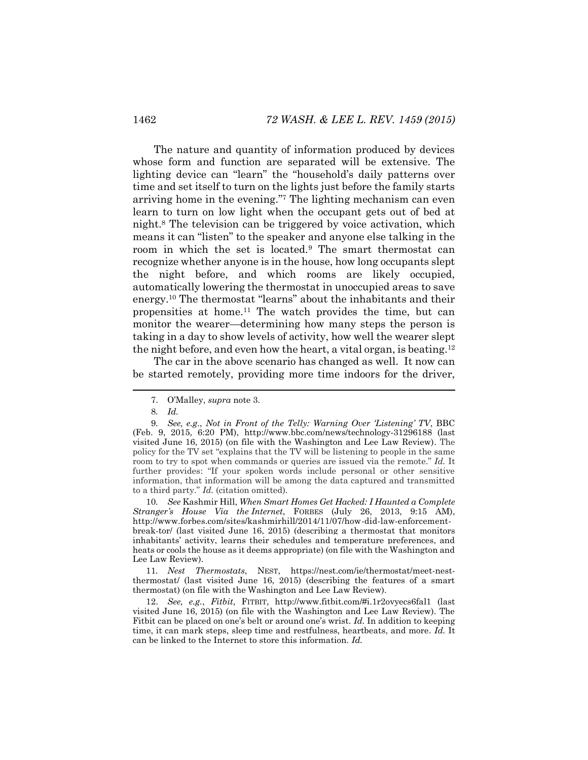The nature and quantity of information produced by devices whose form and function are separated will be extensive. The lighting device can "learn" the "household's daily patterns over time and set itself to turn on the lights just before the family starts arriving home in the evening."[7] The lighting mechanism can even learn to turn on low light when the occupant gets out of bed at night.[8] The television can be triggered by voice activation, which means it can "listen" to the speaker and anyone else talking in the room in which the set is located.[9] The smart thermostat can recognize whether anyone is in the house, how long occupants slept the night before, and which rooms are likely occupied, automatically lowering the thermostat in unoccupied areas to save energy.[10] The thermostat "learns" about the inhabitants and their propensities at home.[11] The watch provides the time, but can monitor the wearer—determining how many steps the person is taking in a day to show levels of activity, how well the wearer slept the night before, and even how the heart, a vital organ, is beating.[12]

The car in the above scenario has changed as well. It now can be started remotely, providing more time indoors for the driver,

---

7. O'Malley, *supra* note 3.

8. *Id.*

9. *See, e.g.*, *Not in Front of the Telly: Warning Over 'Listening' TV*, BBC (Feb. 9, 2015, 6:20 PM), http://www.bbc.com/news/technology-31296188 (last visited June 16, 2015) (on file with the Washington and Lee Law Review). The policy for the TV set "explains that the TV will be listening to people in the same room to try to spot when commands or queries are issued via the remote." *Id.* It further provides: "If your spoken words include personal or other sensitive information, that information will be among the data captured and transmitted to a third party." *Id.* (citation omitted).

10. *See* Kashmir Hill, *When Smart Homes Get Hacked: I Haunted a Complete Stranger's House Via the Internet*, FORBES (July 26, 2013, 9:15 AM), http://www.forbes.com/sites/kashmirhill/2014/11/07/how-did-law-enforcement-break-tor/ (last visited June 16, 2015) (describing a thermostat that monitors inhabitants' activity, learns their schedules and temperature preferences, and heats or cools the house as it deems appropriate) (on file with the Washington and Lee Law Review).

11. *Nest Thermostats*, NEST, https://nest.com/ie/thermostat/meet-nest-thermostat/ (last visited June 16, 2015) (describing the features of a smart thermostat) (on file with the Washington and Lee Law Review).

12. *See, e.g.*, *Fitbit*, FITBIT, http://www.fitbit.com/#i.1r2ovyecs6fal1 (last visited June 16, 2015) (on file with the Washington and Lee Law Review). The Fitbit can be placed on one's belt or around one's wrist. *Id.* In addition to keeping time, it can mark steps, sleep time and restfulness, heartbeats, and more. *Id.* It can be linked to the Internet to store this information. *Id.*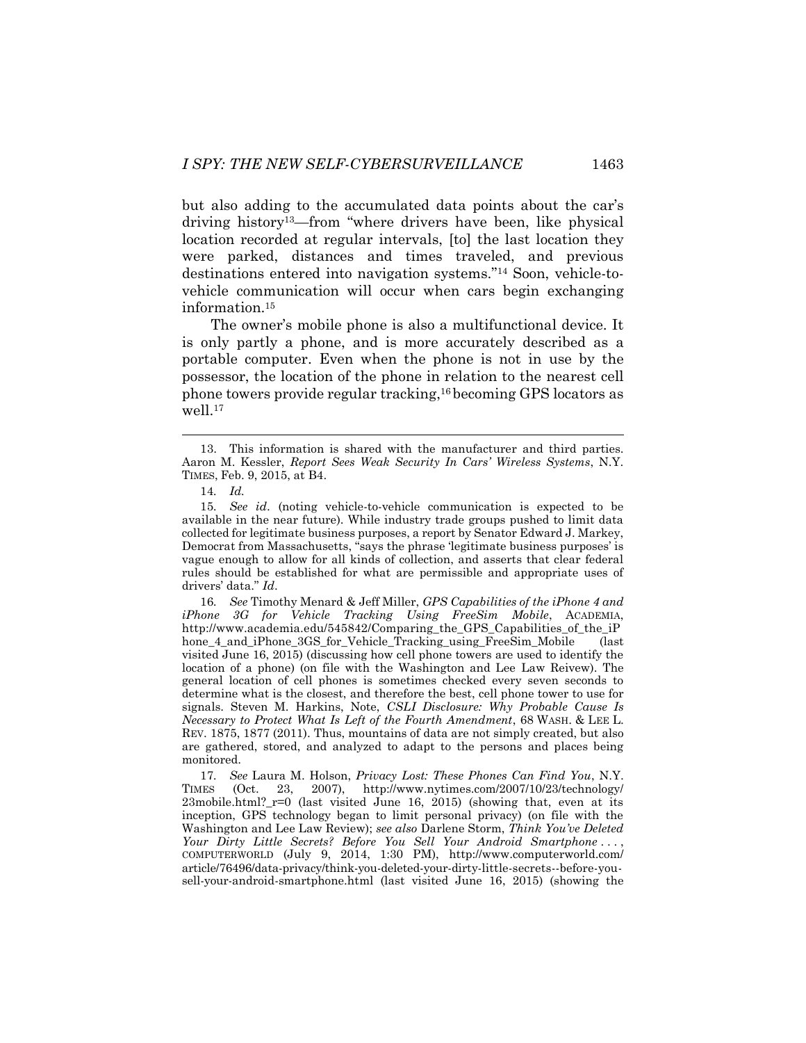but also adding to the accumulated data points about the car's driving history[13]—from "where drivers have been, like physical location recorded at regular intervals, [to] the last location they were parked, distances and times traveled, and previous destinations entered into navigation systems."[14] Soon, vehicle-to-vehicle communication will occur when cars begin exchanging information.[15]

The owner's mobile phone is also a multifunctional device. It is only partly a phone, and is more accurately described as a portable computer. Even when the phone is not in use by the possessor, the location of the phone in relation to the nearest cell phone towers provide regular tracking,[16] becoming GPS locators as well.[17]

---

13. This information is shared with the manufacturer and third parties. Aaron M. Kessler, *Report Sees Weak Security In Cars' Wireless Systems*, N.Y. TIMES, Feb. 9, 2015, at B4.

14. *Id.*

15. *See id*. (noting vehicle-to-vehicle communication is expected to be available in the near future). While industry trade groups pushed to limit data collected for legitimate business purposes, a report by Senator Edward J. Markey, Democrat from Massachusetts, "says the phrase 'legitimate business purposes' is vague enough to allow for all kinds of collection, and asserts that clear federal rules should be established for what are permissible and appropriate uses of drivers' data." *Id*.

16. *See* Timothy Menard & Jeff Miller, *GPS Capabilities of the iPhone 4 and iPhone 3G for Vehicle Tracking Using FreeSim Mobile*, ACADEMIA, http://www.academia.edu/545842/Comparing_the_GPS_Capabilities_of_the_iPhone_4_and_iPhone_3GS_for_Vehicle_Tracking_using_FreeSim_Mobile (last visited June 16, 2015) (discussing how cell phone towers are used to identify the location of a phone) (on file with the Washington and Lee Law Reivew). The general location of cell phones is sometimes checked every seven seconds to determine what is the closest, and therefore the best, cell phone tower to use for signals. Steven M. Harkins, Note, *CSLI Disclosure: Why Probable Cause Is Necessary to Protect What Is Left of the Fourth Amendment*, 68 WASH. & LEE L. REV. 1875, 1877 (2011). Thus, mountains of data are not simply created, but also are gathered, stored, and analyzed to adapt to the persons and places being monitored.

17. *See* Laura M. Holson, *Privacy Lost: These Phones Can Find You*, N.Y. TIMES (Oct. 23, 2007), http://www.nytimes.com/2007/10/23/technology/23mobile.html?_r=0 (last visited June 16, 2015) (showing that, even at its inception, GPS technology began to limit personal privacy) (on file with the Washington and Lee Law Review); *see also* Darlene Storm, *Think You've Deleted Your Dirty Little Secrets? Before You Sell Your Android Smartphone . . .*, COMPUTERWORLD (July 9, 2014, 1:30 PM), http://www.computerworld.com/article/76496/data-privacy/think-you-deleted-your-dirty-little-secrets--before-you-sell-your-android-smartphone.html (last visited June 16, 2015) (showing the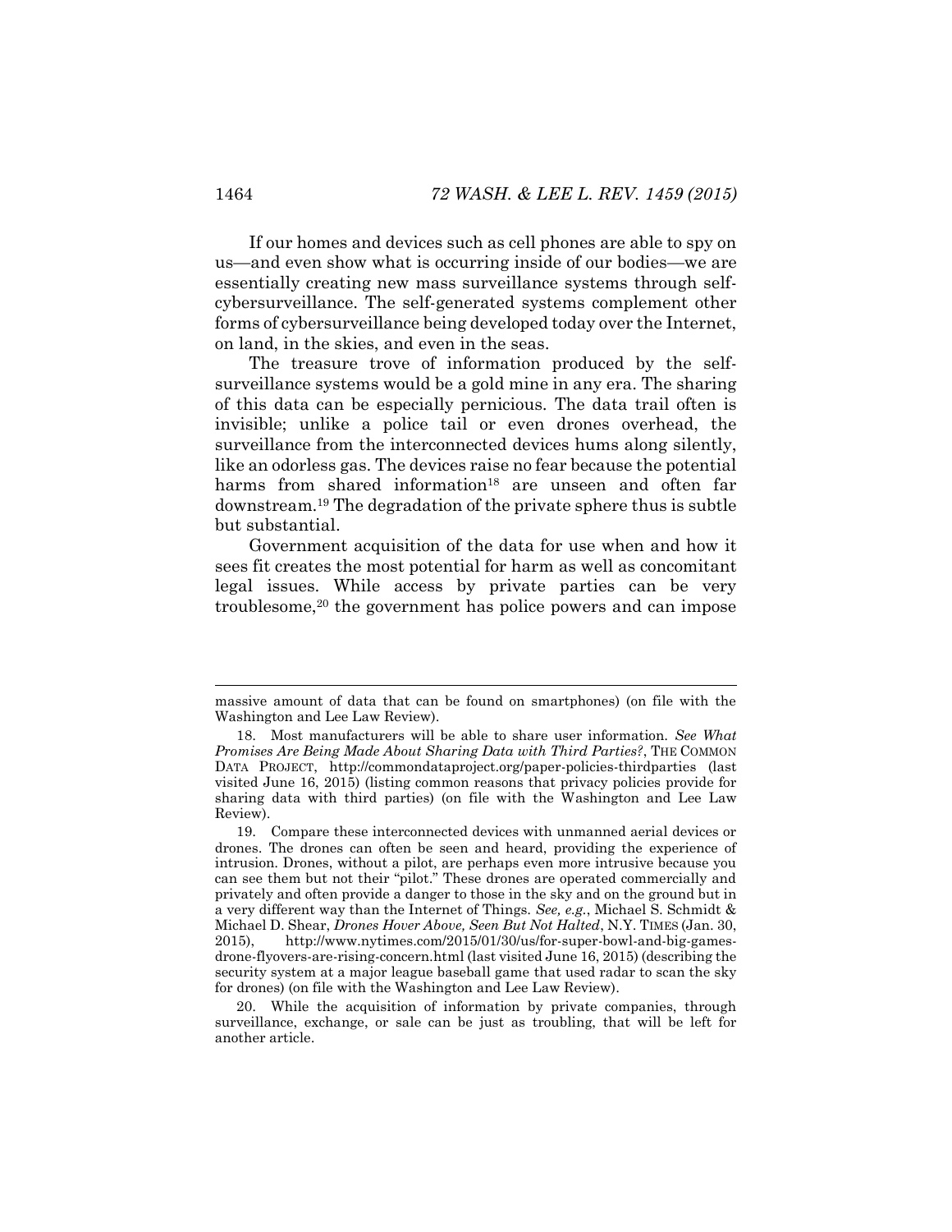If our homes and devices such as cell phones are able to spy on us—and even show what is occurring inside of our bodies—we are essentially creating new mass surveillance systems through self-cybersurveillance. The self-generated systems complement other forms of cybersurveillance being developed today over the Internet, on land, in the skies, and even in the seas.

The treasure trove of information produced by the self-surveillance systems would be a gold mine in any era. The sharing of this data can be especially pernicious. The data trail often is invisible; unlike a police tail or even drones overhead, the surveillance from the interconnected devices hums along silently, like an odorless gas. The devices raise no fear because the potential harms from shared information[18] are unseen and often far downstream.[19] The degradation of the private sphere thus is subtle but substantial.

Government acquisition of the data for use when and how it sees fit creates the most potential for harm as well as concomitant legal issues. While access by private parties can be very troublesome,[20] the government has police powers and can impose

---

massive amount of data that can be found on smartphones) (on file with the Washington and Lee Law Review).

18. Most manufacturers will be able to share user information. *See What Promises Are Being Made About Sharing Data with Third Parties?*, THE COMMON DATA PROJECT, http://commondataproject.org/paper-policies-thirdparties (last visited June 16, 2015) (listing common reasons that privacy policies provide for sharing data with third parties) (on file with the Washington and Lee Law Review).

19. Compare these interconnected devices with unmanned aerial devices or drones. The drones can often be seen and heard, providing the experience of intrusion. Drones, without a pilot, are perhaps even more intrusive because you can see them but not their "pilot." These drones are operated commercially and privately and often provide a danger to those in the sky and on the ground but in a very different way than the Internet of Things. *See, e.g.*, Michael S. Schmidt & Michael D. Shear, *Drones Hover Above, Seen But Not Halted*, N.Y. TIMES (Jan. 30, 2015), http://www.nytimes.com/2015/01/30/us/for-super-bowl-and-big-games-drone-flyovers-are-rising-concern.html (last visited June 16, 2015) (describing the security system at a major league baseball game that used radar to scan the sky for drones) (on file with the Washington and Lee Law Review).

20. While the acquisition of information by private companies, through surveillance, exchange, or sale can be just as troubling, that will be left for another article.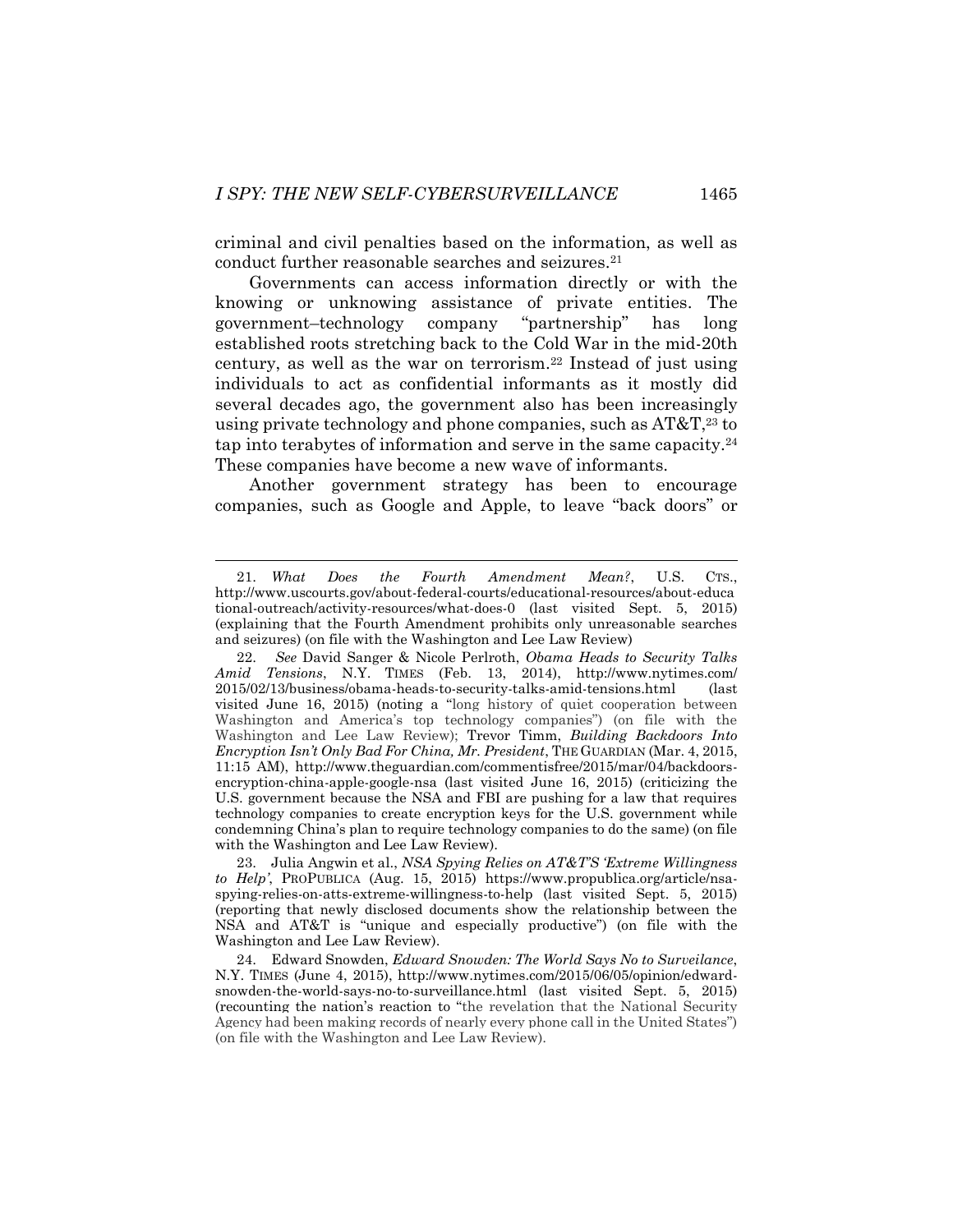criminal and civil penalties based on the information, as well as conduct further reasonable searches and seizures.[21]

Governments can access information directly or with the knowing or unknowing assistance of private entities. The government–technology company "partnership" has long established roots stretching back to the Cold War in the mid-20th century, as well as the war on terrorism.[22] Instead of just using individuals to act as confidential informants as it mostly did several decades ago, the government also has been increasingly using private technology and phone companies, such as AT&T,[23] to tap into terabytes of information and serve in the same capacity.[24] These companies have become a new wave of informants.

Another government strategy has been to encourage companies, such as Google and Apple, to leave "back doors" or

---

21. *What Does the Fourth Amendment Mean?*, U.S. CTS., http://www.uscourts.gov/about-federal-courts/educational-resources/about-educational-outreach/activity-resources/what-does-0 (last visited Sept. 5, 2015) (explaining that the Fourth Amendment prohibits only unreasonable searches and seizures) (on file with the Washington and Lee Law Review)

22. *See* David Sanger & Nicole Perlroth, *Obama Heads to Security Talks Amid Tensions*, N.Y. TIMES (Feb. 13, 2014), http://www.nytimes.com/2015/02/13/business/obama-heads-to-security-talks-amid-tensions.html (last visited June 16, 2015) (noting a "long history of quiet cooperation between Washington and America's top technology companies") (on file with the Washington and Lee Law Review); Trevor Timm, *Building Backdoors Into Encryption Isn't Only Bad For China, Mr. President*, THE GUARDIAN (Mar. 4, 2015, 11:15 AM), http://www.theguardian.com/commentisfree/2015/mar/04/backdoors-encryption-china-apple-google-nsa (last visited June 16, 2015) (criticizing the U.S. government because the NSA and FBI are pushing for a law that requires technology companies to create encryption keys for the U.S. government while condemning China's plan to require technology companies to do the same) (on file with the Washington and Lee Law Review).

23. Julia Angwin et al., *NSA Spying Relies on AT&T'S 'Extreme Willingness to Help'*, PROPUBLICA (Aug. 15, 2015) https://www.propublica.org/article/nsa-spying-relies-on-atts-extreme-willingness-to-help (last visited Sept. 5, 2015) (reporting that newly disclosed documents show the relationship between the NSA and AT&T is "unique and especially productive") (on file with the Washington and Lee Law Review).

24. Edward Snowden, *Edward Snowden: The World Says No to Surveilance*, N.Y. TIMES (June 4, 2015), http://www.nytimes.com/2015/06/05/opinion/edward-snowden-the-world-says-no-to-surveillance.html (last visited Sept. 5, 2015) (recounting the nation's reaction to "the revelation that the National Security Agency had been making records of nearly every phone call in the United States") (on file with the Washington and Lee Law Review).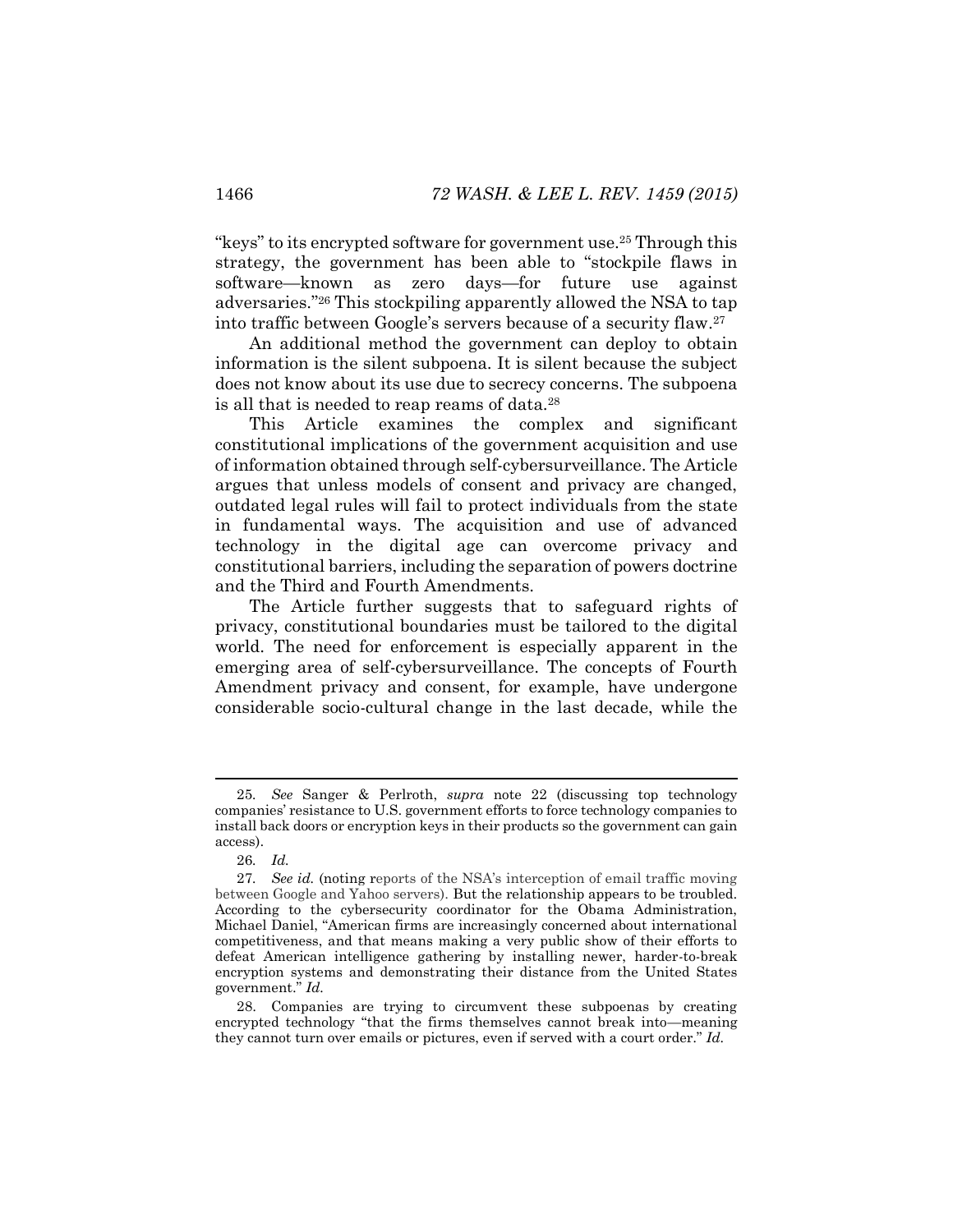"keys" to its encrypted software for government use.[25] Through this strategy, the government has been able to "stockpile flaws in software—known as zero days—for future use against adversaries."[26] This stockpiling apparently allowed the NSA to tap into traffic between Google's servers because of a security flaw.[27]

An additional method the government can deploy to obtain information is the silent subpoena. It is silent because the subject does not know about its use due to secrecy concerns. The subpoena is all that is needed to reap reams of data.[28]

This Article examines the complex and significant constitutional implications of the government acquisition and use of information obtained through self-cybersurveillance. The Article argues that unless models of consent and privacy are changed, outdated legal rules will fail to protect individuals from the state in fundamental ways. The acquisition and use of advanced technology in the digital age can overcome privacy and constitutional barriers, including the separation of powers doctrine and the Third and Fourth Amendments.

The Article further suggests that to safeguard rights of privacy, constitutional boundaries must be tailored to the digital world. The need for enforcement is especially apparent in the emerging area of self-cybersurveillance. The concepts of Fourth Amendment privacy and consent, for example, have undergone considerable socio-cultural change in the last decade, while the

---

25. *See* Sanger & Perlroth, *supra* note 22 (discussing top technology companies' resistance to U.S. government efforts to force technology companies to install back doors or encryption keys in their products so the government can gain access).

26. *Id.*

27. *See id.* (noting reports of the NSA's interception of email traffic moving between Google and Yahoo servers). But the relationship appears to be troubled. According to the cybersecurity coordinator for the Obama Administration, Michael Daniel, "American firms are increasingly concerned about international competitiveness, and that means making a very public show of their efforts to defeat American intelligence gathering by installing newer, harder-to-break encryption systems and demonstrating their distance from the United States government." *Id.*

28. Companies are trying to circumvent these subpoenas by creating encrypted technology "that the firms themselves cannot break into—meaning they cannot turn over emails or pictures, even if served with a court order." *Id.*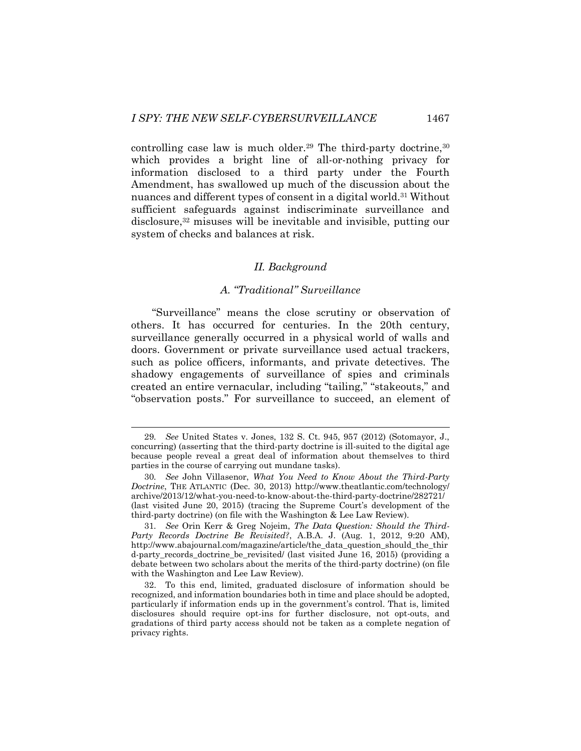controlling case law is much older.[29] The third-party doctrine,[30] which provides a bright line of all-or-nothing privacy for information disclosed to a third party under the Fourth Amendment, has swallowed up much of the discussion about the nuances and different types of consent in a digital world.[31] Without sufficient safeguards against indiscriminate surveillance and disclosure,[32] misuses will be inevitable and invisible, putting our system of checks and balances at risk.

## *II. Background*

### *A. "Traditional" Surveillance*

"Surveillance" means the close scrutiny or observation of others. It has occurred for centuries. In the 20th century, surveillance generally occurred in a physical world of walls and doors. Government or private surveillance used actual trackers, such as police officers, informants, and private detectives. The shadowy engagements of surveillance of spies and criminals created an entire vernacular, including "tailing," "stakeouts," and "observation posts." For surveillance to succeed, an element of

---

29. *See* United States v. Jones, 132 S. Ct. 945, 957 (2012) (Sotomayor, J., concurring) (asserting that the third-party doctrine is ill-suited to the digital age because people reveal a great deal of information about themselves to third parties in the course of carrying out mundane tasks).

30. *See* John Villasenor, *What You Need to Know About the Third-Party Doctrine*, THE ATLANTIC (Dec. 30, 2013) http://www.theatlantic.com/technology/archive/2013/12/what-you-need-to-know-about-the-third-party-doctrine/282721/ (last visited June 20, 2015) (tracing the Supreme Court's development of the third-party doctrine) (on file with the Washington & Lee Law Review).

31. *See* Orin Kerr & Greg Nojeim, *The Data Question: Should the Third-Party Records Doctrine Be Revisited?*, A.B.A. J. (Aug. 1, 2012, 9:20 AM), http://www.abajournal.com/magazine/article/the_data_question_should_the_third-party_records_doctrine_be_revisited/ (last visited June 16, 2015) (providing a debate between two scholars about the merits of the third-party doctrine) (on file with the Washington and Lee Law Review).

32. To this end, limited, graduated disclosure of information should be recognized, and information boundaries both in time and place should be adopted, particularly if information ends up in the government's control. That is, limited disclosures should require opt-ins for further disclosure, not opt-outs, and gradations of third party access should not be taken as a complete negation of privacy rights.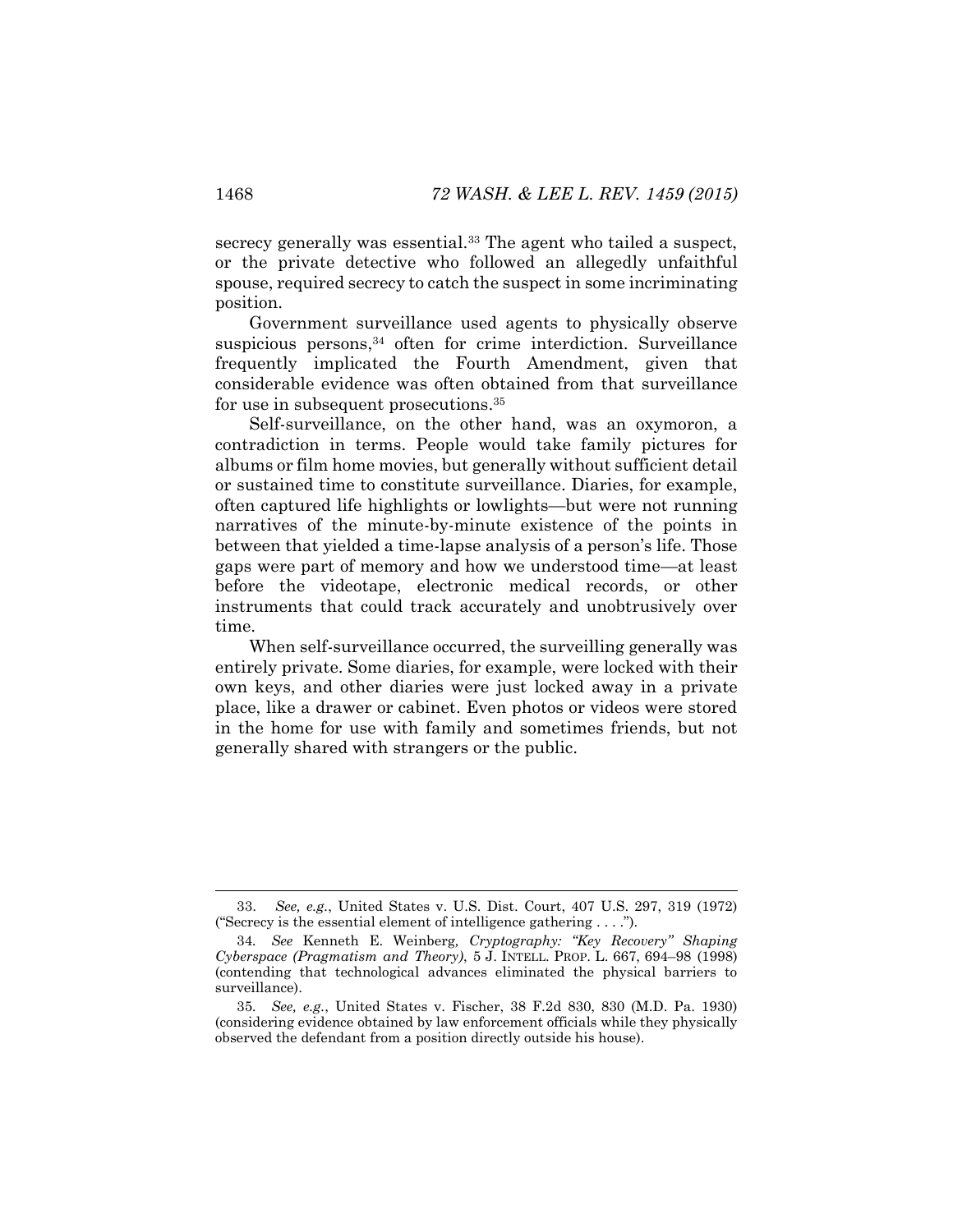secrecy generally was essential.[33] The agent who tailed a suspect, or the private detective who followed an allegedly unfaithful spouse, required secrecy to catch the suspect in some incriminating position.

Government surveillance used agents to physically observe suspicious persons,[34] often for crime interdiction. Surveillance frequently implicated the Fourth Amendment, given that considerable evidence was often obtained from that surveillance for use in subsequent prosecutions.[35]

Self-surveillance, on the other hand, was an oxymoron, a contradiction in terms. People would take family pictures for albums or film home movies, but generally without sufficient detail or sustained time to constitute surveillance. Diaries, for example, often captured life highlights or lowlights—but were not running narratives of the minute-by-minute existence of the points in between that yielded a time-lapse analysis of a person's life. Those gaps were part of memory and how we understood time—at least before the videotape, electronic medical records, or other instruments that could track accurately and unobtrusively over time.

When self-surveillance occurred, the surveilling generally was entirely private. Some diaries, for example, were locked with their own keys, and other diaries were just locked away in a private place, like a drawer or cabinet. Even photos or videos were stored in the home for use with family and sometimes friends, but not generally shared with strangers or the public.

---

33. *See, e.g.*, United States v. U.S. Dist. Court, 407 U.S. 297, 319 (1972) ("Secrecy is the essential element of intelligence gathering . . . .").

34. *See* Kenneth E. Weinberg, *Cryptography: "Key Recovery" Shaping Cyberspace (Pragmatism and Theory)*, 5 J. INTELL. PROP. L. 667, 694–98 (1998) (contending that technological advances eliminated the physical barriers to surveillance).

35. *See, e.g.*, United States v. Fischer, 38 F.2d 830, 830 (M.D. Pa. 1930) (considering evidence obtained by law enforcement officials while they physically observed the defendant from a position directly outside his house).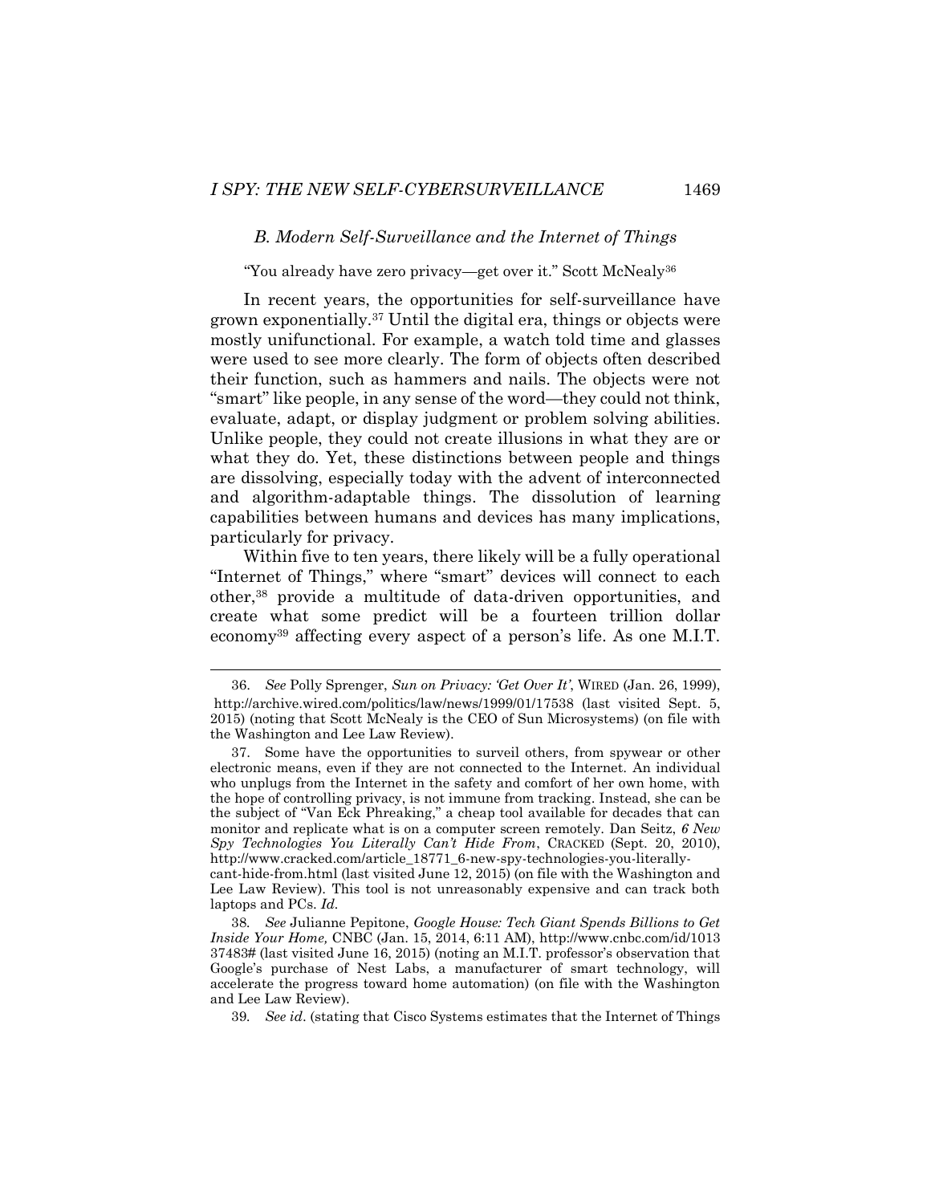### *B. Modern Self-Surveillance and the Internet of Things*

"You already have zero privacy—get over it." Scott McNealy[36]

In recent years, the opportunities for self-surveillance have grown exponentially.[37] Until the digital era, things or objects were mostly unfunctional. For example, a watch told time and glasses were used to see more clearly. The form of objects often described their function, such as hammers and nails. The objects were not "smart" like people, in any sense of the word—they could not think, evaluate, adapt, or display judgment or problem solving abilities. Unlike people, they could not create illusions in what they are or what they do. Yet, these distinctions between people and things are dissolving, especially today with the advent of interconnected and algorithm-adaptable things. The dissolution of learning capabilities between humans and devices has many implications, particularly for privacy.

Within five to ten years, there likely will be a fully operational "Internet of Things," where "smart" devices will connect to each other,[38] provide a multitude of data-driven opportunities, and create what some predict will be a fourteen trillion dollar economy[39] affecting every aspect of a person's life. As one M.I.T.

---

36. *See* Polly Sprenger, *Sun on Privacy: 'Get Over It'*, WIRED (Jan. 26, 1999), http://archive.wired.com/politics/law/news/1999/01/17538 (last visited Sept. 5, 2015) (noting that Scott McNealy is the CEO of Sun Microsystems) (on file with the Washington and Lee Law Review).

37. Some have the opportunities to surveil others, from spywear or other electronic means, even if they are not connected to the Internet. An individual who unplugs from the Internet in the safety and comfort of her own home, with the hope of controlling privacy, is not immune from tracking. Instead, she can be the subject of "Van Eck Phreaking," a cheap tool available for decades that can monitor and replicate what is on a computer screen remotely. Dan Seitz, *6 New Spy Technologies You Literally Can't Hide From*, CRACKED (Sept. 20, 2010), http://www.cracked.com/article_18771_6-new-spy-technologies-you-literally-cant-hide-from.html (last visited June 12, 2015) (on file with the Washington and Lee Law Review). This tool is not unreasonably expensive and can track both laptops and PCs. *Id.*

38. *See* Julianne Pepitone, *Google House: Tech Giant Spends Billions to Get Inside Your Home,* CNBC (Jan. 15, 2014, 6:11 AM), http://www.cnbc.com/id/101337483# (last visited June 16, 2015) (noting an M.I.T. professor's observation that Google's purchase of Nest Labs, a manufacturer of smart technology, will accelerate the progress toward home automation) (on file with the Washington and Lee Law Review).

39. *See id*. (stating that Cisco Systems estimates that the Internet of Things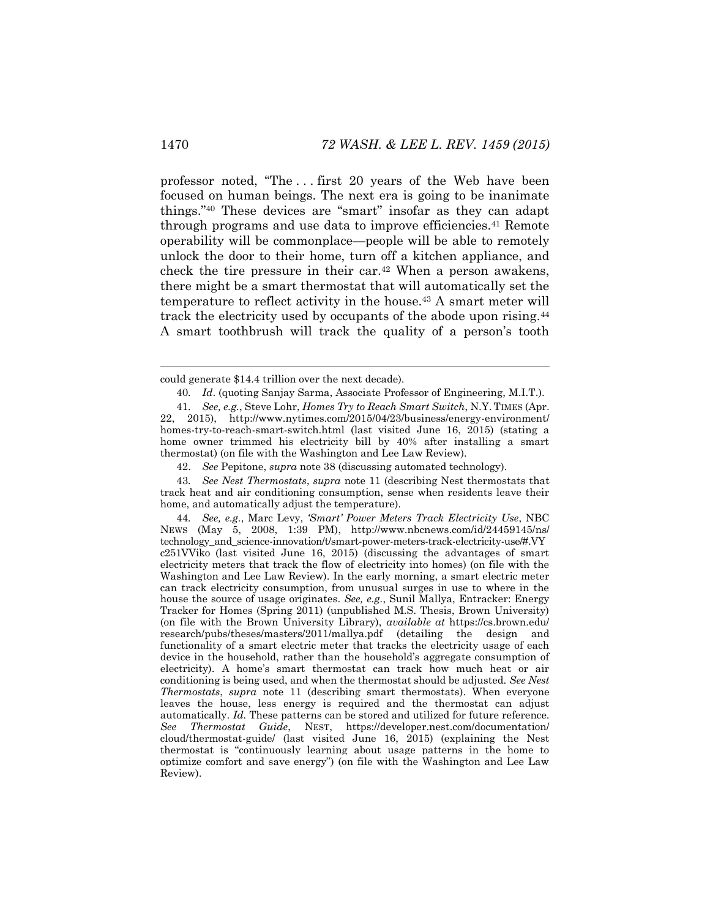professor noted, "The . . . first 20 years of the Web have been focused on human beings. The next era is going to be inanimate things."[40] These devices are "smart" insofar as they can adapt through programs and use data to improve efficiencies.[41] Remote operability will be commonplace—people will be able to remotely unlock the door to their home, turn off a kitchen appliance, and check the tire pressure in their car.[42] When a person awakens, there might be a smart thermostat that will automatically set the temperature to reflect activity in the house.[43] A smart meter will track the electricity used by occupants of the abode upon rising.[44] A smart toothbrush will track the quality of a person's tooth

---

could generate $14.4 trillion over the next decade).

40. *Id*. (quoting Sanjay Sarma, Associate Professor of Engineering, M.I.T.).

41. *See, e.g.*, Steve Lohr, *Homes Try to Reach Smart Switch*, N.Y. TIMES (Apr. 22, 2015), http://www.nytimes.com/2015/04/23/business/energy-environment/homes-try-to-reach-smart-switch.html (last visited June 16, 2015) (stating a home owner trimmed his electricity bill by 40% after installing a smart thermostat) (on file with the Washington and Lee Law Review).

42. *See* Pepitone, *supra* note 38 (discussing automated technology).

43. *See Nest Thermostats*, *supra* note 11 (describing Nest thermostats that track heat and air conditioning consumption, sense when residents leave their home, and automatically adjust the temperature).

44. *See, e.g.*, Marc Levy, *'Smart' Power Meters Track Electricity Use*, NBC NEWS (May 5, 2008, 1:39 PM), http://www.nbcnews.com/id/24459145/ns/technology_and_science-innovation/t/smart-power-meters-track-electricity-use/#.VYc251VViko (last visited June 16, 2015) (discussing the advantages of smart electricity meters that track the flow of electricity into homes) (on file with the Washington and Lee Law Review). In the early morning, a smart electric meter can track electricity consumption, from unusual surges in use to where in the house the source of usage originates. *See, e.g.*, Sunil Mallya, Entracker: Energy Tracker for Homes (Spring 2011) (unpublished M.S. Thesis, Brown University) (on file with the Brown University Library), *available at* https://cs.brown.edu/research/pubs/theses/masters/2011/mallya.pdf (detailing the design and functionality of a smart electric meter that tracks the electricity usage of each device in the household, rather than the household's aggregate consumption of electricity). A home's smart thermostat can track how much heat or air conditioning is being used, and when the thermostat should be adjusted. *See Nest Thermostats*, *supra* note 11 (describing smart thermostats). When everyone leaves the house, less energy is required and the thermostat can adjust automatically. *Id.* These patterns can be stored and utilized for future reference. *See Thermostat Guide*, NEST, https://developer.nest.com/documentation/cloud/thermostat-guide/ (last visited June 16, 2015) (explaining the Nest thermostat is "continuously learning about usage patterns in the home to optimize comfort and save energy") (on file with the Washington and Lee Law Review).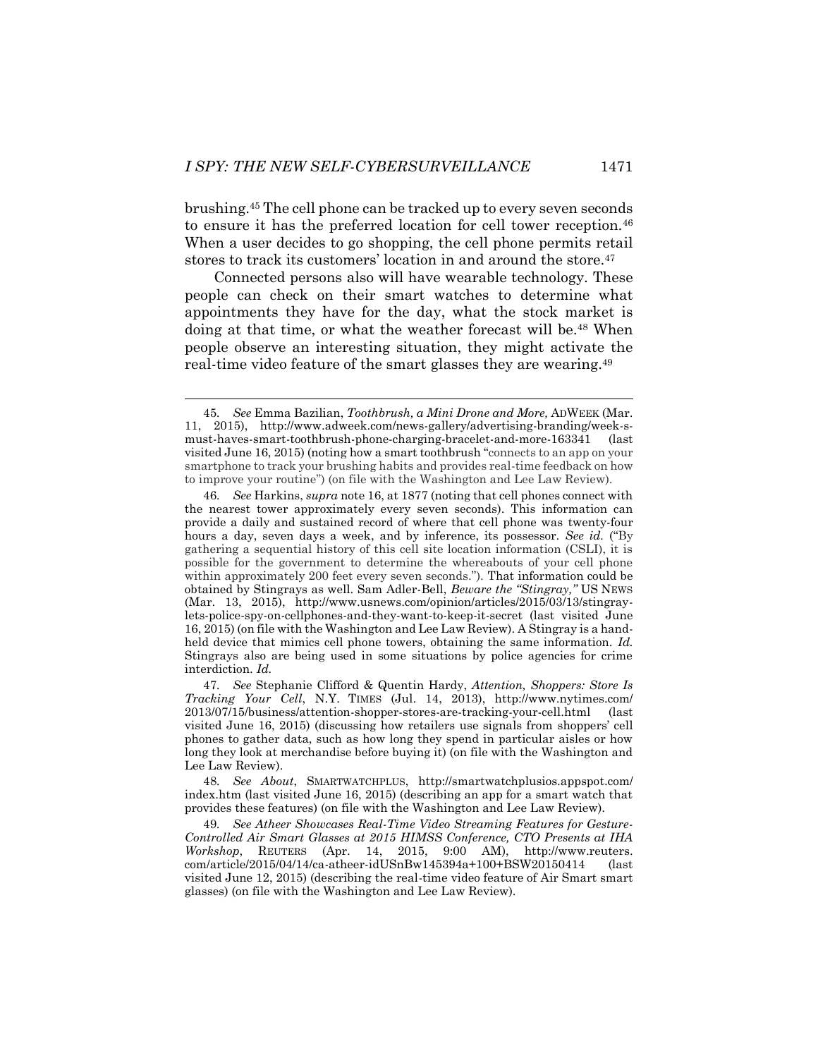brushing.[45] The cell phone can be tracked up to every seven seconds to ensure it has the preferred location for cell tower reception.[46] When a user decides to go shopping, the cell phone permits retail stores to track its customers' location in and around the store.[47]

Connected persons also will have wearable technology. These people can check on their smart watches to determine what appointments they have for the day, what the stock market is doing at that time, or what the weather forecast will be.[48] When people observe an interesting situation, they might activate the real-time video feature of the smart glasses they are wearing.[49]

---

45. *See* Emma Bazilian, *Toothbrush, a Mini Drone and More,* ADWEEK (Mar. 11, 2015), http://www.adweek.com/news-gallery/advertising-branding/week-s-must-haves-smart-toothbrush-phone-charging-bracelet-and-more-163341 (last visited June 16, 2015) (noting how a smart toothbrush "connects to an app on your smartphone to track your brushing habits and provides real-time feedback on how to improve your routine") (on file with the Washington and Lee Law Review).

46. *See* Harkins, *supra* note 16, at 1877 (noting that cell phones connect with the nearest tower approximately every seven seconds). This information can provide a daily and sustained record of where that cell phone was twenty-four hours a day, seven days a week, and by inference, its possessor. *See id.* ("By gathering a sequential history of this cell site location information (CSLI), it is possible for the government to determine the whereabouts of your cell phone within approximately 200 feet every seven seconds."). That information could be obtained by Stingrays as well. Sam Adler-Bell, *Beware the "Stingray,"* US NEWS (Mar. 13, 2015), http://www.usnews.com/opinion/articles/2015/03/13/stingray-lets-police-spy-on-cellphones-and-they-want-to-keep-it-secret (last visited June 16, 2015) (on file with the Washington and Lee Law Review). A Stingray is a hand-held device that mimics cell phone towers, obtaining the same information. *Id.* Stingrays also are being used in some situations by police agencies for crime interdiction. *Id.*

47. *See* Stephanie Clifford & Quentin Hardy, *Attention, Shoppers: Store Is Tracking Your Cell*, N.Y. TIMES (Jul. 14, 2013), http://www.nytimes.com/2013/07/15/business/attention-shopper-stores-are-tracking-your-cell.html (last visited June 16, 2015) (discussing how retailers use signals from shoppers' cell phones to gather data, such as how long they spend in particular aisles or how long they look at merchandise before buying it) (on file with the Washington and Lee Law Review).

48. *See About*, SMARTWATCHPLUS, http://smartwatchplusios.appspot.com/index.htm (last visited June 16, 2015) (describing an app for a smart watch that provides these features) (on file with the Washington and Lee Law Review).

49. *See Atheer Showcases Real-Time Video Streaming Features for Gesture-Controlled Air Smart Glasses at 2015 HIMSS Conference, CTO Presents at IHA Workshop*, REUTERS (Apr. 14, 2015, 9:00 AM), http://www.reuters.com/article/2015/04/14/ca-atheer-idUSnBw145394a+100+BSW20150414 (last visited June 12, 2015) (describing the real-time video feature of Air Smart smart glasses) (on file with the Washington and Lee Law Review).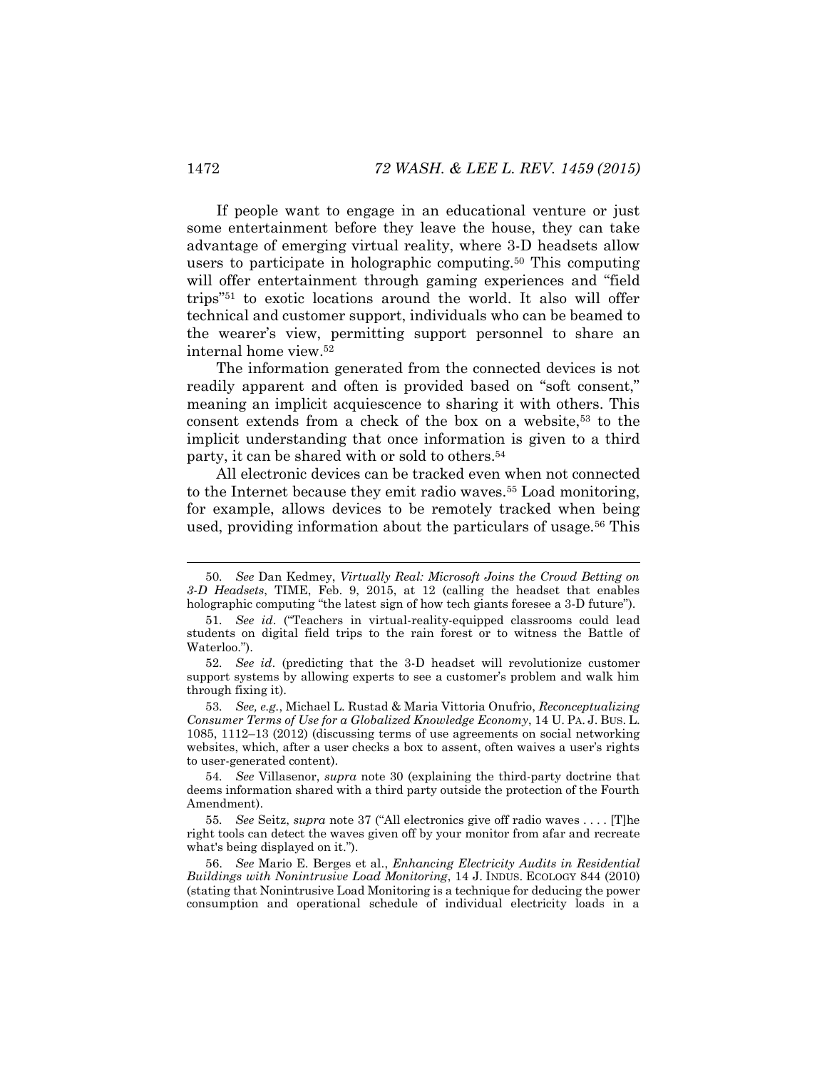If people want to engage in an educational venture or just some entertainment before they leave the house, they can take advantage of emerging virtual reality, where 3-D headsets allow users to participate in holographic computing.[50] This computing will offer entertainment through gaming experiences and "field trips"[51] to exotic locations around the world. It also will offer technical and customer support, individuals who can be beamed to the wearer's view, permitting support personnel to share an internal home view.[52]

The information generated from the connected devices is not readily apparent and often is provided based on "soft consent," meaning an implicit acquiescence to sharing it with others. This consent extends from a check of the box on a website,[53] to the implicit understanding that once information is given to a third party, it can be shared with or sold to others.[54]

All electronic devices can be tracked even when not connected to the Internet because they emit radio waves.[55] Load monitoring, for example, allows devices to be remotely tracked when being used, providing information about the particulars of usage.[56] This

---

50. *See* Dan Kedmey, *Virtually Real: Microsoft Joins the Crowd Betting on 3-D Headsets*, TIME, Feb. 9, 2015, at 12 (calling the headset that enables holographic computing "the latest sign of how tech giants foresee a 3-D future").

51. *See id*. ("Teachers in virtual-reality-equipped classrooms could lead students on digital field trips to the rain forest or to witness the Battle of Waterloo.").

52. *See id*. (predicting that the 3-D headset will revolutionize customer support systems by allowing experts to see a customer's problem and walk him through fixing it).

53. *See, e.g.*, Michael L. Rustad & Maria Vittoria Onufrio, *Reconceptualizing Consumer Terms of Use for a Globalized Knowledge Economy*, 14 U. PA. J. BUS. L. 1085, 1112–13 (2012) (discussing terms of use agreements on social networking websites, which, after a user checks a box to assent, often waives a user's rights to user-generated content).

54. *See* Villasenor, *supra* note 30 (explaining the third-party doctrine that deems information shared with a third party outside the protection of the Fourth Amendment).

55. *See* Seitz, *supra* note 37 ("All electronics give off radio waves . . . . [T]he right tools can detect the waves given off by your monitor from afar and recreate what's being displayed on it.").

56. *See* Mario E. Berges et al., *Enhancing Electricity Audits in Residential Buildings with Nonintrusive Load Monitoring*, 14 J. INDUS. ECOLOGY 844 (2010) (stating that Nonintrusive Load Monitoring is a technique for deducing the power consumption and operational schedule of individual electricity loads in a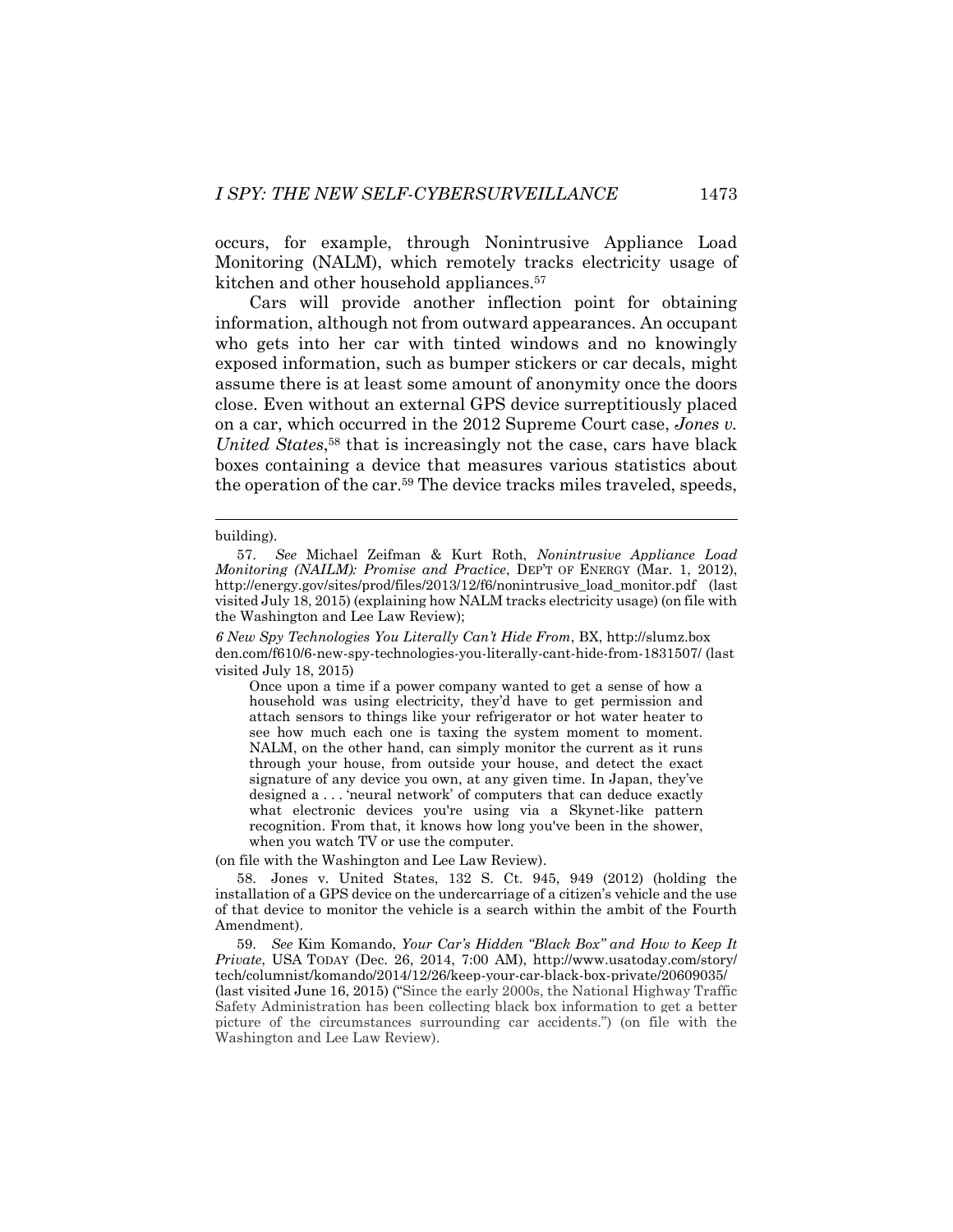occurs, for example, through Nonintrusive Appliance Load Monitoring (NALM), which remotely tracks electricity usage of kitchen and other household appliances.[57]

Cars will provide another inflection point for obtaining information, although not from outward appearances. An occupant who gets into her car with tinted windows and no knowingly exposed information, such as bumper stickers or car decals, might assume there is at least some amount of anonymity once the doors close. Even without an external GPS device surreptitiously placed on a car, which occurred in the 2012 Supreme Court case, *Jones v. United States*,[58] that is increasingly not the case, cars have black boxes containing a device that measures various statistics about the operation of the car.[59] The device tracks miles traveled, speeds,

---

building).

57. *See* Michael Zeifman & Kurt Roth, *Nonintrusive Appliance Load Monitoring (NAILM): Promise and Practice*, DEP'T OF ENERGY (Mar. 1, 2012), http://energy.gov/sites/prod/files/2013/12/f6/nonintrusive_load_monitor.pdf (last visited July 18, 2015) (explaining how NALM tracks electricity usage) (on file with the Washington and Lee Law Review);

*6 New Spy Technologies You Literally Can't Hide From*, BX, http://slumz.boxden.com/f610/6-new-spy-technologies-you-literally-cant-hide-from-1831507/ (last visited July 18, 2015)

> Once upon a time if a power company wanted to get a sense of how a household was using electricity, they'd have to get permission and attach sensors to things like your refrigerator or hot water heater to see how much each one is taxing the system moment to moment. NALM, on the other hand, can simply monitor the current as it runs through your house, from outside your house, and detect the exact signature of any device you own, at any given time. In Japan, they've designed a . . . 'neural network' of computers that can deduce exactly what electronic devices you're using via a Skynet-like pattern recognition. From that, it knows how long you've been in the shower, when you watch TV or use the computer.

(on file with the Washington and Lee Law Review).

58. Jones v. United States, 132 S. Ct. 945, 949 (2012) (holding the installation of a GPS device on the undercarriage of a citizen's vehicle and the use of that device to monitor the vehicle is a search within the ambit of the Fourth Amendment).

59. *See* Kim Komando, *Your Car's Hidden "Black Box" and How to Keep It Private*, USA TODAY (Dec. 26, 2014, 7:00 AM), http://www.usatoday.com/story/tech/columnist/komando/2014/12/26/keep-your-car-black-box-private/20609035/ (last visited June 16, 2015) ("Since the early 2000s, the National Highway Traffic Safety Administration has been collecting black box information to get a better picture of the circumstances surrounding car accidents.") (on file with the Washington and Lee Law Review).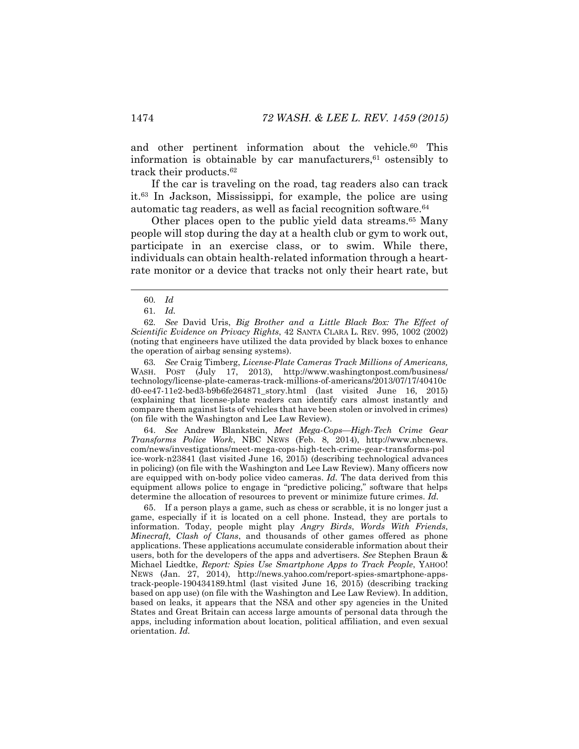and other pertinent information about the vehicle.[60] This information is obtainable by car manufacturers,[61] ostensibly to track their products.[62]

If the car is traveling on the road, tag readers also can track it.[63] In Jackson, Mississippi, for example, the police are using automatic tag readers, as well as facial recognition software.[64]

Other places open to the public yield data streams.[65] Many people will stop during the day at a health club or gym to work out, participate in an exercise class, or to swim. While there, individuals can obtain health-related information through a heart-rate monitor or a device that tracks not only their heart rate, but

---

60. *Id*

61. *Id.*

62. *See* David Uris, *Big Brother and a Little Black Box: The Effect of Scientific Evidence on Privacy Rights*, 42 SANTA CLARA L. REV. 995, 1002 (2002) (noting that engineers have utilized the data provided by black boxes to enhance the operation of airbag sensing systems).

63. *See* Craig Timberg, *License-Plate Cameras Track Millions of Americans,* WASH. POST (July 17, 2013), http://www.washingtonpost.com/business/technology/license-plate-cameras-track-millions-of-americans/2013/07/17/40410cd0-ee47-11e2-bed3-b9b6fe264871_story.html (last visited June 16, 2015) (explaining that license-plate readers can identify cars almost instantly and compare them against lists of vehicles that have been stolen or involved in crimes) (on file with the Washington and Lee Law Review).

64. *See* Andrew Blankstein, *Meet Mega-Cops—High-Tech Crime Gear Transforms Police Work*, NBC NEWS (Feb. 8, 2014), http://www.nbcnews.com/news/investigations/meet-mega-cops-high-tech-crime-gear-transforms-police-work-n23841 (last visited June 16, 2015) (describing technological advances in policing) (on file with the Washington and Lee Law Review). Many officers now are equipped with on-body police video cameras. *Id.* The data derived from this equipment allows police to engage in "predictive policing," software that helps determine the allocation of resources to prevent or minimize future crimes. *Id.*

65. If a person plays a game, such as chess or scrabble, it is no longer just a game, especially if it is located on a cell phone. Instead, they are portals to information. Today, people might play *Angry Birds*, *Words With Friends*, *Minecraft, Clash of Clans*, and thousands of other games offered as phone applications. These applications accumulate considerable information about their users, both for the developers of the apps and advertisers. *See* Stephen Braun & Michael Liedtke, *Report: Spies Use Smartphone Apps to Track People*, YAHOO! NEWS (Jan. 27, 2014), http://news.yahoo.com/report-spies-smartphone-apps-track-people-190434189.html (last visited June 16, 2015) (describing tracking based on app use) (on file with the Washington and Lee Law Review). In addition, based on leaks, it appears that the NSA and other spy agencies in the United States and Great Britain can access large amounts of personal data through the apps, including information about location, political affiliation, and even sexual orientation. *Id.*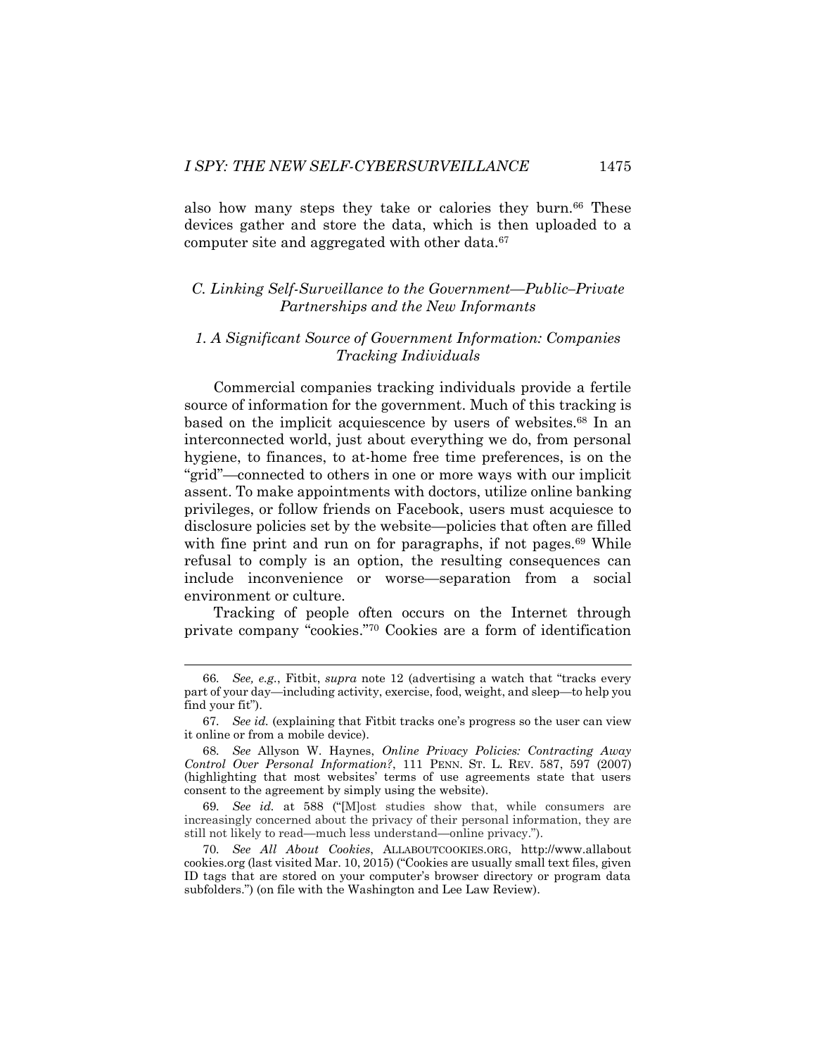also how many steps they take or calories they burn.[66] These devices gather and store the data, which is then uploaded to a computer site and aggregated with other data.[67]

### *C. Linking Self-Surveillance to the Government—Public–Private Partnerships and the New Informants*

#### *1. A Significant Source of Government Information: Companies Tracking Individuals*

Commercial companies tracking individuals provide a fertile source of information for the government. Much of this tracking is based on the implicit acquiescence by users of websites.[68] In an interconnected world, just about everything we do, from personal hygiene, to finances, to at-home free time preferences, is on the "grid"—connected to others in one or more ways with our implicit assent. To make appointments with doctors, utilize online banking privileges, or follow friends on Facebook, users must acquiesce to disclosure policies set by the website—policies that often are filled with fine print and run on for paragraphs, if not pages.[69] While refusal to comply is an option, the resulting consequences can include inconvenience or worse—separation from a social environment or culture.

Tracking of people often occurs on the Internet through private company "cookies."[70] Cookies are a form of identification

---

66. *See, e.g.*, Fitbit, *supra* note 12 (advertising a watch that "tracks every part of your day—including activity, exercise, food, weight, and sleep—to help you find your fit").

67. *See id.* (explaining that Fitbit tracks one's progress so the user can view it online or from a mobile device).

68. *See* Allyson W. Haynes, *Online Privacy Policies: Contracting Away Control Over Personal Information?*, 111 PENN. ST. L. REV. 587, 597 (2007) (highlighting that most websites' terms of use agreements state that users consent to the agreement by simply using the website).

69. *See id.* at 588 ("[M]ost studies show that, while consumers are increasingly concerned about the privacy of their personal information, they are still not likely to read—much less understand—online privacy.").

70. *See All About Cookies*, ALLABOUTCOOKIES.ORG, http://www.allaboutcookies.org (last visited Mar. 10, 2015) ("Cookies are usually small text files, given ID tags that are stored on your computer's browser directory or program data subfolders.") (on file with the Washington and Lee Law Review).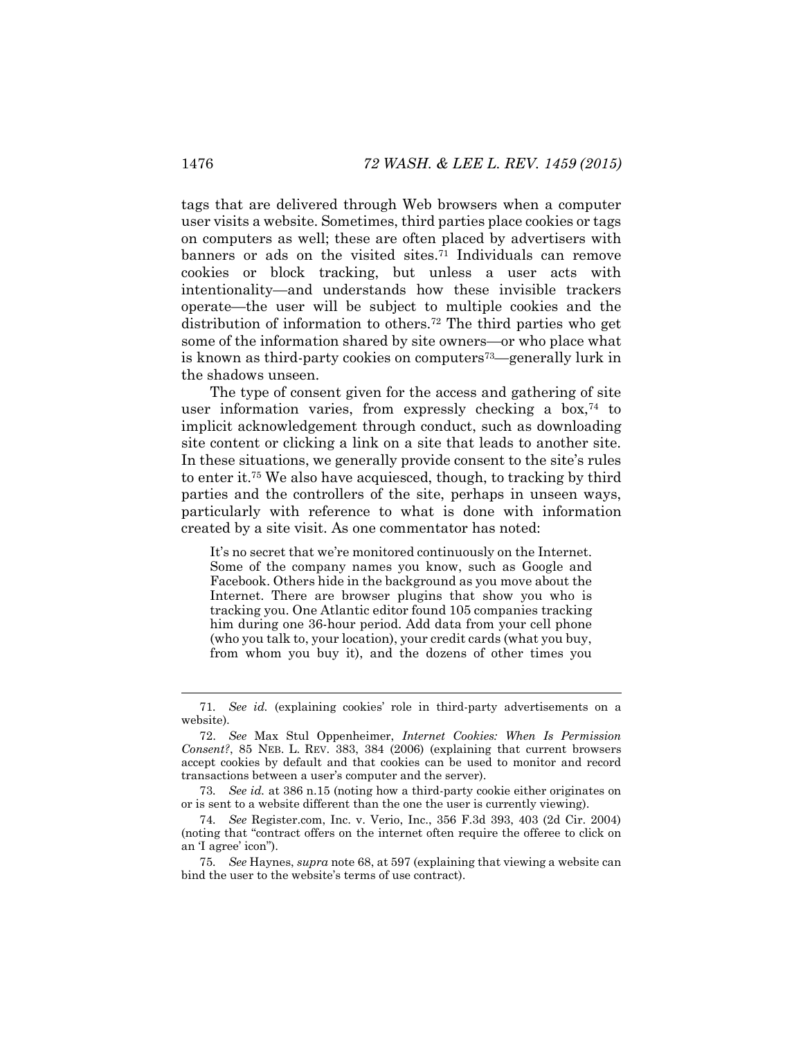tags that are delivered through Web browsers when a computer user visits a website. Sometimes, third parties place cookies or tags on computers as well; these are often placed by advertisers with banners or ads on the visited sites.[71] Individuals can remove cookies or block tracking, but unless a user acts with intentionality—and understands how these invisible trackers operate—the user will be subject to multiple cookies and the distribution of information to others.[72] The third parties who get some of the information shared by site owners—or who place what is known as third-party cookies on computers[73]—generally lurk in the shadows unseen.

The type of consent given for the access and gathering of site user information varies, from expressly checking a box,[74] to implicit acknowledgement through conduct, such as downloading site content or clicking a link on a site that leads to another site. In these situations, we generally provide consent to the site's rules to enter it.[75] We also have acquiesced, though, to tracking by third parties and the controllers of the site, perhaps in unseen ways, particularly with reference to what is done with information created by a site visit. As one commentator has noted:

> It's no secret that we're monitored continuously on the Internet. Some of the company names you know, such as Google and Facebook. Others hide in the background as you move about the Internet. There are browser plugins that show you who is tracking you. One Atlantic editor found 105 companies tracking him during one 36-hour period. Add data from your cell phone (who you talk to, your location), your credit cards (what you buy, from whom you buy it), and the dozens of other times you

---

71. *See id.* (explaining cookies' role in third-party advertisements on a website).

72. *See* Max Stul Oppenheimer, *Internet Cookies: When Is Permission Consent?*, 85 NEB. L. REV. 383, 384 (2006) (explaining that current browsers accept cookies by default and that cookies can be used to monitor and record transactions between a user's computer and the server).

73. *See id.* at 386 n.15 (noting how a third-party cookie either originates on or is sent to a website different than the one the user is currently viewing).

74. *See* Register.com, Inc. v. Verio, Inc., 356 F.3d 393, 403 (2d Cir. 2004) (noting that "contract offers on the internet often require the offeree to click on an 'I agree' icon").

75. *See* Haynes, *supra* note 68, at 597 (explaining that viewing a website can bind the user to the website's terms of use contract).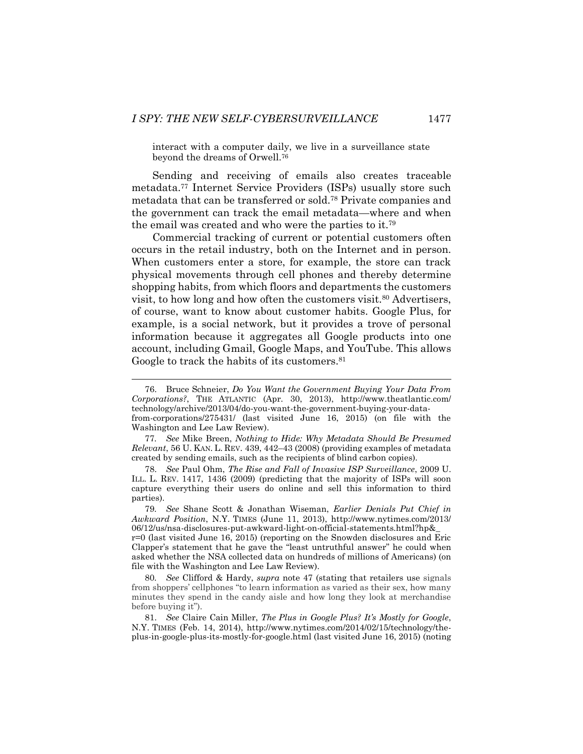interact with a computer daily, we live in a surveillance state beyond the dreams of Orwell.[76]

Sending and receiving of emails also creates traceable metadata.[77] Internet Service Providers (ISPs) usually store such metadata that can be transferred or sold.[78] Private companies and the government can track the email metadata—where and when the email was created and who were the parties to it.[79]

Commercial tracking of current or potential customers often occurs in the retail industry, both on the Internet and in person. When customers enter a store, for example, the store can track physical movements through cell phones and thereby determine shopping habits, from which floors and departments the customers visit, to how long and how often the customers visit.[80] Advertisers, of course, want to know about customer habits. Google Plus, for example, is a social network, but it provides a trove of personal information because it aggregates all Google products into one account, including Gmail, Google Maps, and YouTube. This allows Google to track the habits of its customers.[81]

---

76. Bruce Schneier, *Do You Want the Government Buying Your Data From Corporations?*, THE ATLANTIC (Apr. 30, 2013), http://www.theatlantic.com/technology/archive/2013/04/do-you-want-the-government-buying-your-data-from-corporations/275431/ (last visited June 16, 2015) (on file with the Washington and Lee Law Review).

77. *See* Mike Breen, *Nothing to Hide: Why Metadata Should Be Presumed Relevant*, 56 U. KAN. L. REV. 439, 442–43 (2008) (providing examples of metadata created by sending emails, such as the recipients of blind carbon copies).

78. *See* Paul Ohm, *The Rise and Fall of Invasive ISP Surveillance*, 2009 U. ILL. L. REV. 1417, 1436 (2009) (predicting that the majority of ISPs will soon capture everything their users do online and sell this information to third parties).

79. *See* Shane Scott & Jonathan Wiseman, *Earlier Denials Put Chief in Awkward Position*, N.Y. TIMES (June 11, 2013), http://www.nytimes.com/2013/06/12/us/nsa-disclosures-put-awkward-light-on-official-statements.html?hp&_r=0 (last visited June 16, 2015) (reporting on the Snowden disclosures and Eric Clapper's statement that he gave the "least untruthful answer" he could when asked whether the NSA collected data on hundreds of millions of Americans) (on file with the Washington and Lee Law Review).

80. *See* Clifford & Hardy, *supra* note 47 (stating that retailers use signals from shoppers' cellphones "to learn information as varied as their sex, how many minutes they spend in the candy aisle and how long they look at merchandise before buying it").

81. *See* Claire Cain Miller, *The Plus in Google Plus? It's Mostly for Google*, N.Y. TIMES (Feb. 14, 2014), http://www.nytimes.com/2014/02/15/technology/the-plus-in-google-plus-its-mostly-for-google.html (last visited June 16, 2015) (noting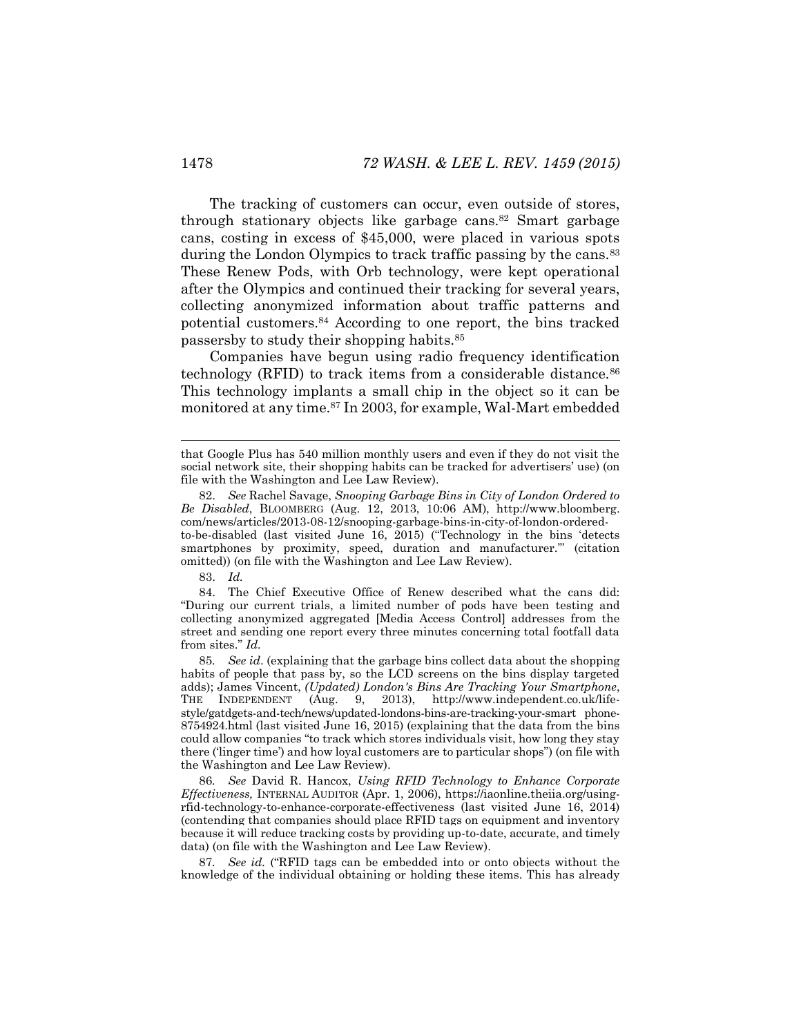The tracking of customers can occur, even outside of stores, through stationary objects like garbage cans.[82] Smart garbage cans, costing in excess of $45,000, were placed in various spots during the London Olympics to track traffic passing by the cans.[83] These Renew Pods, with Orb technology, were kept operational after the Olympics and continued their tracking for several years, collecting anonymized information about traffic patterns and potential customers.[84] According to one report, the bins tracked passersby to study their shopping habits.[85]

Companies have begun using radio frequency identification technology (RFID) to track items from a considerable distance.[86] This technology implants a small chip in the object so it can be monitored at any time.[87] In 2003, for example, Wal-Mart embedded

---

that Google Plus has 540 million monthly users and even if they do not visit the social network site, their shopping habits can be tracked for advertisers' use) (on file with the Washington and Lee Law Review).

82. *See* Rachel Savage, *Snooping Garbage Bins in City of London Ordered to Be Disabled*, BLOOMBERG (Aug. 12, 2013, 10:06 AM), http://www.bloomberg.com/news/articles/2013-08-12/snooping-garbage-bins-in-city-of-london-ordered-to-be-disabled (last visited June 16, 2015) ("Technology in the bins 'detects smartphones by proximity, speed, duration and manufacturer.'" (citation omitted)) (on file with the Washington and Lee Law Review).

83. *Id.*

84. The Chief Executive Office of Renew described what the cans did: "During our current trials, a limited number of pods have been testing and collecting anonymized aggregated [Media Access Control] addresses from the street and sending one report every three minutes concerning total footfall data from sites." *Id.*

85. *See id.* (explaining that the garbage bins collect data about the shopping habits of people that pass by, so the LCD screens on the bins display targeted adds); James Vincent, *(Updated) London's Bins Are Tracking Your Smartphone*, THE INDEPENDENT (Aug. 9, 2013), http://www.independent.co.uk/life-style/gatdgets-and-tech/news/updated-londons-bins-are-tracking-your-smart phone-8754924.html (last visited June 16, 2015) (explaining that the data from the bins could allow companies "to track which stores individuals visit, how long they stay there ('linger time') and how loyal customers are to particular shops") (on file with the Washington and Lee Law Review).

86. *See* David R. Hancox, *Using RFID Technology to Enhance Corporate Effectiveness,* INTERNAL AUDITOR (Apr. 1, 2006), https://iaonline.theiia.org/using-rfid-technology-to-enhance-corporate-effectiveness (last visited June 16, 2014) (contending that companies should place RFID tags on equipment and inventory because it will reduce tracking costs by providing up-to-date, accurate, and timely data) (on file with the Washington and Lee Law Review).

87. *See id.* ("RFID tags can be embedded into or onto objects without the knowledge of the individual obtaining or holding these items. This has already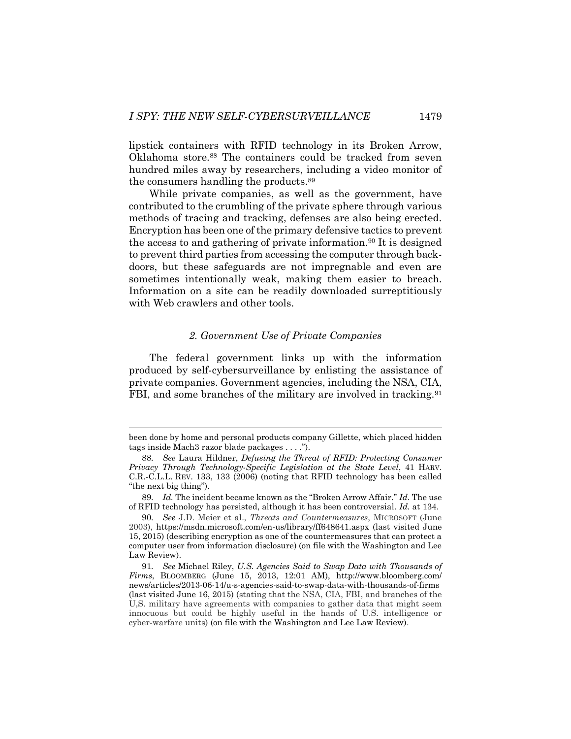lipstick containers with RFID technology in its Broken Arrow, Oklahoma store.[88] The containers could be tracked from seven hundred miles away by researchers, including a video monitor of the consumers handling the products.[89]

While private companies, as well as the government, have contributed to the crumbling of the private sphere through various methods of tracing and tracking, defenses are also being erected. Encryption has been one of the primary defensive tactics to prevent the access to and gathering of private information.[90] It is designed to prevent third parties from accessing the computer through back-doors, but these safeguards are not impregnable and even are sometimes intentionally weak, making them easier to breach. Information on a site can be readily downloaded surreptitiously with Web crawlers and other tools.

### *2. Government Use of Private Companies*

The federal government links up with the information produced by self-cybersurveillance by enlisting the assistance of private companies. Government agencies, including the NSA, CIA, FBI, and some branches of the military are involved in tracking.[91]

---

been done by home and personal products company Gillette, which placed hidden tags inside Mach3 razor blade packages . . . .").

88. *See* Laura Hildner, *Defusing the Threat of RFID: Protecting Consumer Privacy Through Technology-Specific Legislation at the State Level*, 41 HARV. C.R.-C.L.L. REV. 133, 133 (2006) (noting that RFID technology has been called "the next big thing").

89. *Id.* The incident became known as the "Broken Arrow Affair." *Id.* The use of RFID technology has persisted, although it has been controversial. *Id.* at 134.

90. *See* J.D. Meier et al., *Threats and Countermeasures*, MICROSOFT (June 2003), https://msdn.microsoft.com/en-us/library/ff648641.aspx (last visited June 15, 2015) (describing encryption as one of the countermeasures that can protect a computer user from information disclosure) (on file with the Washington and Lee Law Review).

91. *See* Michael Riley, *U.S. Agencies Said to Swap Data with Thousands of Firms*, BLOOMBERG (June 15, 2013, 12:01 AM), http://www.bloomberg.com/news/articles/2013-06-14/u-s-agencies-said-to-swap-data-with-thousands-of-firms (last visited June 16, 2015) (stating that the NSA, CIA, FBI, and branches of the U,S. military have agreements with companies to gather data that might seem innocuous but could be highly useful in the hands of U.S. intelligence or cyber-warfare units) (on file with the Washington and Lee Law Review).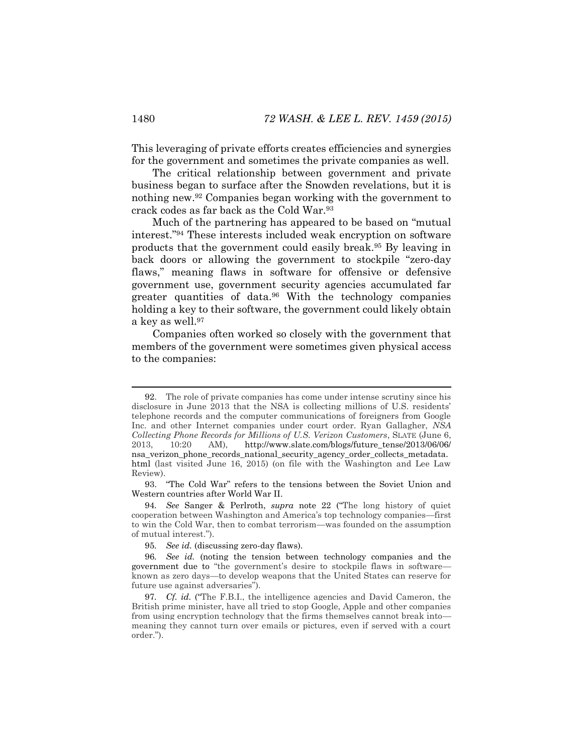This leveraging of private efforts creates efficiencies and synergies for the government and sometimes the private companies as well.

The critical relationship between government and private business began to surface after the Snowden revelations, but it is nothing new.[92] Companies began working with the government to crack codes as far back as the Cold War.[93]

Much of the partnering has appeared to be based on "mutual interest."[94] These interests included weak encryption on software products that the government could easily break.[95] By leaving in back doors or allowing the government to stockpile "zero-day flaws," meaning flaws in software for offensive or defensive government use, government security agencies accumulated far greater quantities of data.[96] With the technology companies holding a key to their software, the government could likely obtain a key as well.[97]

Companies often worked so closely with the government that members of the government were sometimes given physical access to the companies:

---

92. The role of private companies has come under intense scrutiny since his disclosure in June 2013 that the NSA is collecting millions of U.S. residents' telephone records and the computer communications of foreigners from Google Inc. and other Internet companies under court order. Ryan Gallagher, *NSA Collecting Phone Records for Millions of U.S. Verizon Customers*, SLATE (June 6, 2013, 10:20 AM), http://www.slate.com/blogs/future_tense/2013/06/06/nsa_verizon_phone_records_national_security_agency_order_collects_metadata.html (last visited June 16, 2015) (on file with the Washington and Lee Law Review).

93. "The Cold War" refers to the tensions between the Soviet Union and Western countries after World War II.

94. *See* Sanger & Perlroth, *supra* note 22 ("The long history of quiet cooperation between Washington and America's top technology companies—first to win the Cold War, then to combat terrorism—was founded on the assumption of mutual interest.").

95. *See id.* (discussing zero-day flaws).

96. *See id.* (noting the tension between technology companies and the government due to "the government's desire to stockpile flaws in software—known as zero days—to develop weapons that the United States can reserve for future use against adversaries").

97. *Cf. id.* ("The F.B.I., the intelligence agencies and David Cameron, the British prime minister, have all tried to stop Google, Apple and other companies from using encryption technology that the firms themselves cannot break into—meaning they cannot turn over emails or pictures, even if served with a court order.").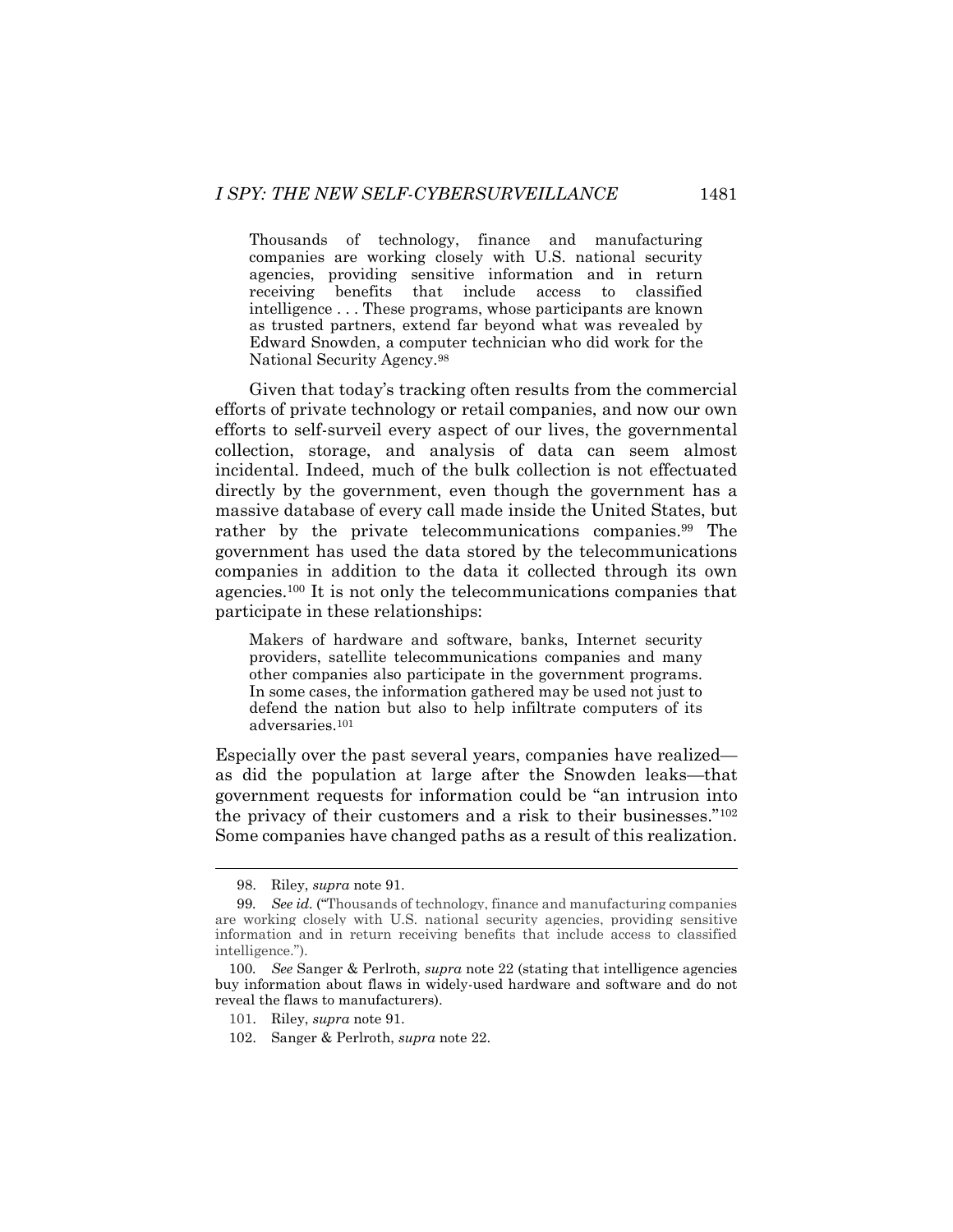> Thousands of technology, finance and manufacturing companies are working closely with U.S. national security agencies, providing sensitive information and in return receiving benefits that include access to classified intelligence . . . These programs, whose participants are known as trusted partners, extend far beyond what was revealed by Edward Snowden, a computer technician who did work for the National Security Agency.[98]

Given that today's tracking often results from the commercial efforts of private technology or retail companies, and now our own efforts to self-surveil every aspect of our lives, the governmental collection, storage, and analysis of data can seem almost incidental. Indeed, much of the bulk collection is not effectuated directly by the government, even though the government has a massive database of every call made inside the United States, but rather by the private telecommunications companies.[99] The government has used the data stored by the telecommunications companies in addition to the data it collected through its own agencies.[100] It is not only the telecommunications companies that participate in these relationships:

> Makers of hardware and software, banks, Internet security providers, satellite telecommunications companies and many other companies also participate in the government programs. In some cases, the information gathered may be used not just to defend the nation but also to help infiltrate computers of its adversaries.[101]

Especially over the past several years, companies have realized—as did the population at large after the Snowden leaks—that government requests for information could be "an intrusion into the privacy of their customers and a risk to their businesses."[102] Some companies have changed paths as a result of this realization.

---

98. Riley, *supra* note 91.

99. *See id.* ("Thousands of technology, finance and manufacturing companies are working closely with U.S. national security agencies, providing sensitive information and in return receiving benefits that include access to classified intelligence.").

100. *See* Sanger & Perlroth, *supra* note 22 (stating that intelligence agencies buy information about flaws in widely-used hardware and software and do not reveal the flaws to manufacturers).

101. Riley, *supra* note 91.

102. Sanger & Perlroth, *supra* note 22.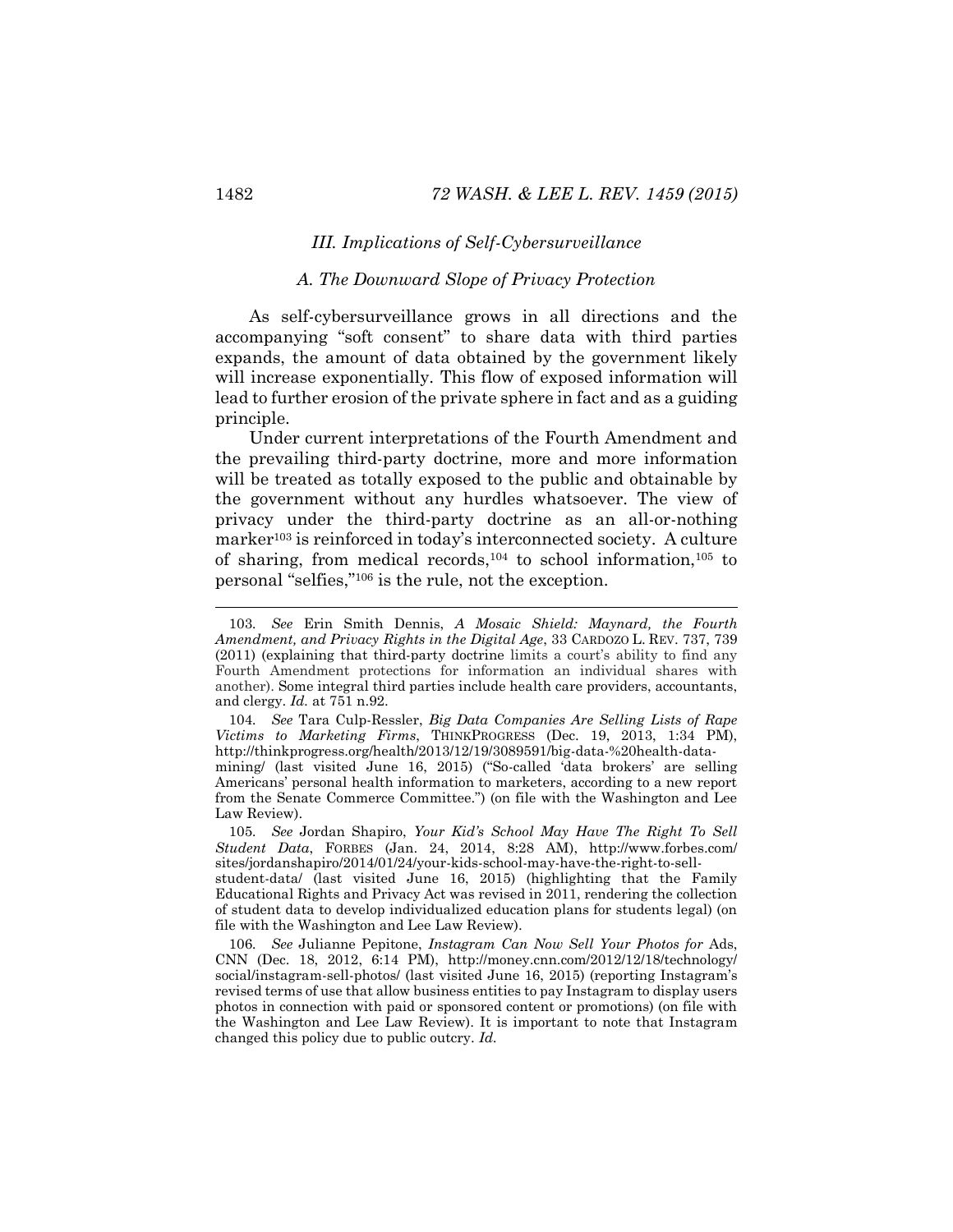### *III. Implications of Self-Cybersurveillance*

#### *A. The Downward Slope of Privacy Protection*

As self-cybersurveillance grows in all directions and the accompanying "soft consent" to share data with third parties expands, the amount of data obtained by the government likely will increase exponentially. This flow of exposed information will lead to further erosion of the private sphere in fact and as a guiding principle.

Under current interpretations of the Fourth Amendment and the prevailing third-party doctrine, more and more information will be treated as totally exposed to the public and obtainable by the government without any hurdles whatsoever. The view of privacy under the third-party doctrine as an all-or-nothing marker[103] is reinforced in today's interconnected society. A culture of sharing, from medical records,[104] to school information,[105] to personal "selfies,"[106] is the rule, not the exception.

---

103. *See* Erin Smith Dennis, *A Mosaic Shield: Maynard, the Fourth Amendment, and Privacy Rights in the Digital Age*, 33 CARDOZO L. REV. 737, 739 (2011) (explaining that third-party doctrine limits a court's ability to find any Fourth Amendment protections for information an individual shares with another). Some integral third parties include health care providers, accountants, and clergy. *Id.* at 751 n.92.

104. *See* Tara Culp-Ressler, *Big Data Companies Are Selling Lists of Rape Victims to Marketing Firms*, THINKPROGRESS (Dec. 19, 2013, 1:34 PM), http://thinkprogress.org/health/2013/12/19/3089591/big-data-%20health-data-mining/ (last visited June 16, 2015) ("So-called 'data brokers' are selling Americans' personal health information to marketers, according to a new report from the Senate Commerce Committee.") (on file with the Washington and Lee Law Review).

105. *See* Jordan Shapiro, *Your Kid's School May Have The Right To Sell Student Data*, FORBES (Jan. 24, 2014, 8:28 AM), http://www.forbes.com/sites/jordanshapiro/2014/01/24/your-kids-school-may-have-the-right-to-sell-student-data/ (last visited June 16, 2015) (highlighting that the Family Educational Rights and Privacy Act was revised in 2011, rendering the collection of student data to develop individualized education plans for students legal) (on file with the Washington and Lee Law Review).

106. *See* Julianne Pepitone, *Instagram Can Now Sell Your Photos for* Ads, CNN (Dec. 18, 2012, 6:14 PM), http://money.cnn.com/2012/12/18/technology/social/instagram-sell-photos/ (last visited June 16, 2015) (reporting Instagram's revised terms of use that allow business entities to pay Instagram to display users photos in connection with paid or sponsored content or promotions) (on file with the Washington and Lee Law Review). It is important to note that Instagram changed this policy due to public outcry. *Id.*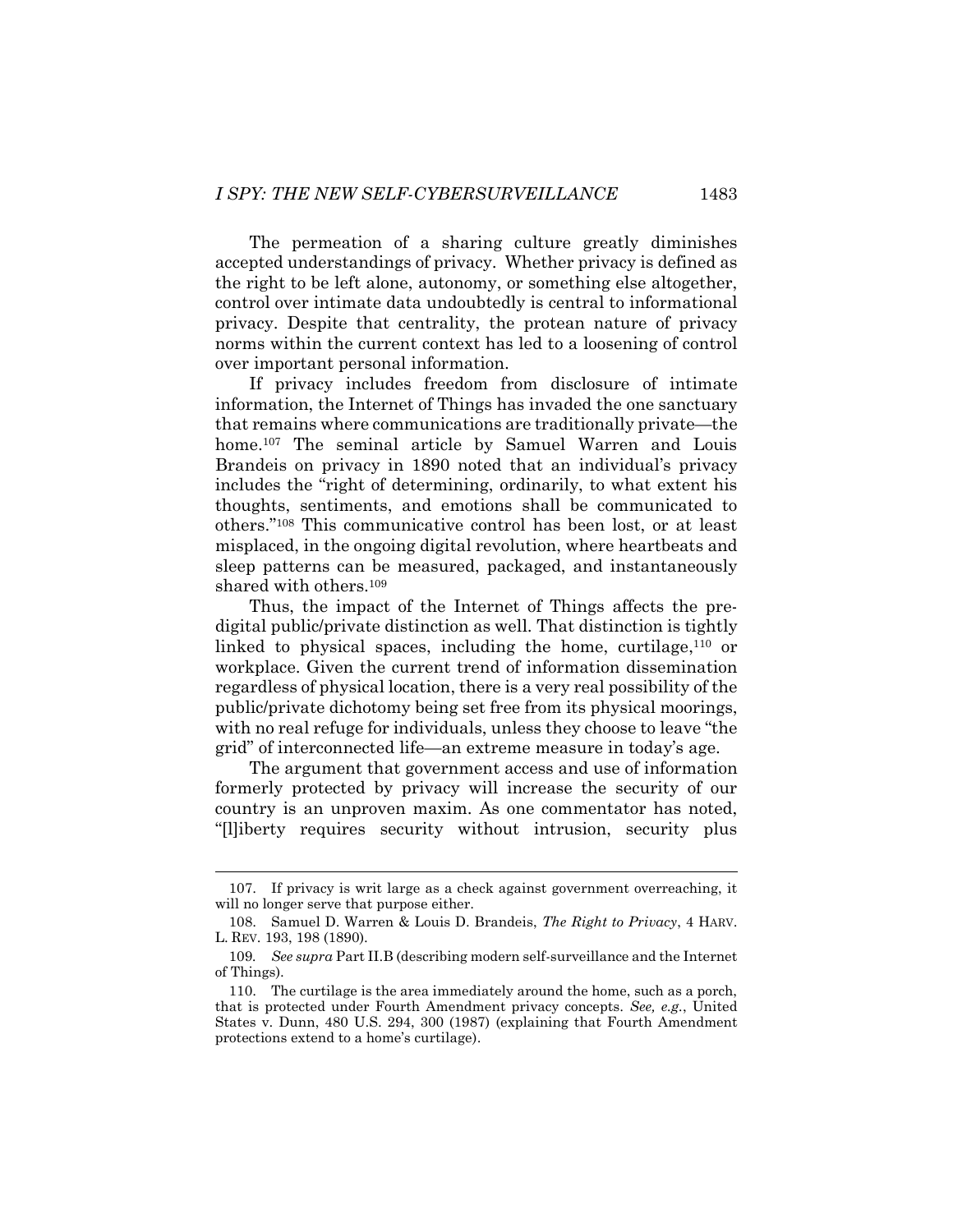The permeation of a sharing culture greatly diminishes accepted understandings of privacy. Whether privacy is defined as the right to be left alone, autonomy, or something else altogether, control over intimate data undoubtedly is central to informational privacy. Despite that centrality, the protean nature of privacy norms within the current context has led to a loosening of control over important personal information.

If privacy includes freedom from disclosure of intimate information, the Internet of Things has invaded the one sanctuary that remains where communications are traditionally private—the home.[107] The seminal article by Samuel Warren and Louis Brandeis on privacy in 1890 noted that an individual's privacy includes the "right of determining, ordinarily, to what extent his thoughts, sentiments, and emotions shall be communicated to others."[108] This communicative control has been lost, or at least misplaced, in the ongoing digital revolution, where heartbeats and sleep patterns can be measured, packaged, and instantaneously shared with others.[109]

Thus, the impact of the Internet of Things affects the pre-digital public/private distinction as well. That distinction is tightly linked to physical spaces, including the home, curtilage,[110] or workplace. Given the current trend of information dissemination regardless of physical location, there is a very real possibility of the public/private dichotomy being set free from its physical moorings, with no real refuge for individuals, unless they choose to leave "the grid" of interconnected life—an extreme measure in today's age.

The argument that government access and use of information formerly protected by privacy will increase the security of our country is an unproven maxim. As one commentator has noted, "[l]iberty requires security without intrusion, security plus

---

107. If privacy is writ large as a check against government overreaching, it will no longer serve that purpose either.

108. Samuel D. Warren & Louis D. Brandeis, *The Right to Privacy*, 4 HARV. L. REV. 193, 198 (1890).

109. *See supra* Part II.B (describing modern self-surveillance and the Internet of Things).

110. The curtilage is the area immediately around the home, such as a porch, that is protected under Fourth Amendment privacy concepts. *See, e.g.*, United States v. Dunn, 480 U.S. 294, 300 (1987) (explaining that Fourth Amendment protections extend to a home's curtilage).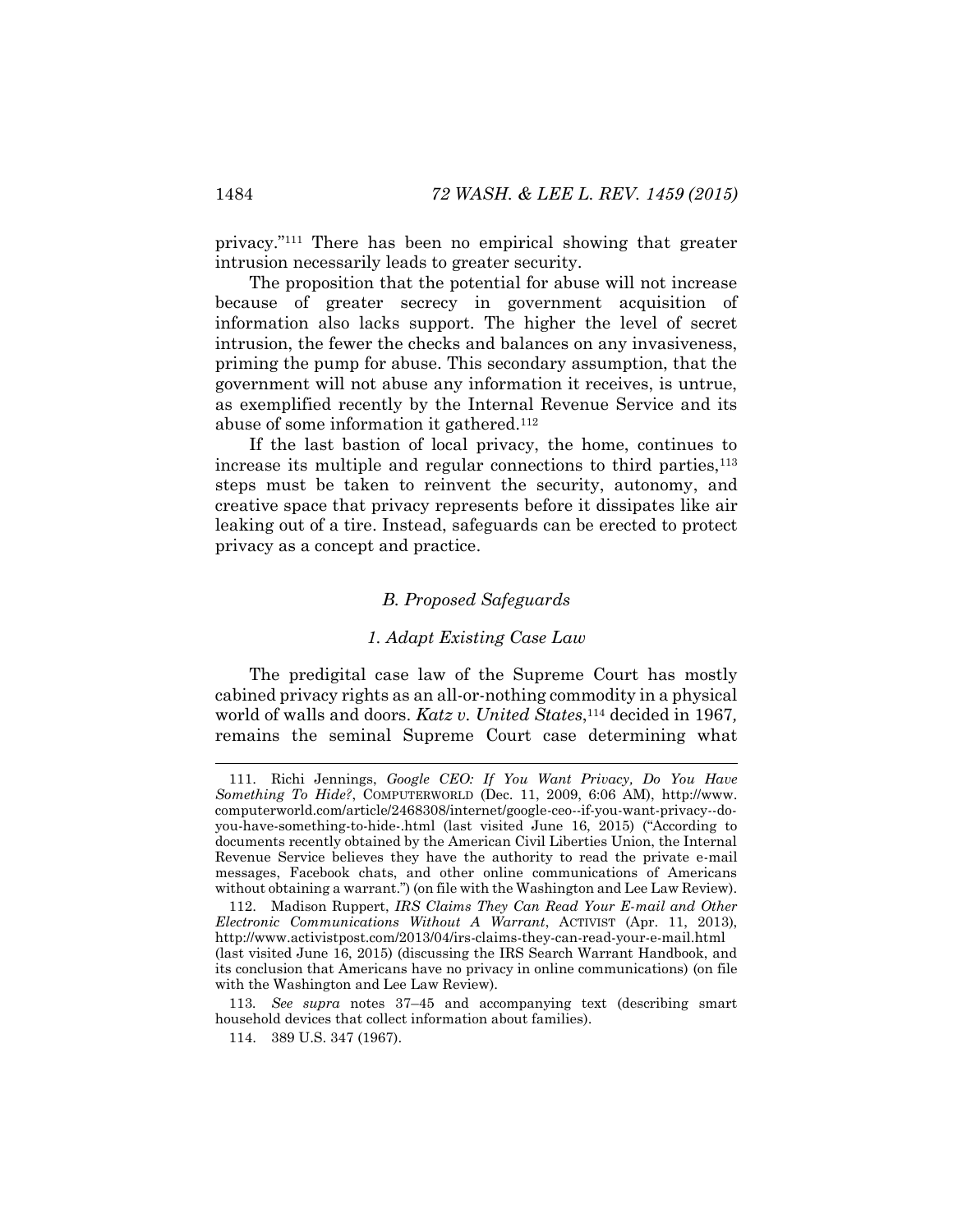privacy."[111] There has been no empirical showing that greater intrusion necessarily leads to greater security.

The proposition that the potential for abuse will not increase because of greater secrecy in government acquisition of information also lacks support. The higher the level of secret intrusion, the fewer the checks and balances on any invasiveness, priming the pump for abuse. This secondary assumption, that the government will not abuse any information it receives, is untrue, as exemplified recently by the Internal Revenue Service and its abuse of some information it gathered.[112]

If the last bastion of local privacy, the home, continues to increase its multiple and regular connections to third parties,[113] steps must be taken to reinvent the security, autonomy, and creative space that privacy represents before it dissipates like air leaking out of a tire. Instead, safeguards can be erected to protect privacy as a concept and practice.

### *B. Proposed Safeguards*

#### *1. Adapt Existing Case Law*

The predigital case law of the Supreme Court has mostly cabined privacy rights as an all-or-nothing commodity in a physical world of walls and doors. *Katz v. United States*,[114] decided in 1967, remains the seminal Supreme Court case determining what

---

111. Richi Jennings, *Google CEO: If You Want Privacy, Do You Have Something To Hide?*, COMPUTERWORLD (Dec. 11, 2009, 6:06 AM), http://www.computerworld.com/article/2468308/internet/google-ceo--if-you-want-privacy--do-you-have-something-to-hide-.html (last visited June 16, 2015) ("According to documents recently obtained by the American Civil Liberties Union, the Internal Revenue Service believes they have the authority to read the private e-mail messages, Facebook chats, and other online communications of Americans without obtaining a warrant.") (on file with the Washington and Lee Law Review).

112. Madison Ruppert, *IRS Claims They Can Read Your E-mail and Other Electronic Communications Without A Warrant*, ACTIVIST (Apr. 11, 2013), http://www.activistpost.com/2013/04/irs-claims-they-can-read-your-e-mail.html (last visited June 16, 2015) (discussing the IRS Search Warrant Handbook, and its conclusion that Americans have no privacy in online communications) (on file with the Washington and Lee Law Review).

113. *See supra* notes 37–45 and accompanying text (describing smart household devices that collect information about families).

114. 389 U.S. 347 (1967).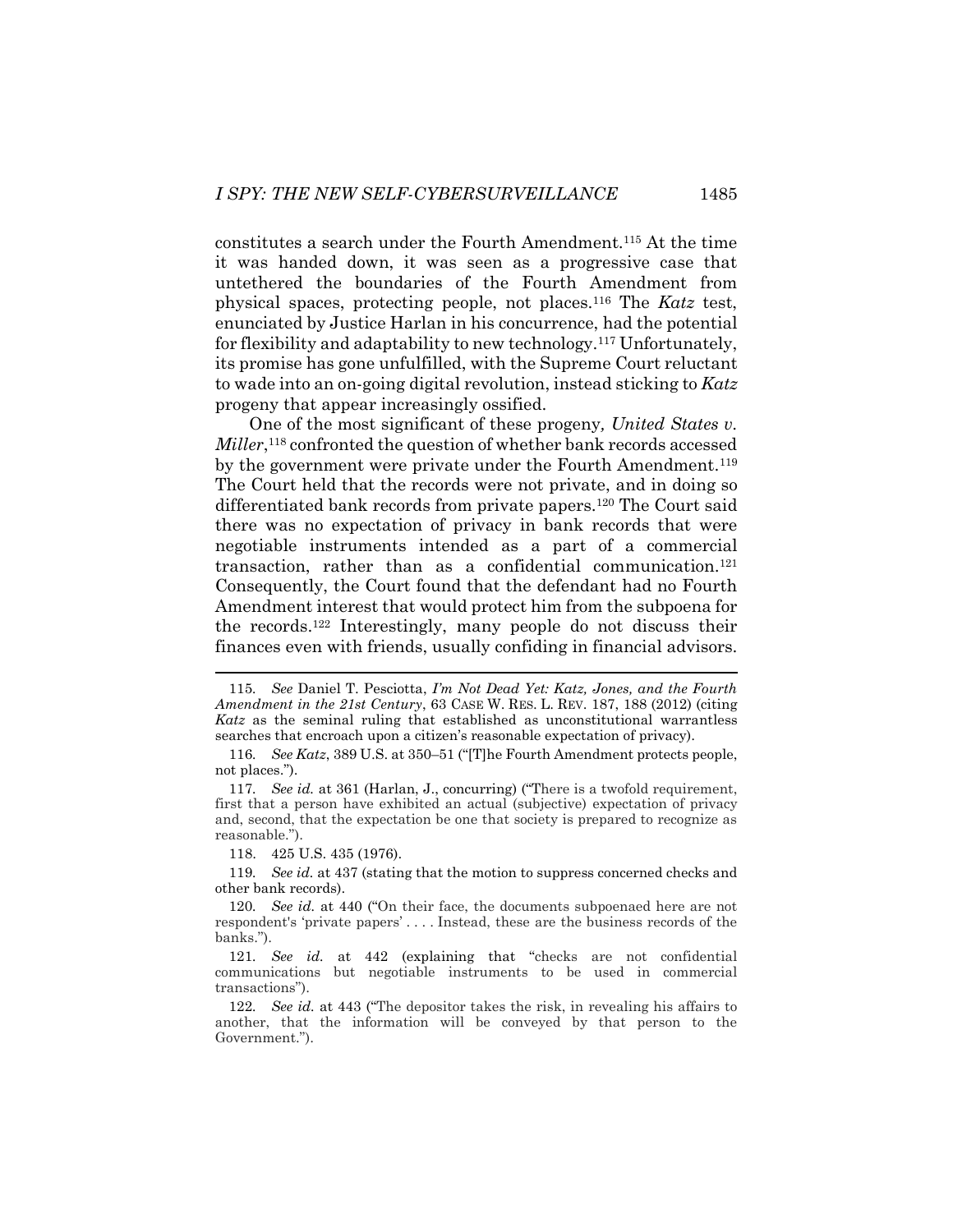constitutes a search under the Fourth Amendment.[115] At the time it was handed down, it was seen as a progressive case that untethered the boundaries of the Fourth Amendment from physical spaces, protecting people, not places.[116] The *Katz* test, enunciated by Justice Harlan in his concurrence, had the potential for flexibility and adaptability to new technology.[117] Unfortunately, its promise has gone unfulfilled, with the Supreme Court reluctant to wade into an on-going digital revolution, instead sticking to *Katz* progeny that appear increasingly ossified.

One of the most significant of these progeny*, United States v. Miller*,[118] confronted the question of whether bank records accessed by the government were private under the Fourth Amendment.[119] The Court held that the records were not private, and in doing so differentiated bank records from private papers.[120] The Court said there was no expectation of privacy in bank records that were negotiable instruments intended as a part of a commercial transaction, rather than as a confidential communication.[121] Consequently, the Court found that the defendant had no Fourth Amendment interest that would protect him from the subpoena for the records.[122] Interestingly, many people do not discuss their finances even with friends, usually confiding in financial advisors.

---

115. *See* Daniel T. Pesciotta, *I'm Not Dead Yet: Katz, Jones, and the Fourth Amendment in the 21st Century*, 63 CASE W. RES. L. REV. 187, 188 (2012) (citing *Katz* as the seminal ruling that established as unconstitutional warrantless searches that encroach upon a citizen's reasonable expectation of privacy).

116. *See Katz*, 389 U.S. at 350–51 ("[T]he Fourth Amendment protects people, not places.").

117. *See id.* at 361 (Harlan, J., concurring) ("There is a twofold requirement, first that a person have exhibited an actual (subjective) expectation of privacy and, second, that the expectation be one that society is prepared to recognize as reasonable.").

118. 425 U.S. 435 (1976).

119. *See id.* at 437 (stating that the motion to suppress concerned checks and other bank records).

120. *See id.* at 440 ("On their face, the documents subpoenaed here are not respondent's 'private papers' . . . . Instead, these are the business records of the banks.").

121. *See id.* at 442 (explaining that "checks are not confidential communications but negotiable instruments to be used in commercial transactions").

122. *See id.* at 443 ("The depositor takes the risk, in revealing his affairs to another, that the information will be conveyed by that person to the Government.").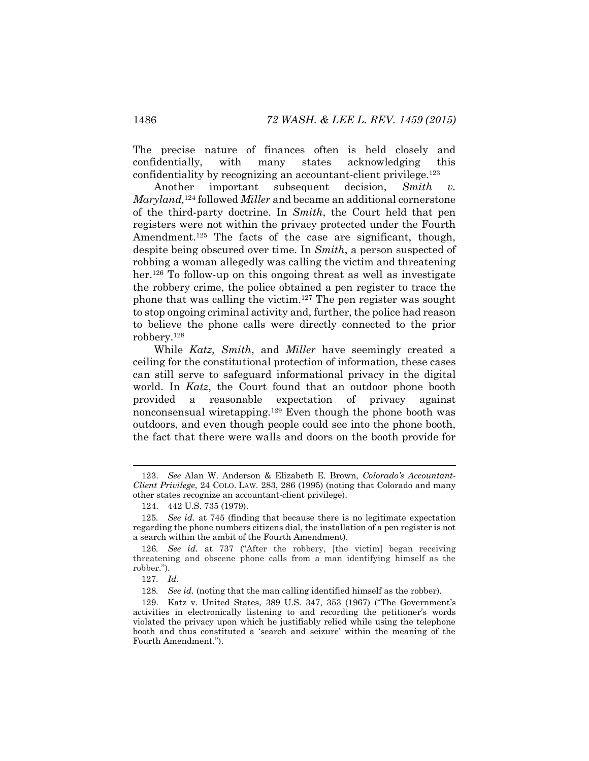The precise nature of finances often is held closely and confidentially, with many states acknowledging this confidentiality by recognizing an accountant-client privilege.[123]

Another important subsequent decision, *Smith v. Maryland,*[124] followed *Miller* and became an additional cornerstone of the third-party doctrine. In *Smith*, the Court held that pen registers were not within the privacy protected under the Fourth Amendment.[125] The facts of the case are significant, though, despite being obscured over time. In *Smith*, a person suspected of robbing a woman allegedly was calling the victim and threatening her.[126] To follow-up on this ongoing threat as well as investigate the robbery crime, the police obtained a pen register to trace the phone that was calling the victim.[127] The pen register was sought to stop ongoing criminal activity and, further, the police had reason to believe the phone calls were directly connected to the prior robbery.[128]

While *Katz, Smith*, and *Miller* have seemingly created a ceiling for the constitutional protection of information*,* these cases can still serve to safeguard informational privacy in the digital world. In *Katz*, the Court found that an outdoor phone booth provided a reasonable expectation of privacy against nonconsensual wiretapping.[129] Even though the phone booth was outdoors, and even though people could see into the phone booth, the fact that there were walls and doors on the booth provide for

---

123. *See* Alan W. Anderson & Elizabeth E. Brown, *Colorado's Accountant-Client Privilege*, 24 COLO. LAW. 283, 286 (1995) (noting that Colorado and many other states recognize an accountant-client privilege).

124. 442 U.S. 735 (1979).

125. *See id.* at 745 (finding that because there is no legitimate expectation regarding the phone numbers citizens dial, the installation of a pen register is not a search within the ambit of the Fourth Amendment).

126. *See id.* at 737 ("After the robbery, [the victim] began receiving threatening and obscene phone calls from a man identifying himself as the robber.").

127. *Id.*

128. *See id.* (noting that the man calling identified himself as the robber).

129. Katz v. United States, 389 U.S. 347, 353 (1967) ("The Government's activities in electronically listening to and recording the petitioner's words violated the privacy upon which he justifiably relied while using the telephone booth and thus constituted a 'search and seizure' within the meaning of the Fourth Amendment.").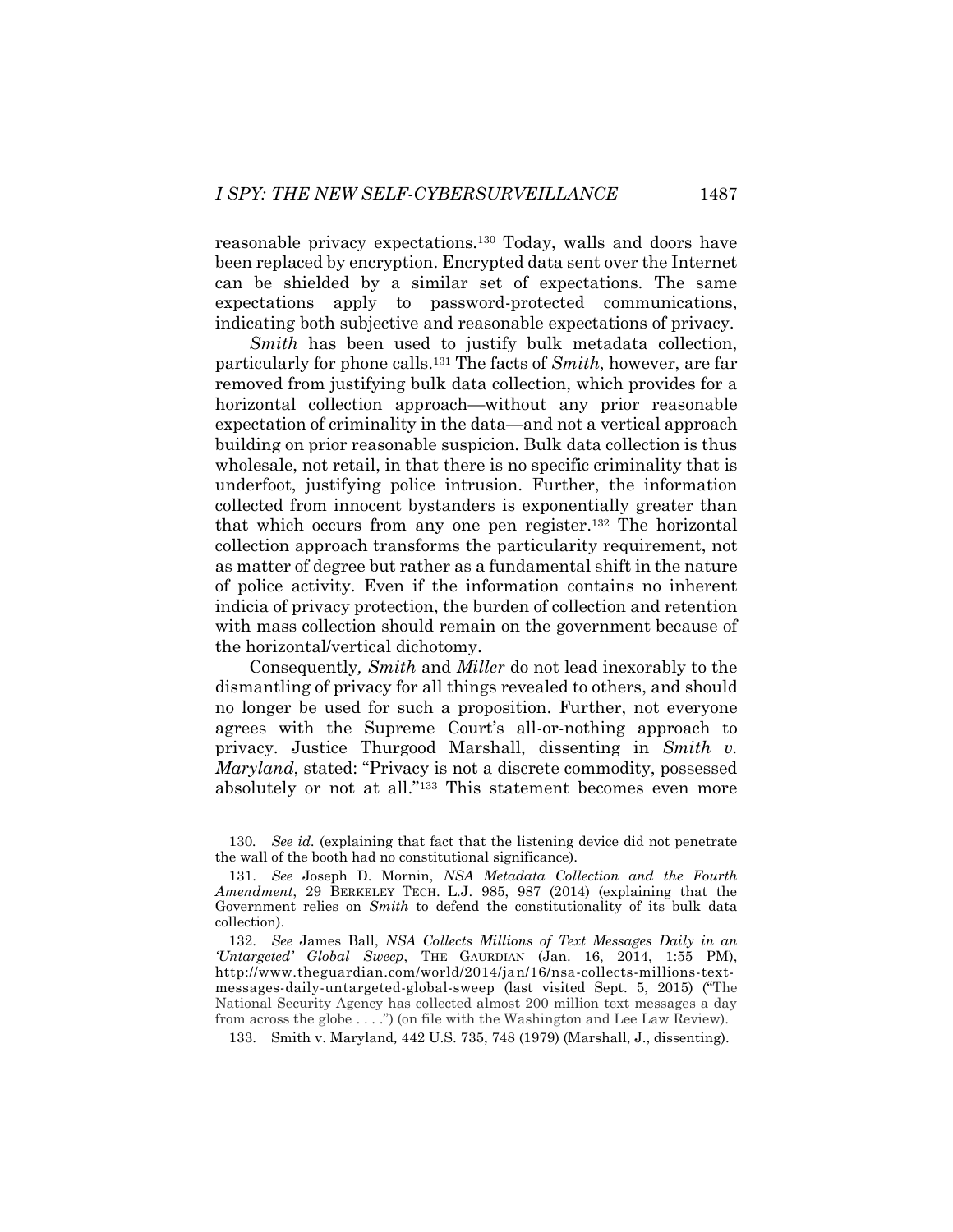reasonable privacy expectations.[130] Today, walls and doors have been replaced by encryption. Encrypted data sent over the Internet can be shielded by a similar set of expectations. The same expectations apply to password-protected communications, indicating both subjective and reasonable expectations of privacy.

*Smith* has been used to justify bulk metadata collection, particularly for phone calls.[131] The facts of *Smith*, however, are far removed from justifying bulk data collection, which provides for a horizontal collection approach—without any prior reasonable expectation of criminality in the data—and not a vertical approach building on prior reasonable suspicion. Bulk data collection is thus wholesale, not retail, in that there is no specific criminality that is underfoot, justifying police intrusion. Further, the information collected from innocent bystanders is exponentially greater than that which occurs from any one pen register.[132] The horizontal collection approach transforms the particularity requirement, not as matter of degree but rather as a fundamental shift in the nature of police activity. Even if the information contains no inherent indicia of privacy protection, the burden of collection and retention with mass collection should remain on the government because of the horizontal/vertical dichotomy.

Consequently*, Smith* and *Miller* do not lead inexorably to the dismantling of privacy for all things revealed to others, and should no longer be used for such a proposition. Further, not everyone agrees with the Supreme Court's all-or-nothing approach to privacy. Justice Thurgood Marshall, dissenting in *Smith v. Maryland*, stated: "Privacy is not a discrete commodity, possessed absolutely or not at all."[133] This statement becomes even more

---

130. *See id.* (explaining that fact that the listening device did not penetrate the wall of the booth had no constitutional significance).

131. *See* Joseph D. Mornin, *NSA Metadata Collection and the Fourth Amendment*, 29 BERKELEY TECH. L.J. 985, 987 (2014) (explaining that the Government relies on *Smith* to defend the constitutionality of its bulk data collection).

132. *See* James Ball, *NSA Collects Millions of Text Messages Daily in an 'Untargeted' Global Sweep*, THE GAURDIAN (Jan. 16, 2014, 1:55 PM), http://www.theguardian.com/world/2014/jan/16/nsa-collects-millions-text-messages-daily-untargeted-global-sweep (last visited Sept. 5, 2015) ("The National Security Agency has collected almost 200 million text messages a day from across the globe . . . .") (on file with the Washington and Lee Law Review).

133. Smith v. Maryland*,* 442 U.S. 735, 748 (1979) (Marshall, J., dissenting).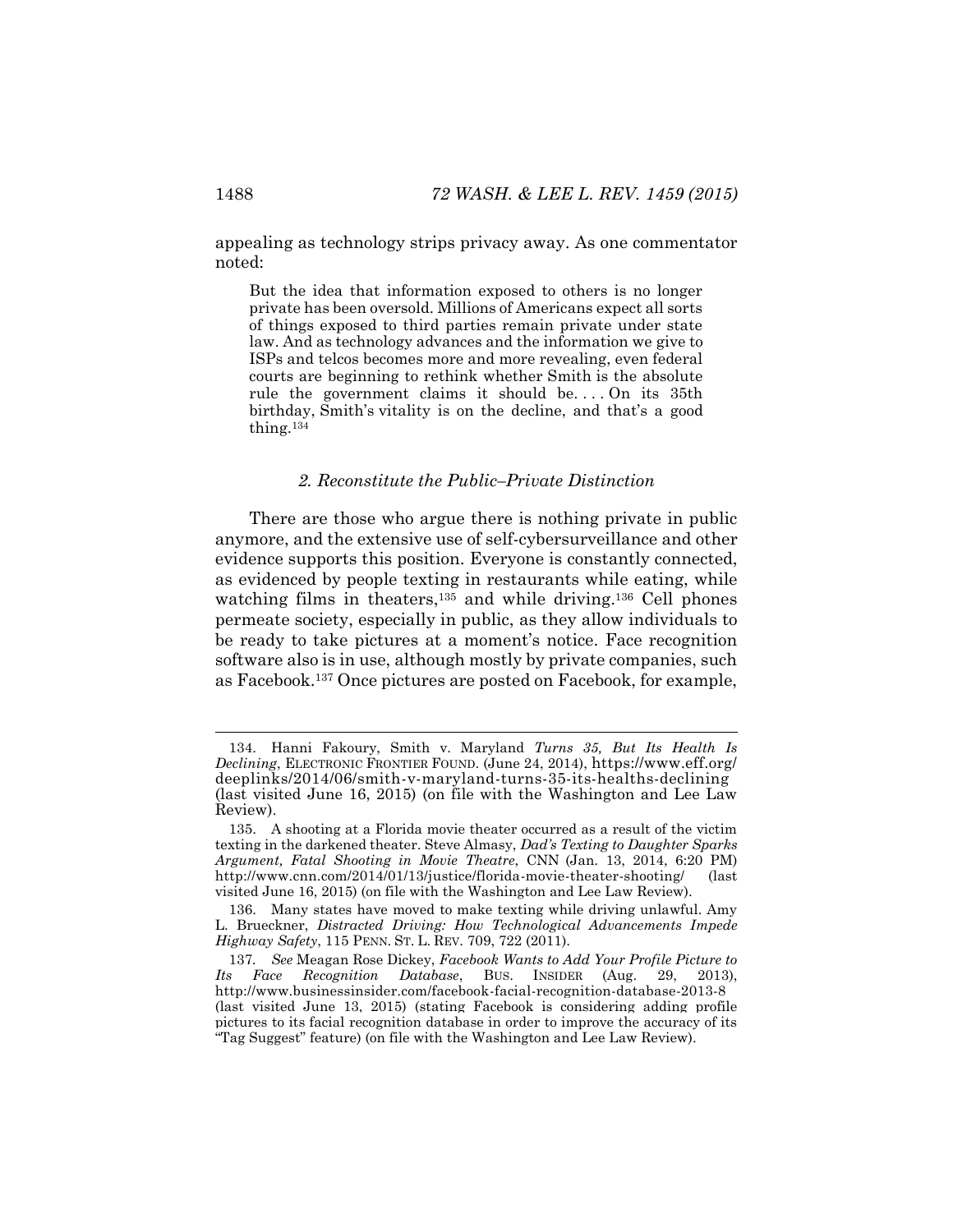appealing as technology strips privacy away. As one commentator noted:

> But the idea that information exposed to others is no longer private has been oversold. Millions of Americans expect all sorts of things exposed to third parties remain private under state law. And as technology advances and the information we give to ISPs and telcos becomes more and more revealing, even federal courts are beginning to rethink whether Smith is the absolute rule the government claims it should be. . . . On its 35th birthday, Smith's vitality is on the decline, and that's a good thing.[134]

### *2. Reconstitute the Public–Private Distinction*

There are those who argue there is nothing private in public anymore, and the extensive use of self-cybersurveillance and other evidence supports this position. Everyone is constantly connected, as evidenced by people texting in restaurants while eating, while watching films in theaters,[135] and while driving.[136] Cell phones permeate society, especially in public, as they allow individuals to be ready to take pictures at a moment's notice. Face recognition software also is in use, although mostly by private companies, such as Facebook.[137] Once pictures are posted on Facebook, for example,

---

134. Hanni Fakoury, Smith v. Maryland *Turns 35, But Its Health Is Declining*, ELECTRONIC FRONTIER FOUND. (June 24, 2014), https://www.eff.org/deeplinks/2014/06/smith-v-maryland-turns-35-its-healths-declining (last visited June 16, 2015) (on file with the Washington and Lee Law Review).

135. A shooting at a Florida movie theater occurred as a result of the victim texting in the darkened theater. Steve Almasy, *Dad's Texting to Daughter Sparks Argument, Fatal Shooting in Movie Theatre*, CNN (Jan. 13, 2014, 6:20 PM) http://www.cnn.com/2014/01/13/justice/florida-movie-theater-shooting/ (last visited June 16, 2015) (on file with the Washington and Lee Law Review).

136. Many states have moved to make texting while driving unlawful. Amy L. Brueckner, *Distracted Driving: How Technological Advancements Impede Highway Safety*, 115 PENN. ST. L. REV. 709, 722 (2011).

137. *See* Meagan Rose Dickey, *Facebook Wants to Add Your Profile Picture to Its Face Recognition Database*, BUS. INSIDER (Aug. 29, 2013), http://www.businessinsider.com/facebook-facial-recognition-database-2013-8 (last visited June 13, 2015) (stating Facebook is considering adding profile pictures to its facial recognition database in order to improve the accuracy of its "Tag Suggest" feature) (on file with the Washington and Lee Law Review).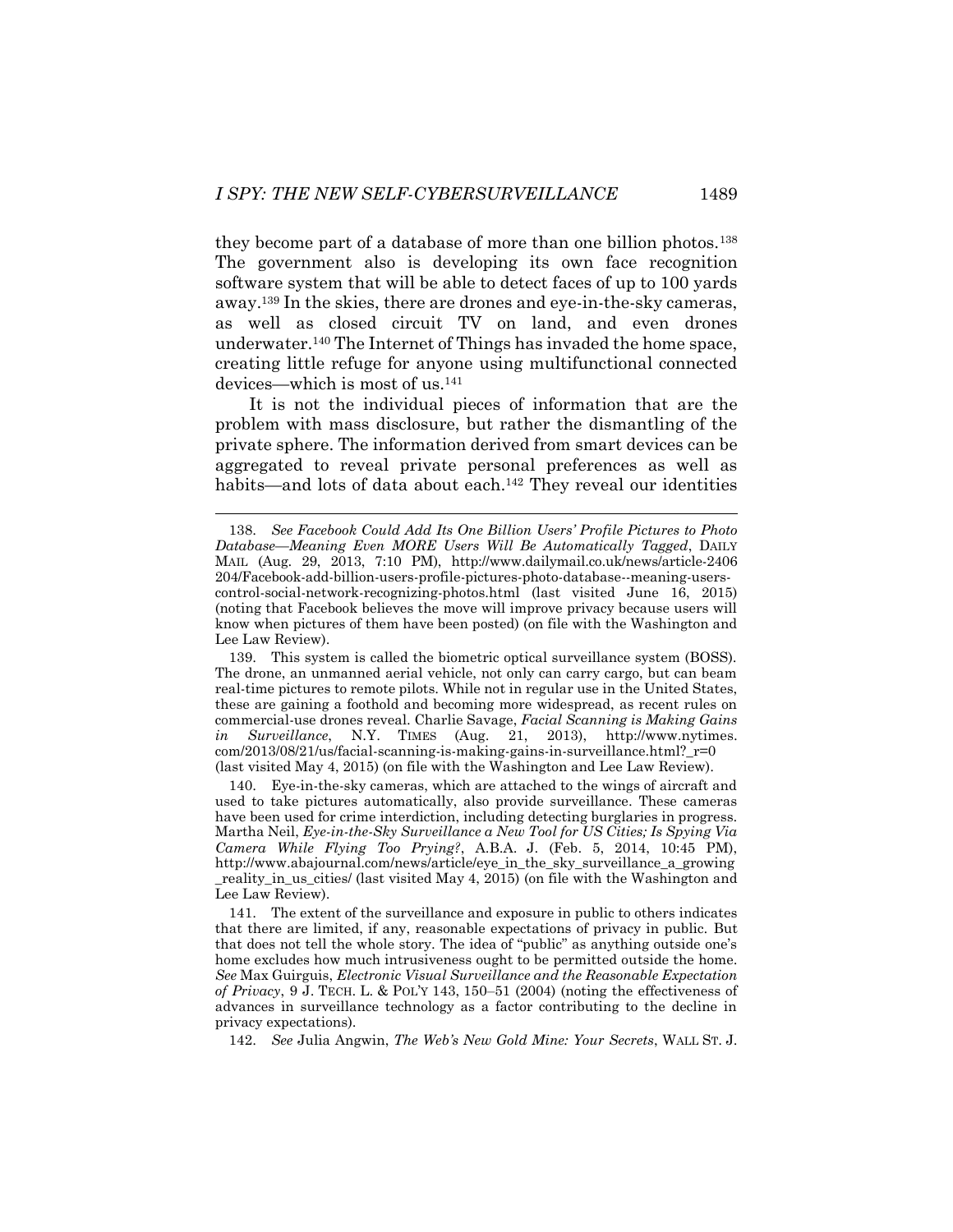they become part of a database of more than one billion photos.[138] The government also is developing its own face recognition software system that will be able to detect faces of up to 100 yards away.[139] In the skies, there are drones and eye-in-the-sky cameras, as well as closed circuit TV on land, and even drones underwater.[140] The Internet of Things has invaded the home space, creating little refuge for anyone using multifunctional connected devices—which is most of us.[141]

It is not the individual pieces of information that are the problem with mass disclosure, but rather the dismantling of the private sphere. The information derived from smart devices can be aggregated to reveal private personal preferences as well as habits—and lots of data about each.[142] They reveal our identities

---

138. *See Facebook Could Add Its One Billion Users' Profile Pictures to Photo Database—Meaning Even MORE Users Will Be Automatically Tagged*, DAILY MAIL (Aug. 29, 2013, 7:10 PM), http://www.dailymail.co.uk/news/article-2406204/Facebook-add-billion-users-profile-pictures-photo-database--meaning-users-control-social-network-recognizing-photos.html (last visited June 16, 2015) (noting that Facebook believes the move will improve privacy because users will know when pictures of them have been posted) (on file with the Washington and Lee Law Review).

139. This system is called the biometric optical surveillance system (BOSS). The drone, an unmanned aerial vehicle, not only can carry cargo, but can beam real-time pictures to remote pilots. While not in regular use in the United States, these are gaining a foothold and becoming more widespread, as recent rules on commercial-use drones reveal. Charlie Savage, *Facial Scanning is Making Gains in Surveillance*, N.Y. TIMES (Aug. 21, 2013), http://www.nytimes.com/2013/08/21/us/facial-scanning-is-making-gains-in-surveillance.html?_r=0 (last visited May 4, 2015) (on file with the Washington and Lee Law Review).

140. Eye-in-the-sky cameras, which are attached to the wings of aircraft and used to take pictures automatically, also provide surveillance. These cameras have been used for crime interdiction, including detecting burglaries in progress. Martha Neil, *Eye-in-the-Sky Surveillance a New Tool for US Cities; Is Spying Via Camera While Flying Too Prying?*, A.B.A. J. (Feb. 5, 2014, 10:45 PM), http://www.abajournal.com/news/article/eye_in_the_sky_surveillance_a_growing_reality_in_us_cities/ (last visited May 4, 2015) (on file with the Washington and Lee Law Review).

141. The extent of the surveillance and exposure in public to others indicates that there are limited, if any, reasonable expectations of privacy in public. But that does not tell the whole story. The idea of "public" as anything outside one's home excludes how much intrusiveness ought to be permitted outside the home. *See* Max Guirguis, *Electronic Visual Surveillance and the Reasonable Expectation of Privacy*, 9 J. TECH. L. & POL'Y 143, 150–51 (2004) (noting the effectiveness of advances in surveillance technology as a factor contributing to the decline in privacy expectations).

142. *See* Julia Angwin, *The Web's New Gold Mine: Your Secrets*, WALL ST. J.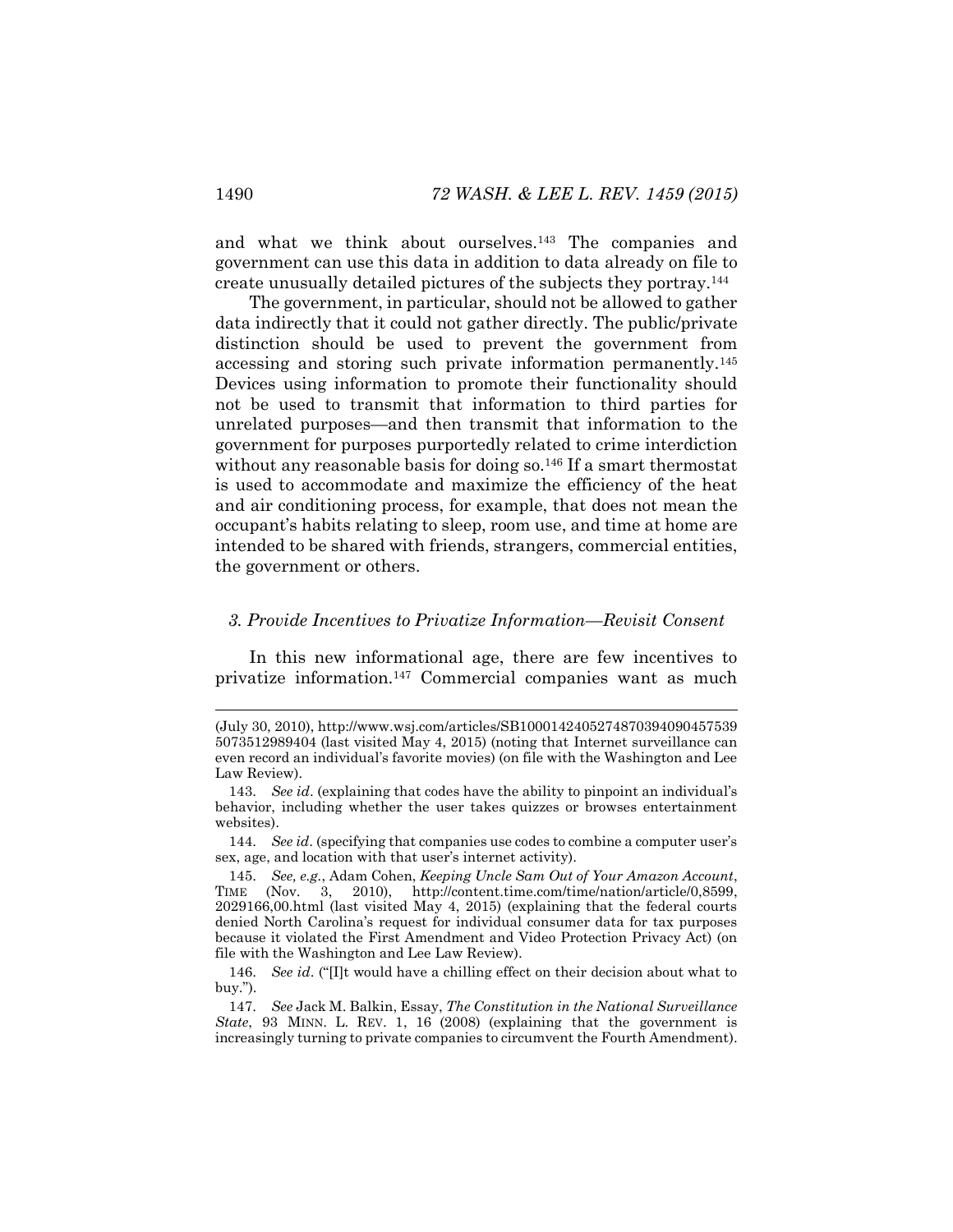and what we think about ourselves.[143] The companies and government can use this data in addition to data already on file to create unusually detailed pictures of the subjects they portray.[144]

The government, in particular, should not be allowed to gather data indirectly that it could not gather directly. The public/private distinction should be used to prevent the government from accessing and storing such private information permanently.[145] Devices using information to promote their functionality should not be used to transmit that information to third parties for unrelated purposes—and then transmit that information to the government for purposes purportedly related to crime interdiction without any reasonable basis for doing so.[146] If a smart thermostat is used to accommodate and maximize the efficiency of the heat and air conditioning process, for example, that does not mean the occupant's habits relating to sleep, room use, and time at home are intended to be shared with friends, strangers, commercial entities, the government or others.

### *3. Provide Incentives to Privatize Information—Revisit Consent*

In this new informational age, there are few incentives to privatize information.[147] Commercial companies want as much

---

(July 30, 2010), http://www.wsj.com/articles/SB10001424052748703940904575395073512989404 (last visited May 4, 2015) (noting that Internet surveillance can even record an individual's favorite movies) (on file with the Washington and Lee Law Review).

143. *See id*. (explaining that codes have the ability to pinpoint an individual's behavior, including whether the user takes quizzes or browses entertainment websites).

144. *See id*. (specifying that companies use codes to combine a computer user's sex, age, and location with that user's internet activity).

145. *See, e.g.*, Adam Cohen, *Keeping Uncle Sam Out of Your Amazon Account*, TIME (Nov. 3, 2010), http://content.time.com/time/nation/article/0,8599,2029166,00.html (last visited May 4, 2015) (explaining that the federal courts denied North Carolina's request for individual consumer data for tax purposes because it violated the First Amendment and Video Protection Privacy Act) (on file with the Washington and Lee Law Review).

146. *See id*. ("[I]t would have a chilling effect on their decision about what to buy.").

147. *See* Jack M. Balkin, Essay, *The Constitution in the National Surveillance State*, 93 MINN. L. REV. 1, 16 (2008) (explaining that the government is increasingly turning to private companies to circumvent the Fourth Amendment).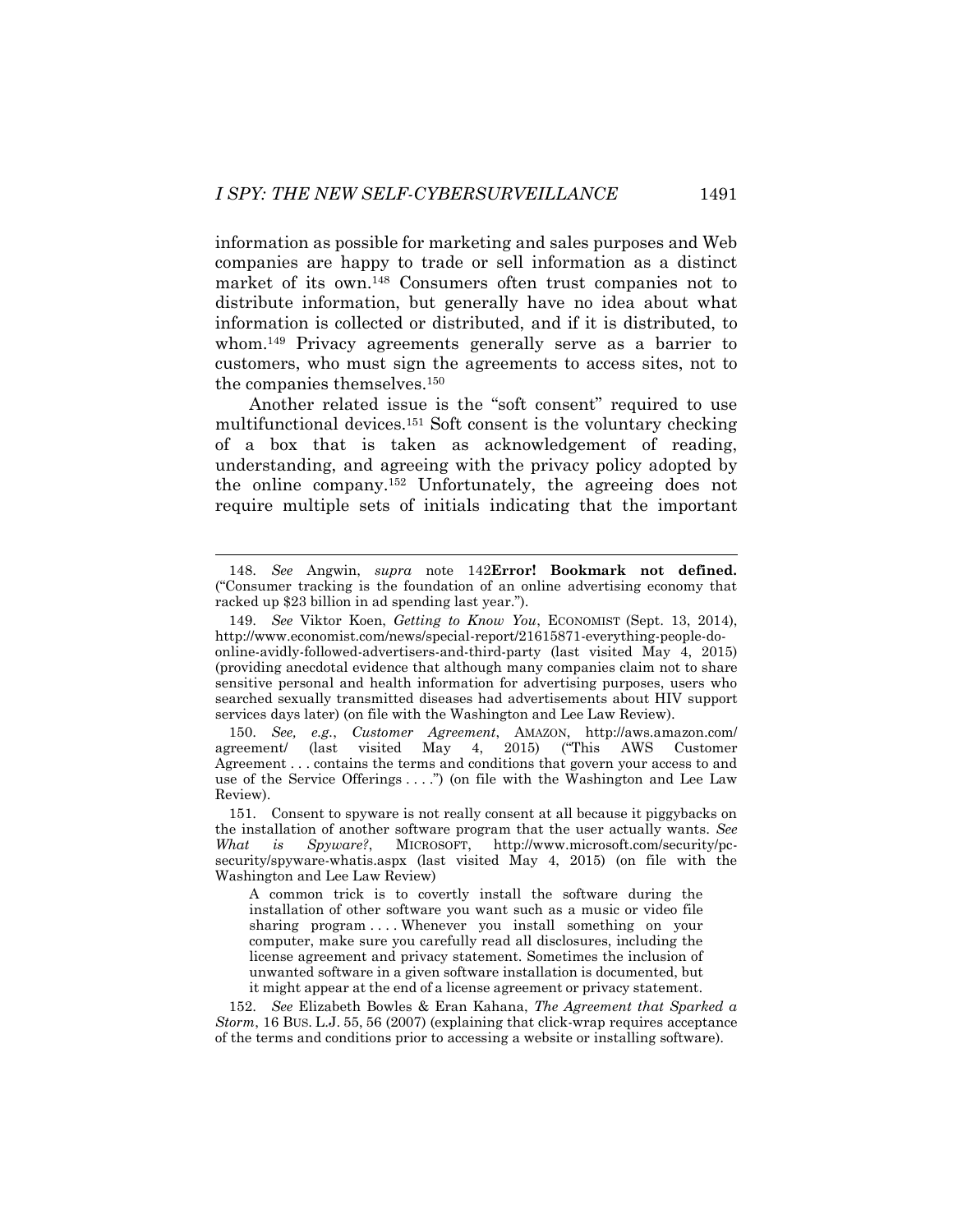information as possible for marketing and sales purposes and Web companies are happy to trade or sell information as a distinct market of its own.[148] Consumers often trust companies not to distribute information, but generally have no idea about what information is collected or distributed, and if it is distributed, to whom.[149] Privacy agreements generally serve as a barrier to customers, who must sign the agreements to access sites, not to the companies themselves.[150]

Another related issue is the "soft consent" required to use multifunctional devices.[151] Soft consent is the voluntary checking of a box that is taken as acknowledgement of reading, understanding, and agreeing with the privacy policy adopted by the online company.[152] Unfortunately, the agreeing does not require multiple sets of initials indicating that the important

---

148. *See* Angwin, *supra* note 142**Error! Bookmark not defined.** ("Consumer tracking is the foundation of an online advertising economy that racked up $23 billion in ad spending last year.").

149. *See* Viktor Koen, *Getting to Know You*, ECONOMIST (Sept. 13, 2014), http://www.economist.com/news/special-report/21615871-everything-people-do-online-avidly-followed-advertisers-and-third-party (last visited May 4, 2015) (providing anecdotal evidence that although many companies claim not to share sensitive personal and health information for advertising purposes, users who searched sexually transmitted diseases had advertisements about HIV support services days later) (on file with the Washington and Lee Law Review).

150. *See, e.g.*, *Customer Agreement*, AMAZON, http://aws.amazon.com/agreement/ (last visited May 4, 2015) ("This AWS Customer Agreement . . . contains the terms and conditions that govern your access to and use of the Service Offerings . . . .") (on file with the Washington and Lee Law Review).

151. Consent to spyware is not really consent at all because it piggybacks on the installation of another software program that the user actually wants. *See What is Spyware?*, MICROSOFT, http://www.microsoft.com/security/pc-security/spyware-whatis.aspx (last visited May 4, 2015) (on file with the Washington and Lee Law Review)

> A common trick is to covertly install the software during the installation of other software you want such as a music or video file sharing program . . . . Whenever you install something on your computer, make sure you carefully read all disclosures, including the license agreement and privacy statement. Sometimes the inclusion of unwanted software in a given software installation is documented, but it might appear at the end of a license agreement or privacy statement.

152. *See* Elizabeth Bowles & Eran Kahana, *The Agreement that Sparked a Storm*, 16 BUS. L.J. 55, 56 (2007) (explaining that click-wrap requires acceptance of the terms and conditions prior to accessing a website or installing software).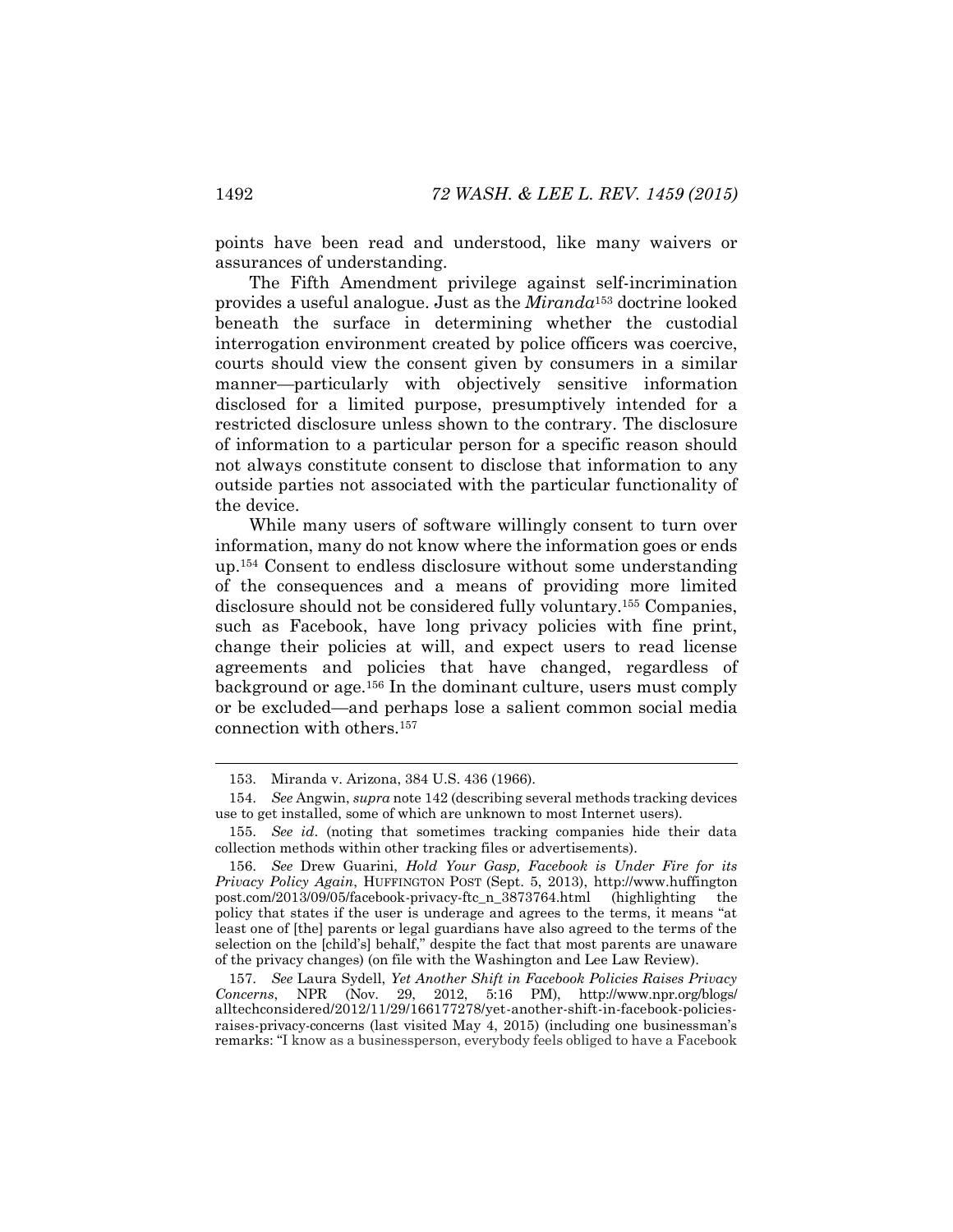points have been read and understood, like many waivers or assurances of understanding.

The Fifth Amendment privilege against self-incrimination provides a useful analogue. Just as the *Miranda*[153] doctrine looked beneath the surface in determining whether the custodial interrogation environment created by police officers was coercive, courts should view the consent given by consumers in a similar manner—particularly with objectively sensitive information disclosed for a limited purpose, presumptively intended for a restricted disclosure unless shown to the contrary. The disclosure of information to a particular person for a specific reason should not always constitute consent to disclose that information to any outside parties not associated with the particular functionality of the device.

While many users of software willingly consent to turn over information, many do not know where the information goes or ends up.[154] Consent to endless disclosure without some understanding of the consequences and a means of providing more limited disclosure should not be considered fully voluntary.[155] Companies, such as Facebook, have long privacy policies with fine print, change their policies at will, and expect users to read license agreements and policies that have changed, regardless of background or age.[156] In the dominant culture, users must comply or be excluded—and perhaps lose a salient common social media connection with others.[157]

---

153. Miranda v. Arizona, 384 U.S. 436 (1966).

154. *See* Angwin, *supra* note 142 (describing several methods tracking devices use to get installed, some of which are unknown to most Internet users).

155. *See id*. (noting that sometimes tracking companies hide their data collection methods within other tracking files or advertisements).

156. *See* Drew Guarini, *Hold Your Gasp, Facebook is Under Fire for its Privacy Policy Again*, HUFFINGTON POST (Sept. 5, 2013), http://www.huffington post.com/2013/09/05/facebook-privacy-ftc_n_3873764.html (highlighting the policy that states if the user is underage and agrees to the terms, it means "at least one of [the] parents or legal guardians have also agreed to the terms of the selection on the [child's] behalf," despite the fact that most parents are unaware of the privacy changes) (on file with the Washington and Lee Law Review).

157. *See* Laura Sydell, *Yet Another Shift in Facebook Policies Raises Privacy Concerns*, NPR (Nov. 29, 2012, 5:16 PM), http://www.npr.org/blogs/alltechconsidered/2012/11/29/166177278/yet-another-shift-in-facebook-policies-raises-privacy-concerns (last visited May 4, 2015) (including one businessman's remarks: "I know as a businessperson, everybody feels obliged to have a Facebook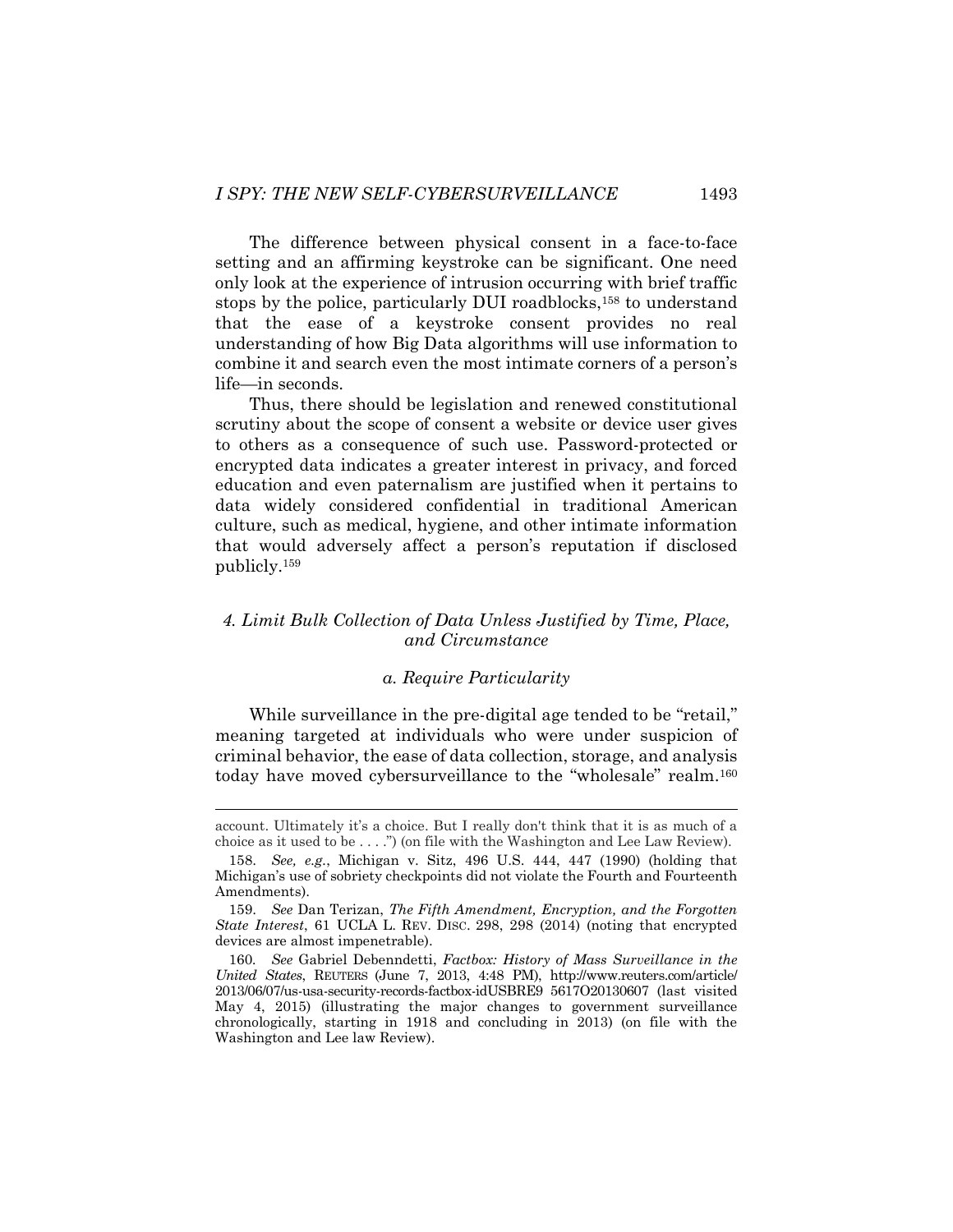The difference between physical consent in a face-to-face setting and an affirming keystroke can be significant. One need only look at the experience of intrusion occurring with brief traffic stops by the police, particularly DUI roadblocks,[158] to understand that the ease of a keystroke consent provides no real understanding of how Big Data algorithms will use information to combine it and search even the most intimate corners of a person's life—in seconds.

Thus, there should be legislation and renewed constitutional scrutiny about the scope of consent a website or device user gives to others as a consequence of such use. Password-protected or encrypted data indicates a greater interest in privacy, and forced education and even paternalism are justified when it pertains to data widely considered confidential in traditional American culture, such as medical, hygiene, and other intimate information that would adversely affect a person's reputation if disclosed publicly.[159]

#### *4. Limit Bulk Collection of Data Unless Justified by Time, Place, and Circumstance*

##### *a. Require Particularity*

While surveillance in the pre-digital age tended to be "retail," meaning targeted at individuals who were under suspicion of criminal behavior, the ease of data collection, storage, and analysis today have moved cybersurveillance to the "wholesale" realm.[160]

---

account. Ultimately it's a choice. But I really don't think that it is as much of a choice as it used to be . . . .") (on file with the Washington and Lee Law Review).

158. *See, e.g.*, Michigan v. Sitz, 496 U.S. 444, 447 (1990) (holding that Michigan's use of sobriety checkpoints did not violate the Fourth and Fourteenth Amendments).

159. *See* Dan Terizan, *The Fifth Amendment, Encryption, and the Forgotten State Interest*, 61 UCLA L. REV. DISC. 298, 298 (2014) (noting that encrypted devices are almost impenetrable).

160. *See* Gabriel Debenndetti, *Factbox: History of Mass Surveillance in the United States*, REUTERS (June 7, 2013, 4:48 PM), http://www.reuters.com/article/2013/06/07/us-usa-security-records-factbox-idUSBRE9 5617O20130607 (last visited May 4, 2015) (illustrating the major changes to government surveillance chronologically, starting in 1918 and concluding in 2013) (on file with the Washington and Lee law Review).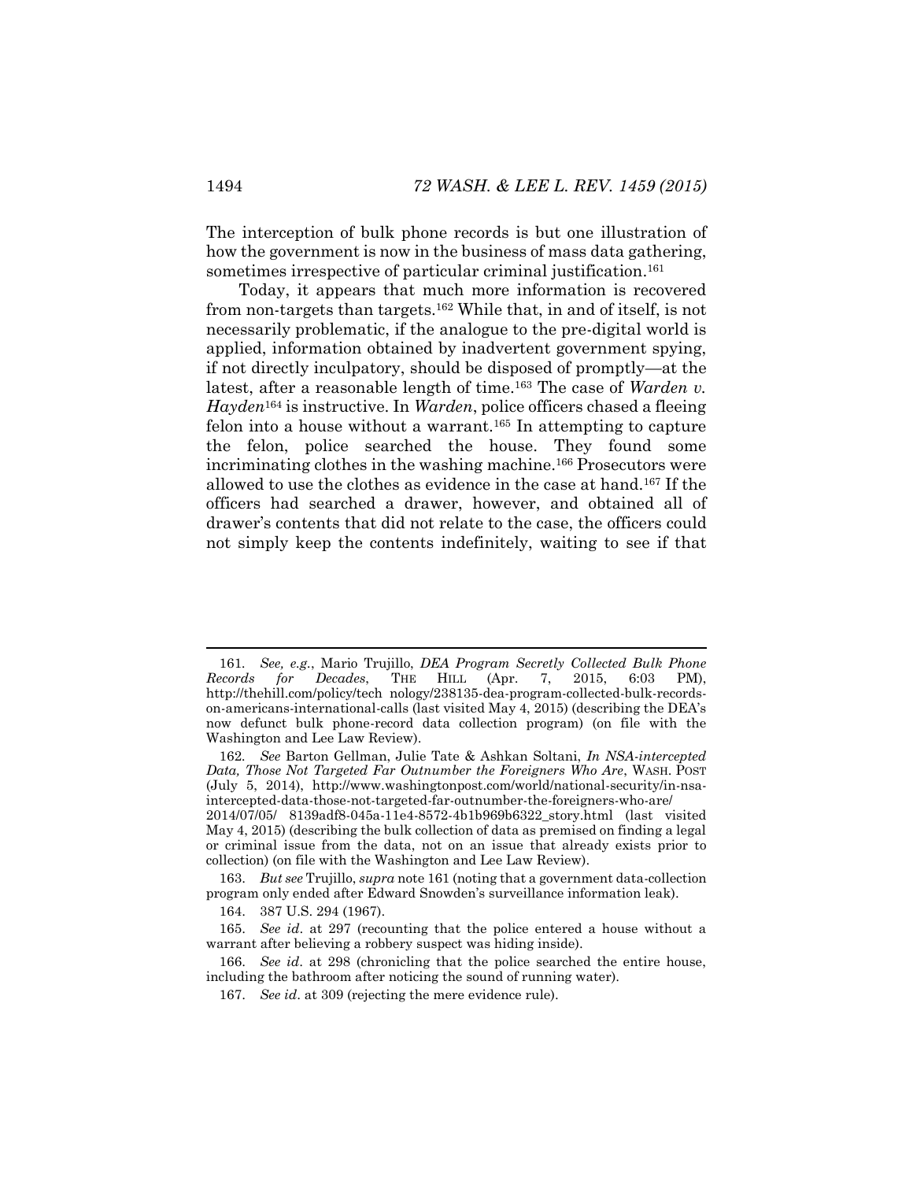The interception of bulk phone records is but one illustration of how the government is now in the business of mass data gathering, sometimes irrespective of particular criminal justification.[161]

Today, it appears that much more information is recovered from non-targets than targets.[162] While that, in and of itself, is not necessarily problematic, if the analogue to the pre-digital world is applied, information obtained by inadvertent government spying, if not directly inculpatory, should be disposed of promptly—at the latest, after a reasonable length of time.[163] The case of *Warden v. Hayden*[164] is instructive. In *Warden*, police officers chased a fleeing felon into a house without a warrant.[165] In attempting to capture the felon, police searched the house. They found some incriminating clothes in the washing machine.[166] Prosecutors were allowed to use the clothes as evidence in the case at hand.[167] If the officers had searched a drawer, however, and obtained all of drawer's contents that did not relate to the case, the officers could not simply keep the contents indefinitely, waiting to see if that

---

161. *See, e.g.*, Mario Trujillo, *DEA Program Secretly Collected Bulk Phone Records for Decades*, THE HILL (Apr. 7, 2015, 6:03 PM), http://thehill.com/policy/technology/238135-dea-program-collected-bulk-records-on-americans-international-calls (last visited May 4, 2015) (describing the DEA's now defunct bulk phone-record data collection program) (on file with the Washington and Lee Law Review).

162. *See* Barton Gellman, Julie Tate & Ashkan Soltani, *In NSA-intercepted Data, Those Not Targeted Far Outnumber the Foreigners Who Are*, WASH. POST (July 5, 2014), http://www.washingtonpost.com/world/national-security/in-nsa-intercepted-data-those-not-targeted-far-outnumber-the-foreigners-who-are/2014/07/05/8139adf8-045a-11e4-8572-4b1b969b6322_story.html (last visited May 4, 2015) (describing the bulk collection of data as premised on finding a legal or criminal issue from the data, not on an issue that already exists prior to collection) (on file with the Washington and Lee Law Review).

163. *But see* Trujillo, *supra* note 161 (noting that a government data-collection program only ended after Edward Snowden's surveillance information leak).

164. 387 U.S. 294 (1967).

165. *See id*. at 297 (recounting that the police entered a house without a warrant after believing a robbery suspect was hiding inside).

166. *See id*. at 298 (chronicling that the police searched the entire house, including the bathroom after noticing the sound of running water).

167. *See id*. at 309 (rejecting the mere evidence rule).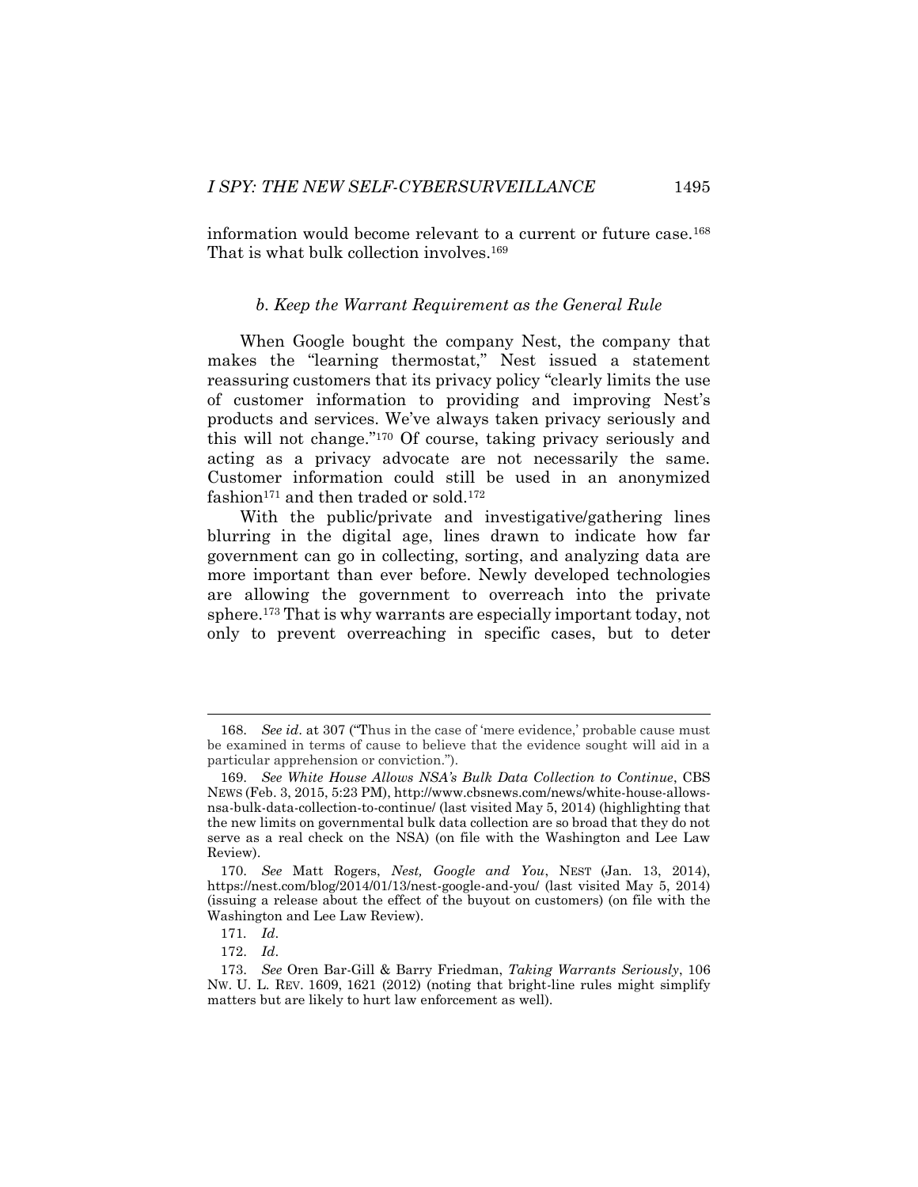information would become relevant to a current or future case.[168] That is what bulk collection involves.[169]

#### *b. Keep the Warrant Requirement as the General Rule*

When Google bought the company Nest, the company that makes the "learning thermostat," Nest issued a statement reassuring customers that its privacy policy "clearly limits the use of customer information to providing and improving Nest's products and services. We've always taken privacy seriously and this will not change."[170] Of course, taking privacy seriously and acting as a privacy advocate are not necessarily the same. Customer information could still be used in an anonymized fashion[171] and then traded or sold.[172]

With the public/private and investigative/gathering lines blurring in the digital age, lines drawn to indicate how far government can go in collecting, sorting, and analyzing data are more important than ever before. Newly developed technologies are allowing the government to overreach into the private sphere.[173] That is why warrants are especially important today, not only to prevent overreaching in specific cases, but to deter

---

168. *See id.* at 307 ("Thus in the case of 'mere evidence,' probable cause must be examined in terms of cause to believe that the evidence sought will aid in a particular apprehension or conviction.").

169. *See White House Allows NSA's Bulk Data Collection to Continue*, CBS NEWS (Feb. 3, 2015, 5:23 PM), http://www.cbsnews.com/news/white-house-allows-nsa-bulk-data-collection-to-continue/ (last visited May 5, 2014) (highlighting that the new limits on governmental bulk data collection are so broad that they do not serve as a real check on the NSA) (on file with the Washington and Lee Law Review).

170. *See* Matt Rogers, *Nest, Google and You*, NEST (Jan. 13, 2014), https://nest.com/blog/2014/01/13/nest-google-and-you/ (last visited May 5, 2014) (issuing a release about the effect of the buyout on customers) (on file with the Washington and Lee Law Review).

171. *Id.*

172. *Id.*

173. *See* Oren Bar-Gill & Barry Friedman, *Taking Warrants Seriously*, 106 NW. U. L. REV. 1609, 1621 (2012) (noting that bright-line rules might simplify matters but are likely to hurt law enforcement as well).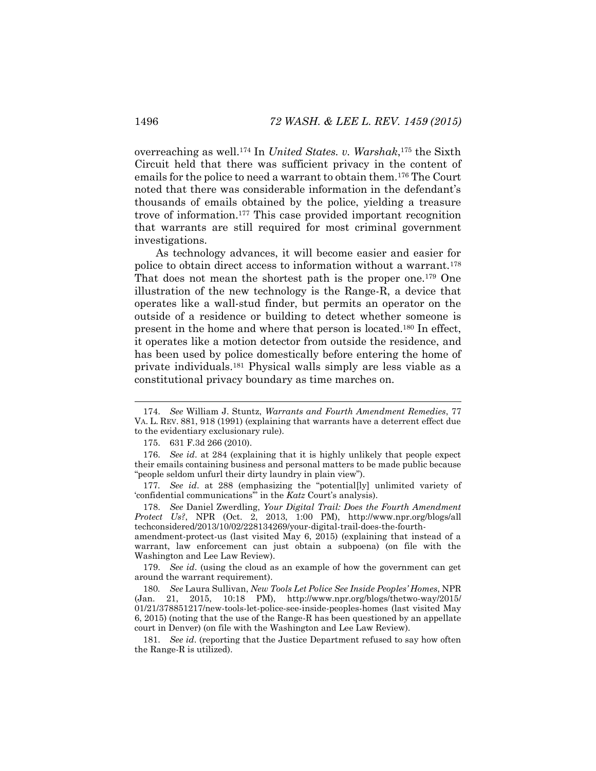overreaching as well.[174] In *United States. v. Warshak*,[175] the Sixth Circuit held that there was sufficient privacy in the content of emails for the police to need a warrant to obtain them.[176] The Court noted that there was considerable information in the defendant's thousands of emails obtained by the police, yielding a treasure trove of information.[177] This case provided important recognition that warrants are still required for most criminal government investigations.

As technology advances, it will become easier and easier for police to obtain direct access to information without a warrant.[178] That does not mean the shortest path is the proper one.[179] One illustration of the new technology is the Range-R, a device that operates like a wall-stud finder, but permits an operator on the outside of a residence or building to detect whether someone is present in the home and where that person is located.[180] In effect, it operates like a motion detector from outside the residence, and has been used by police domestically before entering the home of private individuals.[181] Physical walls simply are less viable as a constitutional privacy boundary as time marches on.

---

174. *See* William J. Stuntz, *Warrants and Fourth Amendment Remedies*, 77 VA. L. REV. 881, 918 (1991) (explaining that warrants have a deterrent effect due to the evidentiary exclusionary rule).

175. 631 F.3d 266 (2010).

176. *See id.* at 284 (explaining that it is highly unlikely that people expect their emails containing business and personal matters to be made public because "people seldom unfurl their dirty laundry in plain view").

177. *See id.* at 288 (emphasizing the "potential[ly] unlimited variety of 'confidential communications'" in the *Katz* Court's analysis).

178. *See* Daniel Zwerdling, *Your Digital Trail: Does the Fourth Amendment Protect Us?*, NPR (Oct. 2, 2013, 1:00 PM), http://www.npr.org/blogs/alltechconsidered/2013/10/02/228134269/your-digital-trail-does-the-fourth-amendment-protect-us (last visited May 6, 2015) (explaining that instead of a warrant, law enforcement can just obtain a subpoena) (on file with the Washington and Lee Law Review).

179. *See id.* (using the cloud as an example of how the government can get around the warrant requirement).

180. *See* Laura Sullivan, *New Tools Let Police See Inside Peoples' Homes*, NPR (Jan. 21, 2015, 10:18 PM), http://www.npr.org/blogs/thetwo-way/2015/01/21/378851217/new-tools-let-police-see-inside-peoples-homes (last visited May 6, 2015) (noting that the use of the Range-R has been questioned by an appellate court in Denver) (on file with the Washington and Lee Law Review).

181. *See id.* (reporting that the Justice Department refused to say how often the Range-R is utilized).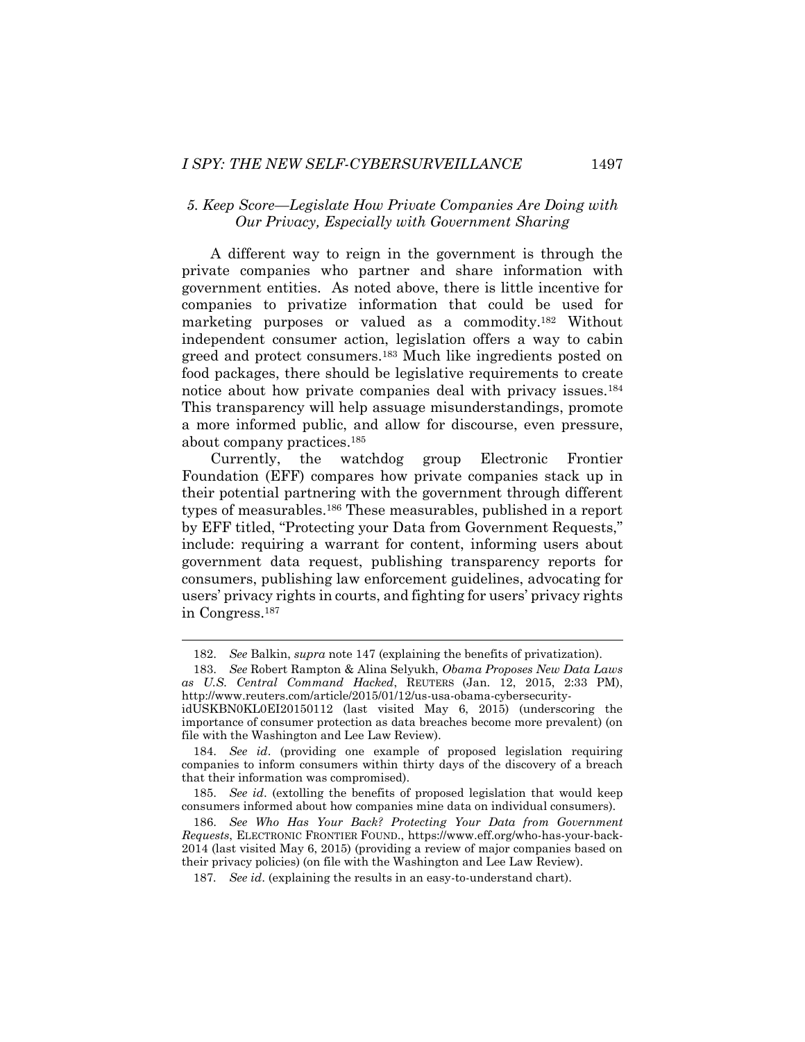### *5. Keep Score—Legislate How Private Companies Are Doing with Our Privacy, Especially with Government Sharing*

A different way to reign in the government is through the private companies who partner and share information with government entities. As noted above, there is little incentive for companies to privatize information that could be used for marketing purposes or valued as a commodity.[182] Without independent consumer action, legislation offers a way to cabin greed and protect consumers.[183] Much like ingredients posted on food packages, there should be legislative requirements to create notice about how private companies deal with privacy issues.[184] This transparency will help assuage misunderstandings, promote a more informed public, and allow for discourse, even pressure, about company practices.[185]

Currently, the watchdog group Electronic Frontier Foundation (EFF) compares how private companies stack up in their potential partnering with the government through different types of measurables.[186] These measurables, published in a report by EFF titled, "Protecting your Data from Government Requests," include: requiring a warrant for content, informing users about government data request, publishing transparency reports for consumers, publishing law enforcement guidelines, advocating for users' privacy rights in courts, and fighting for users' privacy rights in Congress.[187]

---

182. *See* Balkin, *supra* note 147 (explaining the benefits of privatization).

183. *See* Robert Rampton & Alina Selyukh, *Obama Proposes New Data Laws as U.S. Central Command Hacked*, REUTERS (Jan. 12, 2015, 2:33 PM), http://www.reuters.com/article/2015/01/12/us-usa-obama-cybersecurity-idUSKBN0KL0EI20150112 (last visited May 6, 2015) (underscoring the importance of consumer protection as data breaches become more prevalent) (on file with the Washington and Lee Law Review).

184. *See id*. (providing one example of proposed legislation requiring companies to inform consumers within thirty days of the discovery of a breach that their information was compromised).

185. *See id.* (extolling the benefits of proposed legislation that would keep consumers informed about how companies mine data on individual consumers).

186. *See Who Has Your Back? Protecting Your Data from Government Requests*, ELECTRONIC FRONTIER FOUND., https://www.eff.org/who-has-your-back-2014 (last visited May 6, 2015) (providing a review of major companies based on their privacy policies) (on file with the Washington and Lee Law Review).

187. *See id.* (explaining the results in an easy-to-understand chart).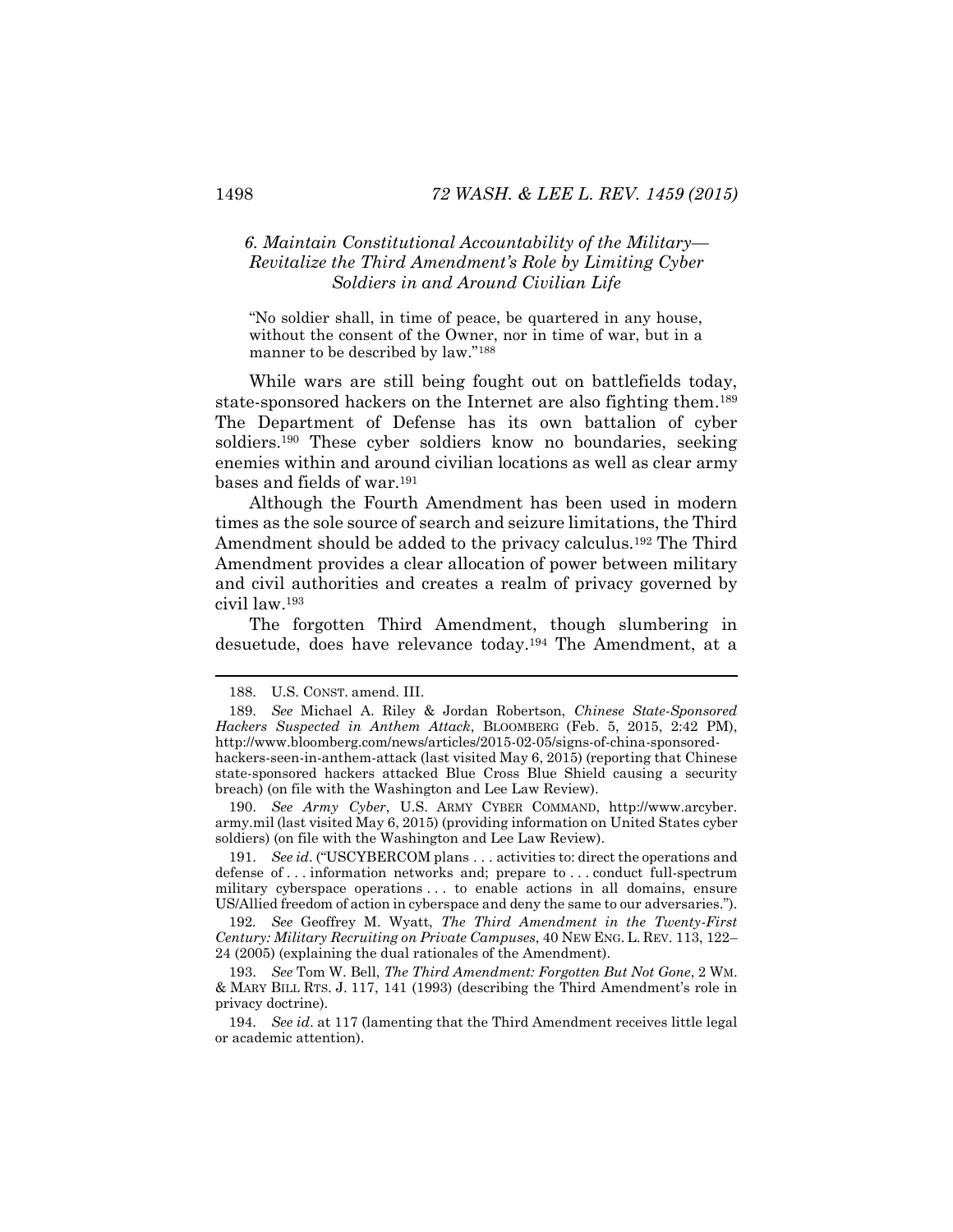### *6. Maintain Constitutional Accountability of the Military—Revitalize the Third Amendment's Role by Limiting Cyber Soldiers in and Around Civilian Life*

> "No soldier shall, in time of peace, be quartered in any house, without the consent of the Owner, nor in time of war, but in a manner to be described by law."[188]

While wars are still being fought out on battlefields today, state-sponsored hackers on the Internet are also fighting them.[189] The Department of Defense has its own battalion of cyber soldiers.[190] These cyber soldiers know no boundaries, seeking enemies within and around civilian locations as well as clear army bases and fields of war.[191]

Although the Fourth Amendment has been used in modern times as the sole source of search and seizure limitations, the Third Amendment should be added to the privacy calculus.[192] The Third Amendment provides a clear allocation of power between military and civil authorities and creates a realm of privacy governed by civil law.[193]

The forgotten Third Amendment, though slumbering in desuetude, does have relevance today.[194] The Amendment, at a

---

188. U.S. CONST. amend. III.

189. *See* Michael A. Riley & Jordan Robertson, *Chinese State-Sponsored Hackers Suspected in Anthem Attack*, BLOOMBERG (Feb. 5, 2015, 2:42 PM), http://www.bloomberg.com/news/articles/2015-02-05/signs-of-china-sponsored-hackers-seen-in-anthem-attack (last visited May 6, 2015) (reporting that Chinese state-sponsored hackers attacked Blue Cross Blue Shield causing a security breach) (on file with the Washington and Lee Law Review).

190. *See Army Cyber*, U.S. ARMY CYBER COMMAND, http://www.arcyber.army.mil (last visited May 6, 2015) (providing information on United States cyber soldiers) (on file with the Washington and Lee Law Review).

191. *See id*. ("USCYBERCOM plans . . . activities to: direct the operations and defense of . . . information networks and; prepare to . . . conduct full-spectrum military cyberspace operations . . . to enable actions in all domains, ensure US/Allied freedom of action in cyberspace and deny the same to our adversaries.").

192. *See* Geoffrey M. Wyatt, *The Third Amendment in the Twenty-First Century: Military Recruiting on Private Campuses*, 40 NEW ENG. L. REV. 113, 122–24 (2005) (explaining the dual rationales of the Amendment).

193. *See* Tom W. Bell, *The Third Amendment: Forgotten But Not Gone*, 2 WM. & MARY BILL RTS. J. 117, 141 (1993) (describing the Third Amendment's role in privacy doctrine).

194. *See id*. at 117 (lamenting that the Third Amendment receives little legal or academic attention).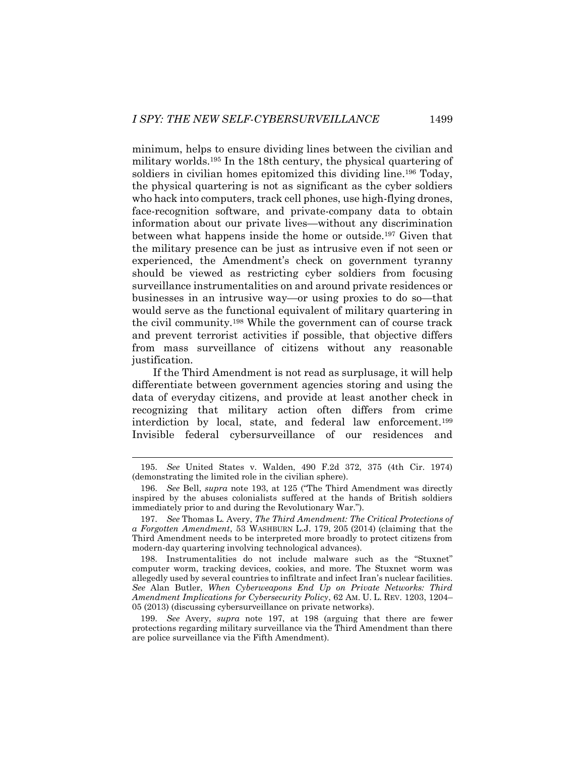minimum, helps to ensure dividing lines between the civilian and military worlds.[195] In the 18th century, the physical quartering of soldiers in civilian homes epitomized this dividing line.[196] Today, the physical quartering is not as significant as the cyber soldiers who hack into computers, track cell phones, use high-flying drones, face-recognition software, and private-company data to obtain information about our private lives—without any discrimination between what happens inside the home or outside.[197] Given that the military presence can be just as intrusive even if not seen or experienced, the Amendment's check on government tyranny should be viewed as restricting cyber soldiers from focusing surveillance instrumentalities on and around private residences or businesses in an intrusive way—or using proxies to do so—that would serve as the functional equivalent of military quartering in the civil community.[198] While the government can of course track and prevent terrorist activities if possible, that objective differs from mass surveillance of citizens without any reasonable justification.

If the Third Amendment is not read as surplusage, it will help differentiate between government agencies storing and using the data of everyday citizens, and provide at least another check in recognizing that military action often differs from crime interdiction by local, state, and federal law enforcement.[199] Invisible federal cybersurveillance of our residences and

---

195. *See* United States v. Walden, 490 F.2d 372, 375 (4th Cir. 1974) (demonstrating the limited role in the civilian sphere).

196. *See* Bell, *supra* note 193, at 125 ("The Third Amendment was directly inspired by the abuses colonialists suffered at the hands of British soldiers immediately prior to and during the Revolutionary War.").

197. *See* Thomas L. Avery, *The Third Amendment: The Critical Protections of a Forgotten Amendment*, 53 WASHBURN L.J. 179, 205 (2014) (claiming that the Third Amendment needs to be interpreted more broadly to protect citizens from modern-day quartering involving technological advances).

198. Instrumentalities do not include malware such as the "Stuxnet" computer worm, tracking devices, cookies, and more. The Stuxnet worm was allegedly used by several countries to infiltrate and infect Iran's nuclear facilities. *See* Alan Butler, *When Cyberweapons End Up on Private Networks: Third Amendment Implications for Cybersecurity Policy*, 62 AM. U. L. REV. 1203, 1204–05 (2013) (discussing cybersurveillance on private networks).

199. *See* Avery, *supra* note 197, at 198 (arguing that there are fewer protections regarding military surveillance via the Third Amendment than there are police surveillance via the Fifth Amendment).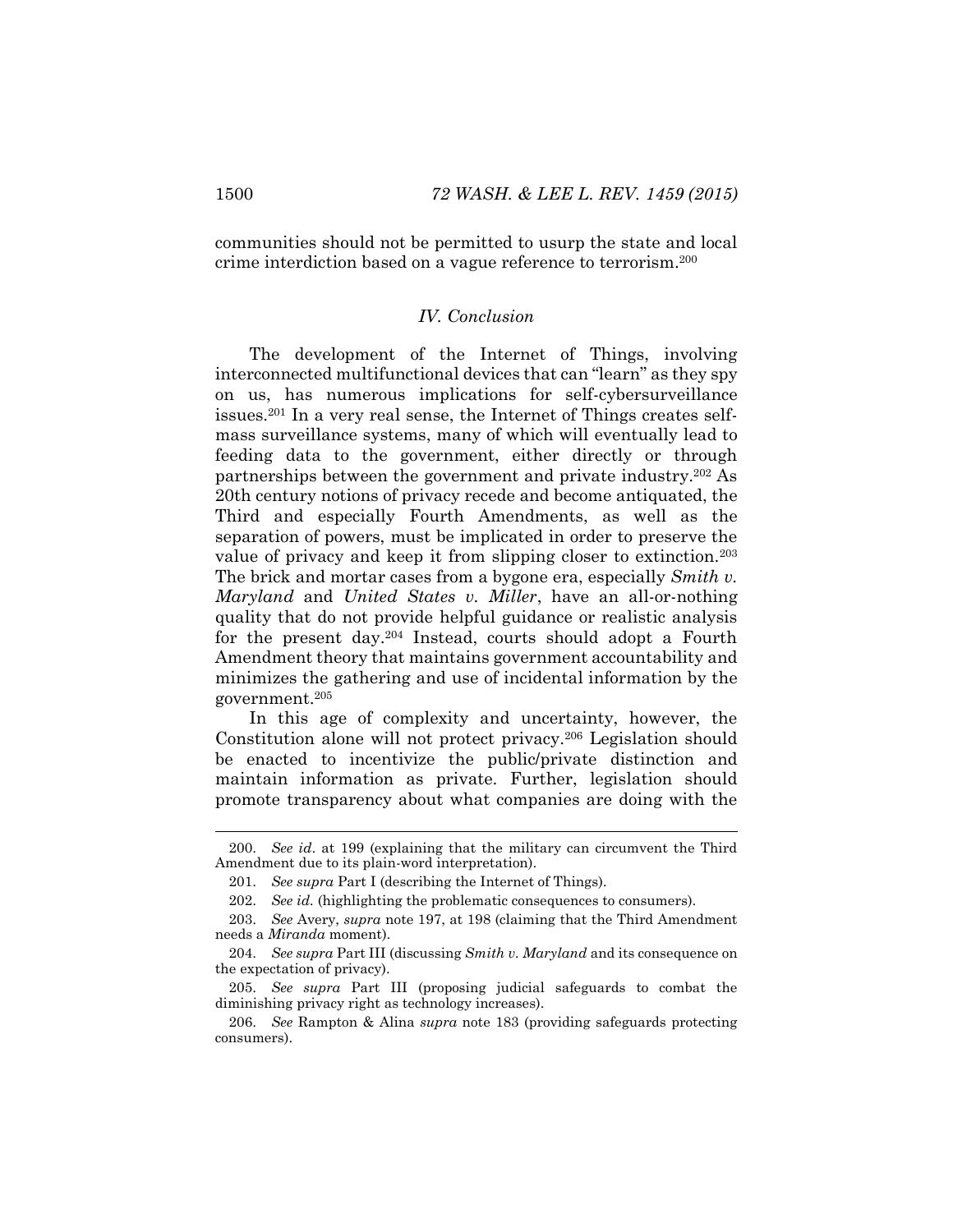communities should not be permitted to usurp the state and local crime interdiction based on a vague reference to terrorism.[200]

## *IV. Conclusion*

The development of the Internet of Things, involving interconnected multifunctional devices that can "learn" as they spy on us, has numerous implications for self-cybersurveillance issues.[201] In a very real sense, the Internet of Things creates self-mass surveillance systems, many of which will eventually lead to feeding data to the government, either directly or through partnerships between the government and private industry.[202] As 20th century notions of privacy recede and become antiquated, the Third and especially Fourth Amendments, as well as the separation of powers, must be implicated in order to preserve the value of privacy and keep it from slipping closer to extinction.[203] The brick and mortar cases from a bygone era, especially *Smith v. Maryland* and *United States v. Miller*, have an all-or-nothing quality that do not provide helpful guidance or realistic analysis for the present day.[204] Instead, courts should adopt a Fourth Amendment theory that maintains government accountability and minimizes the gathering and use of incidental information by the government.[205]

In this age of complexity and uncertainty, however, the Constitution alone will not protect privacy.[206] Legislation should be enacted to incentivize the public/private distinction and maintain information as private. Further, legislation should promote transparency about what companies are doing with the

---

200. *See id*. at 199 (explaining that the military can circumvent the Third Amendment due to its plain-word interpretation).

201. *See supra* Part I (describing the Internet of Things).

202. *See id.* (highlighting the problematic consequences to consumers).

203. *See* Avery, *supra* note 197, at 198 (claiming that the Third Amendment needs a *Miranda* moment).

204. *See supra* Part III (discussing *Smith v. Maryland* and its consequence on the expectation of privacy).

205. *See supra* Part III (proposing judicial safeguards to combat the diminishing privacy right as technology increases).

206. *See* Rampton & Alina *supra* note 183 (providing safeguards protecting consumers).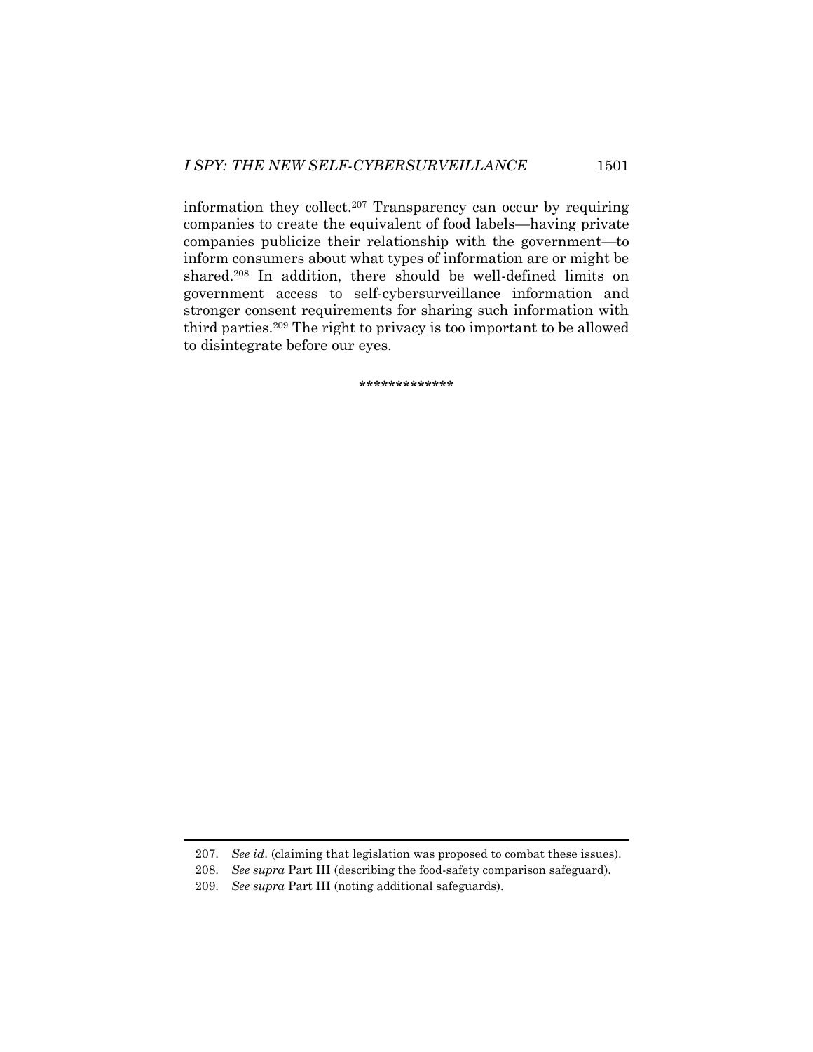information they collect.[207] Transparency can occur by requiring companies to create the equivalent of food labels—having private companies publicize their relationship with the government—to inform consumers about what types of information are or might be shared.[208] In addition, there should be well-defined limits on government access to self-cybersurveillance information and stronger consent requirements for sharing such information with third parties.[209] The right to privacy is too important to be allowed to disintegrate before our eyes.

*************

---

207. *See id.* (claiming that legislation was proposed to combat these issues).

208. *See supra* Part III (describing the food-safety comparison safeguard).

209. *See supra* Part III (noting additional safeguards).